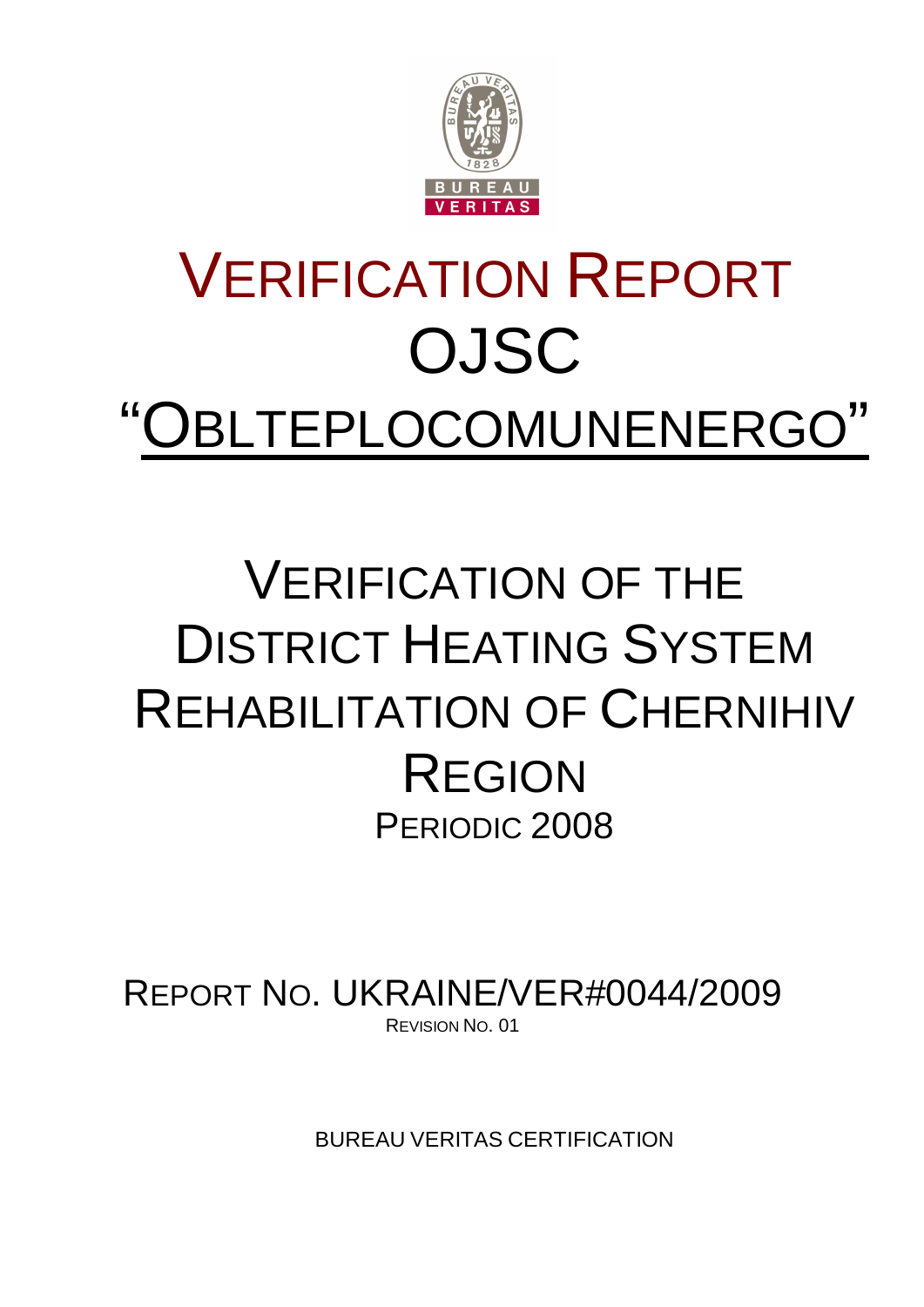# VERIFICATION REPORT OJSC "OBLTEPLOCOMUNENERGO"

## VERIFICATION OF THE DISTRICT HEATING SYSTEM REHABILITATION OF CHERNIHIV REGION

PERIODIC 2008

REPORT NO. UKRAINE/VER#0044/2009

REVISION NO. 01

BUREAU VERITAS CERTIFICATION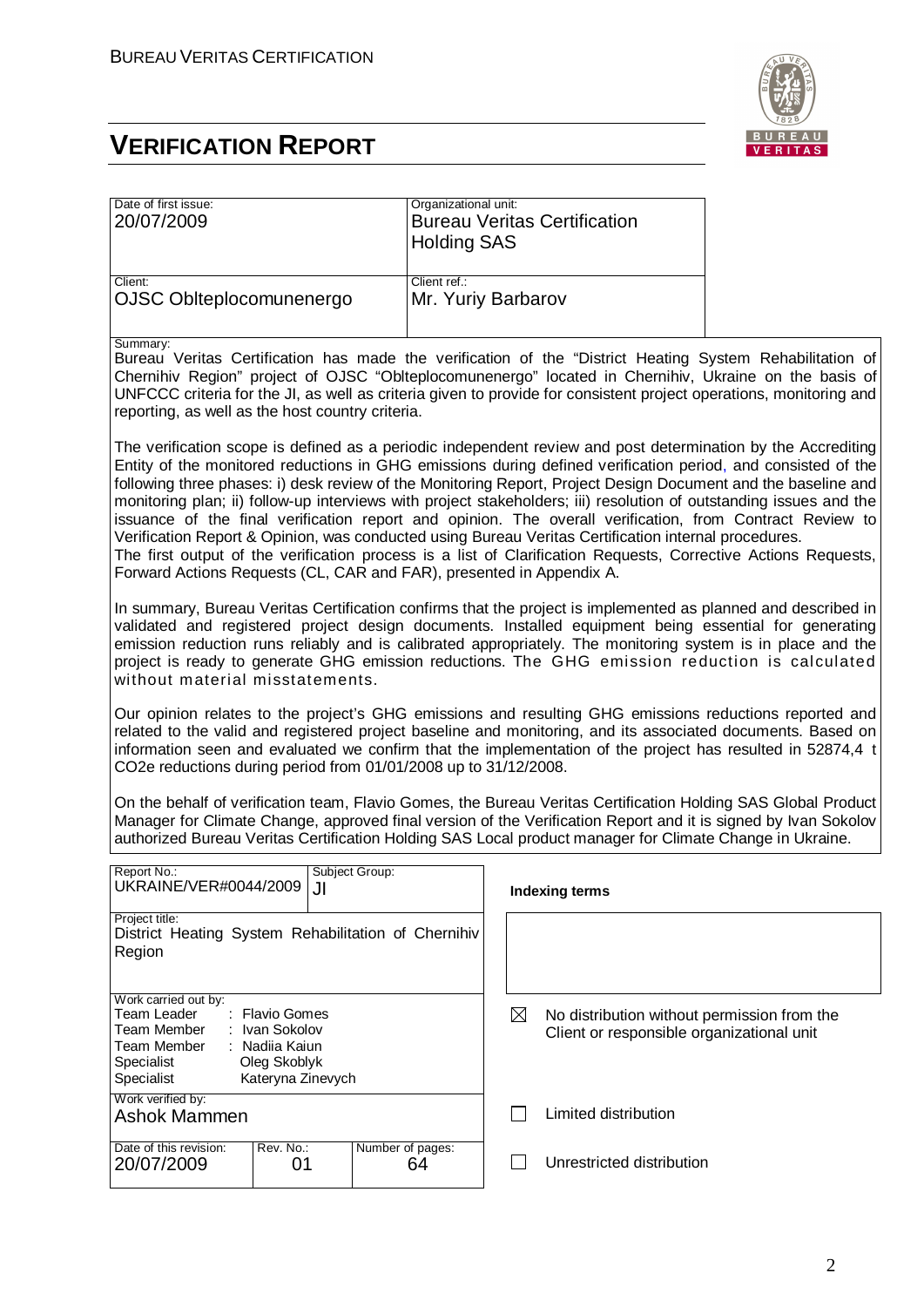BUREAU VERITAS CERTIFICATION

# VERIFICATION REPORT

| Date of first issue: | Organizational unit: |
|---|---|
| 20/07/2009 | Bureau Veritas Certification Holding SAS |
| **Client:** | **Client ref.:** |
| OJSC Oblteplocomunenergo | Mr. Yuriy Barbarov |

Summary:

Bureau Veritas Certification has made the verification of the “District Heating System Rehabilitation of Chernihiv Region” project of OJSC “Oblteplocomunenergo” located in Chernihiv, Ukraine on the basis of UNFCCC criteria for the JI, as well as criteria given to provide for consistent project operations, monitoring and reporting, as well as the host country criteria.

The verification scope is defined as a periodic independent review and post determination by the Accrediting Entity of the monitored reductions in GHG emissions during defined verification period, and consisted of the following three phases: i) desk review of the Monitoring Report, Project Design Document and the baseline and monitoring plan; ii) follow-up interviews with project stakeholders; iii) resolution of outstanding issues and the issuance of the final verification report and opinion. The overall verification, from Contract Review to Verification Report & Opinion, was conducted using Bureau Veritas Certification internal procedures.
The first output of the verification process is a list of Clarification Requests, Corrective Actions Requests, Forward Actions Requests (CL, CAR and FAR), presented in Appendix A.

In summary, Bureau Veritas Certification confirms that the project is implemented as planned and described in validated and registered project design documents. Installed equipment being essential for generating emission reduction runs reliably and is calibrated appropriately. The monitoring system is in place and the project is ready to generate GHG emission reductions. The GHG emission reduction is calculated without material misstatements.

Our opinion relates to the project's GHG emissions and resulting GHG emissions reductions reported and related to the valid and registered project baseline and monitoring, and its associated documents. Based on information seen and evaluated we confirm that the implementation of the project has resulted in 52874,4 t CO2e reductions during period from 01/01/2008 up to 31/12/2008.

On the behalf of verification team, Flavio Gomes, the Bureau Veritas Certification Holding SAS Global Product Manager for Climate Change, approved final version of the Verification Report and it is signed by Ivan Sokolov authorized Bureau Veritas Certification Holding SAS Local product manager for Climate Change in Ukraine.

| Report No.: UKRAINE/VER#0044/2009 | Subject Group: JI | **Indexing terms** |
|---|---|---|
| Project title: District Heating System Rehabilitation of Chernihiv Region | | |
| Work carried out by: Team Leader : Flavio Gomes; Team Member : Ivan Sokolov; Team Member : Nadiia Kaiun; Specialist Oleg Skoblyk; Specialist Kateryna Zinevych | | ☒ No distribution without permission from the Client or responsible organizational unit |
| Work verified by: Ashok Mammen | | ☐ Limited distribution |
| Date of this revision: 20/07/2009 | Rev. No.: 01 / Number of pages: 64 | ☐ Unrestricted distribution |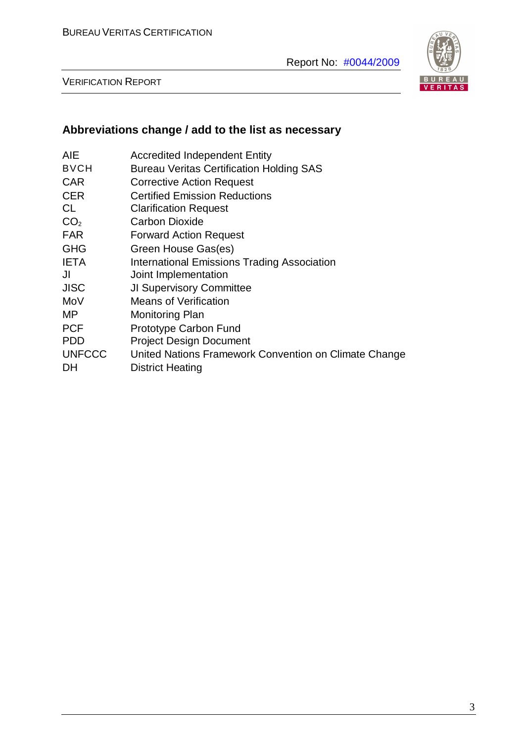## Abbreviations change / add to the list as necessary

| | |
|---|---|
| AIE | Accredited Independent Entity |
| BVCH | Bureau Veritas Certification Holding SAS |
| CAR | Corrective Action Request |
| CER | Certified Emission Reductions |
| CL | Clarification Request |
| $CO_2$ | Carbon Dioxide |
| FAR | Forward Action Request |
| GHG | Green House Gas(es) |
| IETA | International Emissions Trading Association |
| JI | Joint Implementation |
| JISC | JI Supervisory Committee |
| MoV | Means of Verification |
| MP | Monitoring Plan |
| PCF | Prototype Carbon Fund |
| PDD | Project Design Document |
| UNFCCC | United Nations Framework Convention on Climate Change |
| DH | District Heating |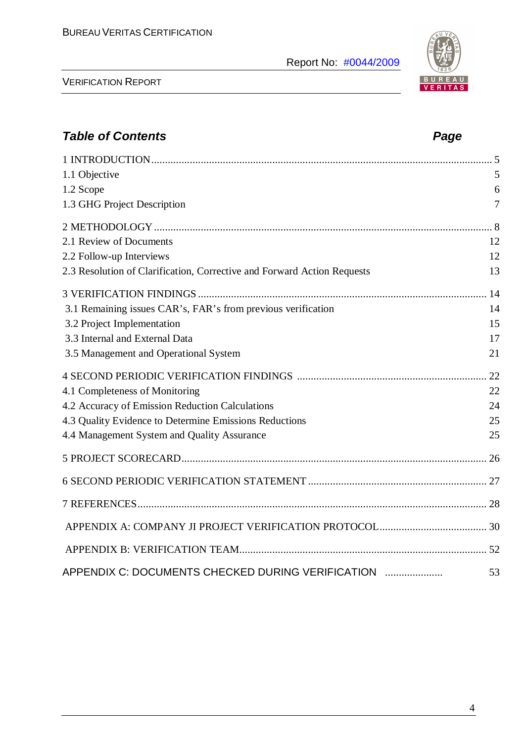## *Table of Contents* | *Page*

| | |
|---|---|
| 1 INTRODUCTION | 5 |
| 1.1 Objective | 5 |
| 1.2 Scope | 6 |
| 1.3 GHG Project Description | 7 |
| 2 METHODOLOGY | 8 |
| 2.1 Review of Documents | 12 |
| 2.2 Follow-up Interviews | 12 |
| 2.3 Resolution of Clarification, Corrective and Forward Action Requests | 13 |
| 3 VERIFICATION FINDINGS | 14 |
| 3.1 Remaining issues CAR's, FAR's from previous verification | 14 |
| 3.2 Project Implementation | 15 |
| 3.3 Internal and External Data | 17 |
| 3.5 Management and Operational System | 21 |
| 4 SECOND PERIODIC VERIFICATION FINDINGS | 22 |
| 4.1 Completeness of Monitoring | 22 |
| 4.2 Accuracy of Emission Reduction Calculations | 24 |
| 4.3 Quality Evidence to Determine Emissions Reductions | 25 |
| 4.4 Management System and Quality Assurance | 25 |
| 5 PROJECT SCORECARD | 26 |
| 6 SECOND PERIODIC VERIFICATION STATEMENT | 27 |
| 7 REFERENCES | 28 |
| APPENDIX A: COMPANY JI PROJECT VERIFICATION PROTOCOL | 30 |
| APPENDIX B: VERIFICATION TEAM | 52 |
| APPENDIX C: DOCUMENTS CHECKED DURING VERIFICATION | 53 |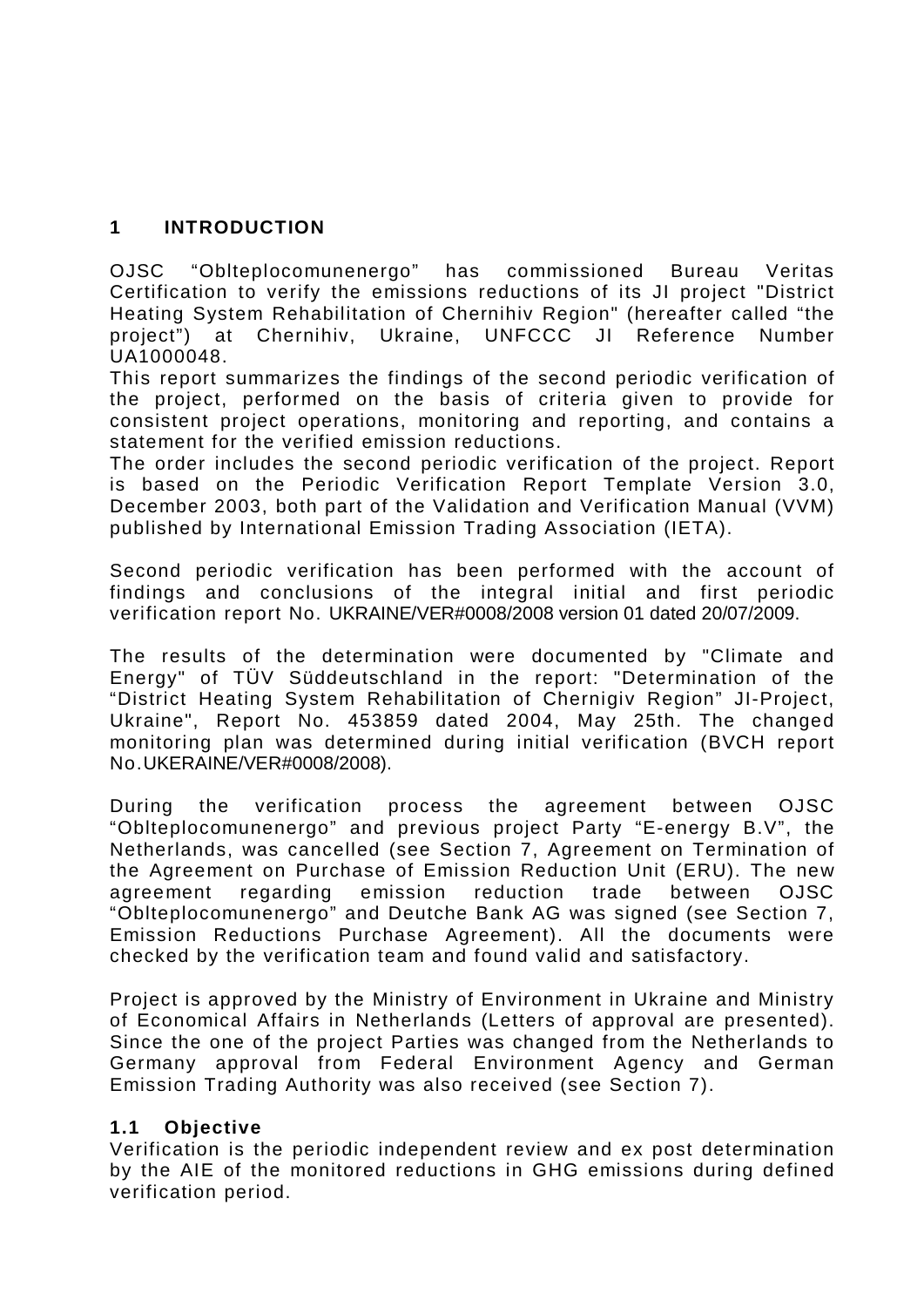# 1 INTRODUCTION

OJSC "Oblteplocomunenergo" has commissioned Bureau Veritas Certification to verify the emissions reductions of its JI project "District Heating System Rehabilitation of Chernihiv Region" (hereafter called "the project") at Chernihiv, Ukraine, UNFCCC JI Reference Number UA1000048.

This report summarizes the findings of the second periodic verification of the project, performed on the basis of criteria given to provide for consistent project operations, monitoring and reporting, and contains a statement for the verified emission reductions.

The order includes the second periodic verification of the project. Report is based on the Periodic Verification Report Template Version 3.0, December 2003, both part of the Validation and Verification Manual (VVM) published by International Emission Trading Association (IETA).

Second periodic verification has been performed with the account of findings and conclusions of the integral initial and first periodic verification report No. UKRAINE/VER#0008/2008 version 01 dated 20/07/2009.

The results of the determination were documented by "Climate and Energy" of TÜV Süddeutschland in the report: "Determination of the "District Heating System Rehabilitation of Chernigiv Region" JI-Project, Ukraine", Report No. 453859 dated 2004, May 25th. The changed monitoring plan was determined during initial verification (BVCH report No.UKERAINE/VER#0008/2008).

During the verification process the agreement between OJSC "Oblteplocomunenergo" and previous project Party "E-energy B.V", the Netherlands, was cancelled (see Section 7, Agreement on Termination of the Agreement on Purchase of Emission Reduction Unit (ERU). The new agreement regarding emission reduction trade between OJSC "Oblteplocomunenergo" and Deutche Bank AG was signed (see Section 7, Emission Reductions Purchase Agreement). All the documents were checked by the verification team and found valid and satisfactory.

Project is approved by the Ministry of Environment in Ukraine and Ministry of Economical Affairs in Netherlands (Letters of approval are presented). Since the one of the project Parties was changed from the Netherlands to Germany approval from Federal Environment Agency and German Emission Trading Authority was also received (see Section 7).

## 1.1 Objective

Verification is the periodic independent review and ex post determination by the AIE of the monitored reductions in GHG emissions during defined verification period.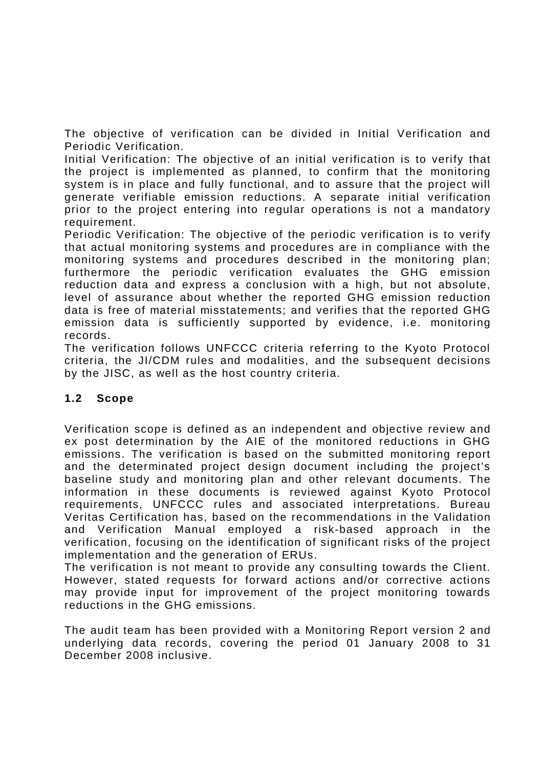The objective of verification can be divided in Initial Verification and Periodic Verification.

Initial Verification: The objective of an initial verification is to verify that the project is implemented as planned, to confirm that the monitoring system is in place and fully functional, and to assure that the project will generate verifiable emission reductions. A separate initial verification prior to the project entering into regular operations is not a mandatory requirement.

Periodic Verification: The objective of the periodic verification is to verify that actual monitoring systems and procedures are in compliance with the monitoring systems and procedures described in the monitoring plan; furthermore the periodic verification evaluates the GHG emission reduction data and express a conclusion with a high, but not absolute, level of assurance about whether the reported GHG emission reduction data is free of material misstatements; and verifies that the reported GHG emission data is sufficiently supported by evidence, i.e. monitoring records.

The verification follows UNFCCC criteria referring to the Kyoto Protocol criteria, the JI/CDM rules and modalities, and the subsequent decisions by the JISC, as well as the host country criteria.

## 1.2 Scope

Verification scope is defined as an independent and objective review and ex post determination by the AIE of the monitored reductions in GHG emissions. The verification is based on the submitted monitoring report and the determinated project design document including the project's baseline study and monitoring plan and other relevant documents. The information in these documents is reviewed against Kyoto Protocol requirements, UNFCCC rules and associated interpretations. Bureau Veritas Certification has, based on the recommendations in the Validation and Verification Manual employed a risk-based approach in the verification, focusing on the identification of significant risks of the project implementation and the generation of ERUs.

The verification is not meant to provide any consulting towards the Client. However, stated requests for forward actions and/or corrective actions may provide input for improvement of the project monitoring towards reductions in the GHG emissions.

The audit team has been provided with a Monitoring Report version 2 and underlying data records, covering the period 01 January 2008 to 31 December 2008 inclusive.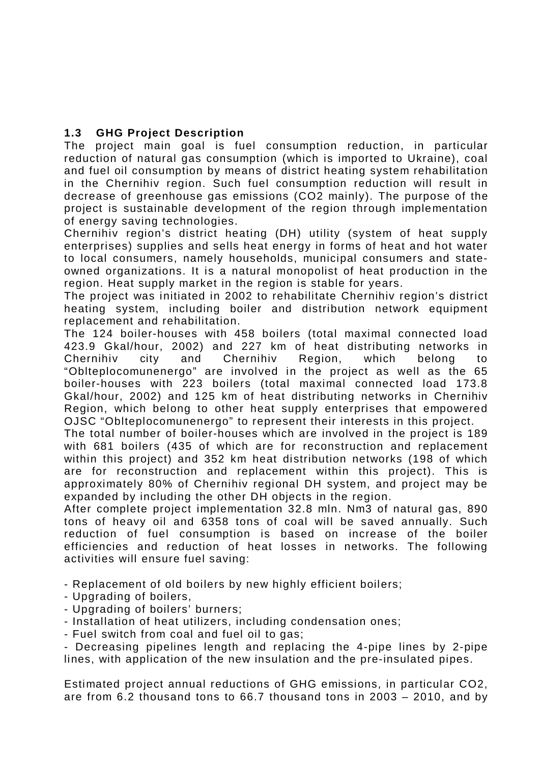### 1.3 GHG Project Description

The project main goal is fuel consumption reduction, in particular reduction of natural gas consumption (which is imported to Ukraine), coal and fuel oil consumption by means of district heating system rehabilitation in the Chernihiv region. Such fuel consumption reduction will result in decrease of greenhouse gas emissions ($CO_2$ mainly). The purpose of the project is sustainable development of the region through implementation of energy saving technologies.

Chernihiv region's district heating (DH) utility (system of heat supply enterprises) supplies and sells heat energy in forms of heat and hot water to local consumers, namely households, municipal consumers and state-owned organizations. It is a natural monopolist of heat production in the region. Heat supply market in the region is stable for years.

The project was initiated in 2002 to rehabilitate Chernihiv region's district heating system, including boiler and distribution network equipment replacement and rehabilitation.

The 124 boiler-houses with 458 boilers (total maximal connected load 423.9 Gkal/hour, 2002) and 227 km of heat distributing networks in Chernihiv city and Chernihiv Region, which belong to "Oblteplocomunenergo" are involved in the project as well as the 65 boiler-houses with 223 boilers (total maximal connected load 173.8 Gkal/hour, 2002) and 125 km of heat distributing networks in Chernihiv Region, which belong to other heat supply enterprises that empowered OJSC "Oblteplocomunenergo" to represent their interests in this project.

The total number of boiler-houses which are involved in the project is 189 with 681 boilers (435 of which are for reconstruction and replacement within this project) and 352 km heat distribution networks (198 of which are for reconstruction and replacement within this project). This is approximately 80% of Chernihiv regional DH system, and project may be expanded by including the other DH objects in the region.

After complete project implementation 32.8 mln. Nm3 of natural gas, 890 tons of heavy oil and 6358 tons of coal will be saved annually. Such reduction of fuel consumption is based on increase of the boiler efficiencies and reduction of heat losses in networks. The following activities will ensure fuel saving:

- Replacement of old boilers by new highly efficient boilers;
- Upgrading of boilers,
- Upgrading of boilers' burners;
- Installation of heat utilizers, including condensation ones;
- Fuel switch from coal and fuel oil to gas;
- Decreasing pipelines length and replacing the 4-pipe lines by 2-pipe lines, with application of the new insulation and the pre-insulated pipes.

Estimated project annual reductions of GHG emissions, in particular $CO_2$, are from 6.2 thousand tons to 66.7 thousand tons in 2003 – 2010, and by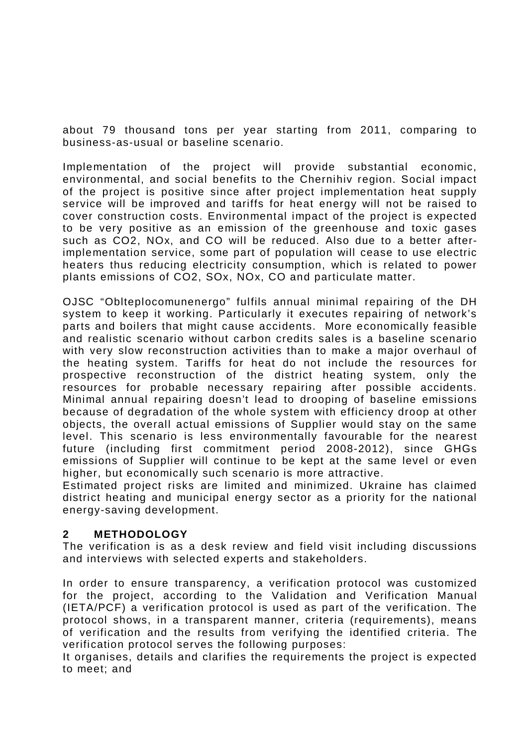about 79 thousand tons per year starting from 2011, comparing to business-as-usual or baseline scenario.

Implementation of the project will provide substantial economic, environmental, and social benefits to the Chernihiv region. Social impact of the project is positive since after project implementation heat supply service will be improved and tariffs for heat energy will not be raised to cover construction costs. Environmental impact of the project is expected to be very positive as an emission of the greenhouse and toxic gases such as $CO_2$, $NO_x$, and CO will be reduced. Also due to a better after-implementation service, some part of population will cease to use electric heaters thus reducing electricity consumption, which is related to power plants emissions of $CO_2$, $SO_x$, $NO_x$, CO and particulate matter.

OJSC "Oblteplocomunenergo" fulfils annual minimal repairing of the DH system to keep it working. Particularly it executes repairing of network's parts and boilers that might cause accidents. More economically feasible and realistic scenario without carbon credits sales is a baseline scenario with very slow reconstruction activities than to make a major overhaul of the heating system. Tariffs for heat do not include the resources for prospective reconstruction of the district heating system, only the resources for probable necessary repairing after possible accidents. Minimal annual repairing doesn't lead to drooping of baseline emissions because of degradation of the whole system with efficiency droop at other objects, the overall actual emissions of Supplier would stay on the same level. This scenario is less environmentally favourable for the nearest future (including first commitment period 2008-2012), since GHGs emissions of Supplier will continue to be kept at the same level or even higher, but economically such scenario is more attractive.
Estimated project risks are limited and minimized. Ukraine has claimed district heating and municipal energy sector as a priority for the national energy-saving development.

## 2 METHODOLOGY

The verification is as a desk review and field visit including discussions and interviews with selected experts and stakeholders.

In order to ensure transparency, a verification protocol was customized for the project, according to the Validation and Verification Manual (IETA/PCF) a verification protocol is used as part of the verification. The protocol shows, in a transparent manner, criteria (requirements), means of verification and the results from verifying the identified criteria. The verification protocol serves the following purposes:
It organises, details and clarifies the requirements the project is expected to meet; and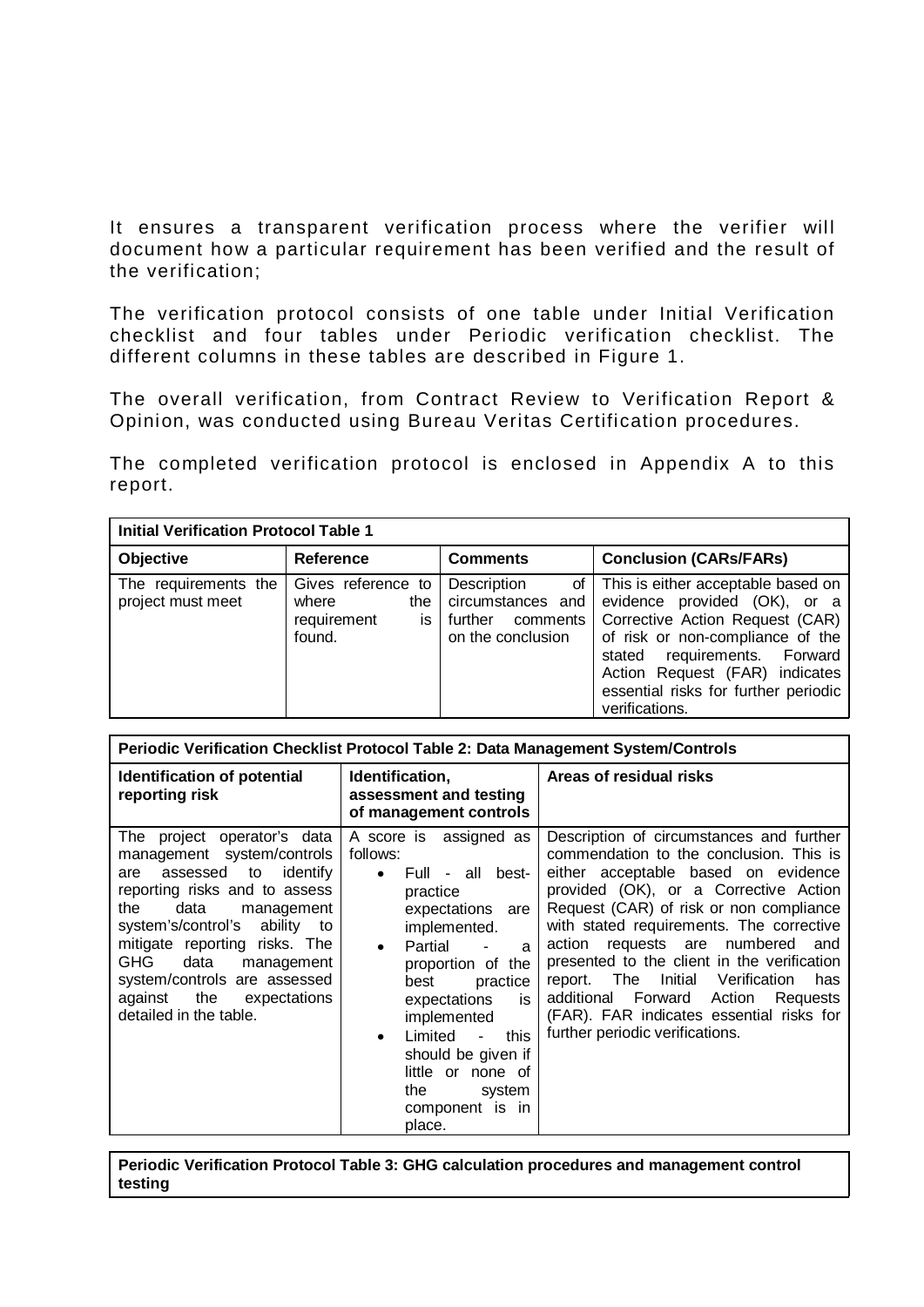It ensures a transparent verification process where the verifier will document how a particular requirement has been verified and the result of the verification;

The verification protocol consists of one table under Initial Verification checklist and four tables under Periodic verification checklist. The different columns in these tables are described in Figure 1.

The overall verification, from Contract Review to Verification Report & Opinion, was conducted using Bureau Veritas Certification procedures.

The completed verification protocol is enclosed in Appendix A to this report.

| **Initial Verification Protocol Table 1** | | | |
|---|---|---|---|
| **Objective** | **Reference** | **Comments** | **Conclusion (CARs/FARs)** |
| The requirements the project must meet | Gives reference to where the requirement is found. | Description of circumstances and further comments on the conclusion | This is either acceptable based on evidence provided (OK), or a Corrective Action Request (CAR) of risk or non-compliance of the stated requirements. Forward Action Request (FAR) indicates essential risks for further periodic verifications. |

| **Periodic Verification Checklist Protocol Table 2: Data Management System/Controls** | | |
|---|---|---|
| **Identification of potential reporting risk** | **Identification, assessment and testing of management controls** | **Areas of residual risks** |
| The project operator's data management system/controls are assessed to identify reporting risks and to assess the data management system's/control's ability to mitigate reporting risks. The GHG data management system/controls are assessed against the expectations detailed in the table. | A score is assigned as follows:<br>• Full - all best-practice expectations are implemented.<br>• Partial - a proportion of the best practice expectations is implemented<br>• Limited - this should be given if little or none of the system component is in place. | Description of circumstances and further commendation to the conclusion. This is either acceptable based on evidence provided (OK), or a Corrective Action Request (CAR) of risk or non compliance with stated requirements. The corrective action requests are numbered and presented to the client in the verification report. The Initial Verification has additional Forward Action Requests (FAR). FAR indicates essential risks for further periodic verifications. |

**Periodic Verification Protocol Table 3: GHG calculation procedures and management control testing**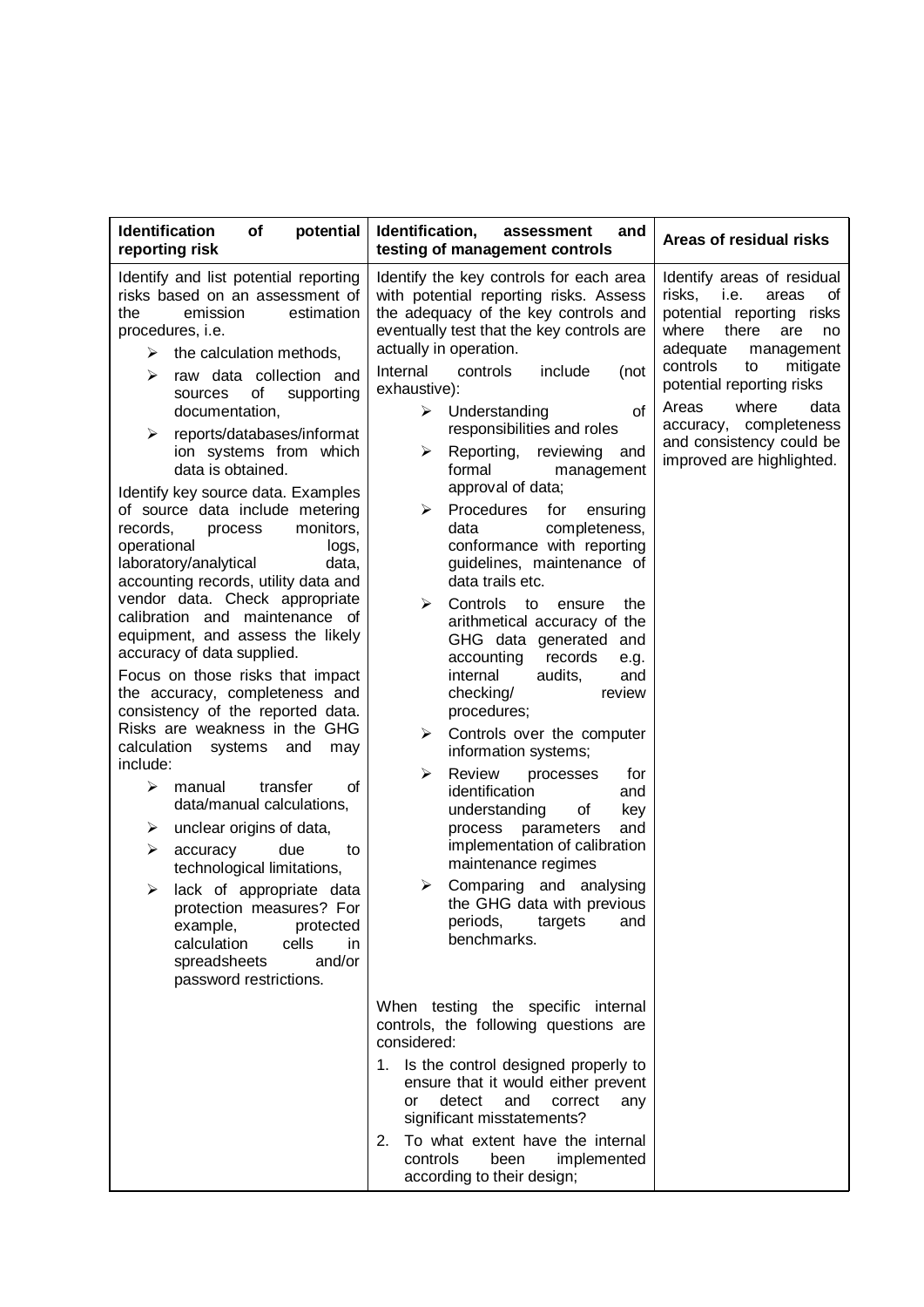| Identification of potential reporting risk | Identification, assessment and testing of management controls | Areas of residual risks |
|---|---|---|
| Identify and list potential reporting risks based on an assessment of the emission estimation procedures, i.e.<br>➢ the calculation methods,<br>➢ raw data collection and sources of supporting documentation,<br>➢ reports/databases/information systems from which data is obtained.<br><br>Identify key source data. Examples of source data include metering records, process monitors, operational logs, laboratory/analytical data, accounting records, utility data and vendor data. Check appropriate calibration and maintenance of equipment, and assess the likely accuracy of data supplied.<br><br>Focus on those risks that impact the accuracy, completeness and consistency of the reported data. Risks are weakness in the GHG calculation systems and may include:<br>➢ manual transfer of data/manual calculations,<br>➢ unclear origins of data,<br>➢ accuracy due to technological limitations,<br>➢ lack of appropriate data protection measures? For example, protected calculation cells in spreadsheets and/or password restrictions. | Identify the key controls for each area with potential reporting risks. Assess the adequacy of the key controls and eventually test that the key controls are actually in operation.<br><br>Internal controls include (not exhaustive):<br>➢ Understanding of responsibilities and roles<br>➢ Reporting, reviewing and formal management approval of data;<br>➢ Procedures for ensuring data completeness, conformance with reporting guidelines, maintenance of data trails etc.<br>➢ Controls to ensure the arithmetical accuracy of the GHG data generated and accounting records e.g. internal audits, and checking/ review procedures;<br>➢ Controls over the computer information systems;<br>➢ Review processes for identification and understanding of key process parameters and implementation of calibration maintenance regimes<br>➢ Comparing and analysing the GHG data with previous periods, targets and benchmarks.<br><br>When testing the specific internal controls, the following questions are considered:<br>1. Is the control designed properly to ensure that it would either prevent or detect and correct any significant misstatements?<br>2. To what extent have the internal controls been implemented according to their design; | Identify areas of residual risks, i.e. areas of potential reporting risks where there are no adequate management controls to mitigate potential reporting risks<br><br>Areas where data accuracy, completeness and consistency could be improved are highlighted. |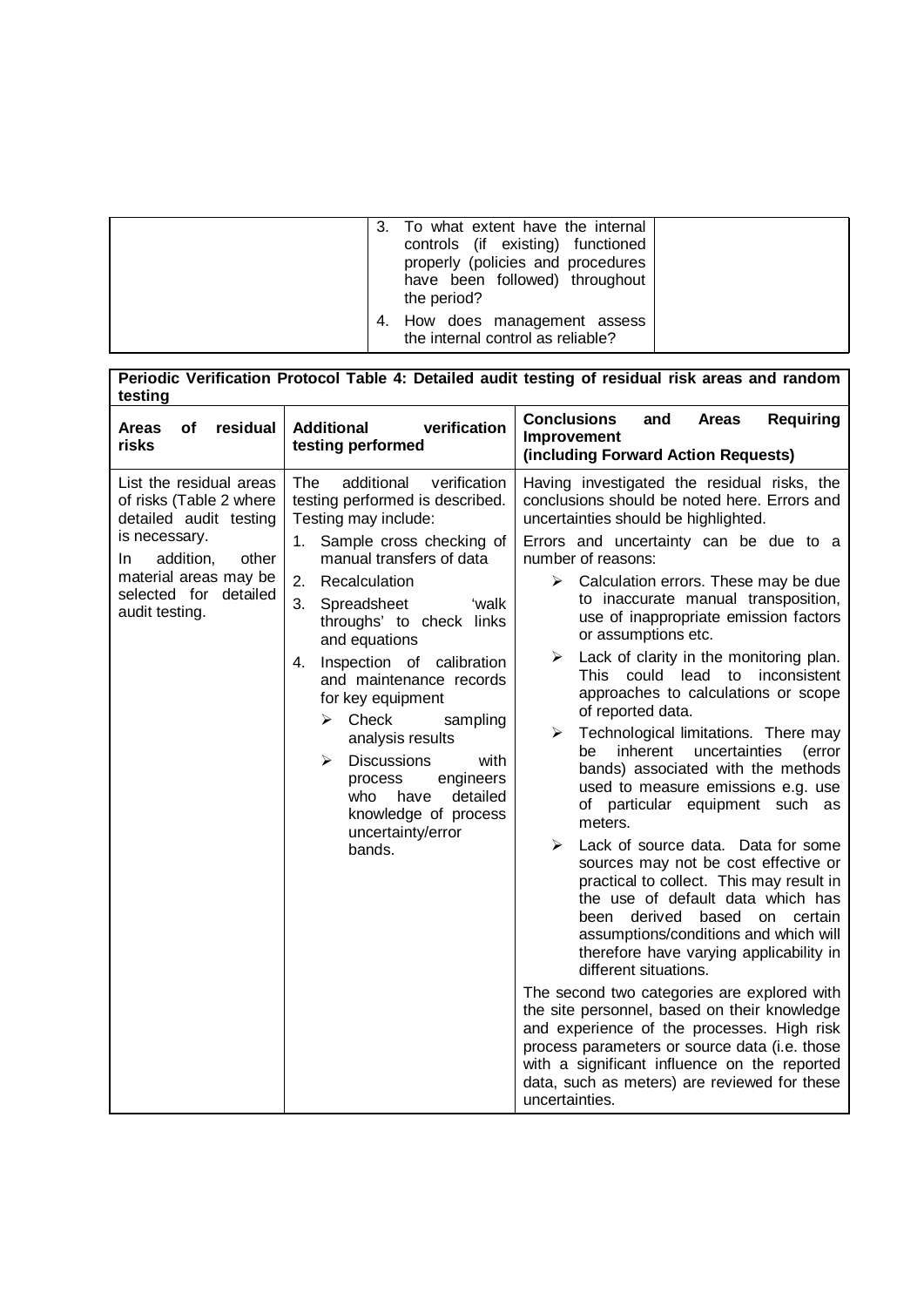|  | 3. To what extent have the internal controls (if existing) functioned properly (policies and procedures have been followed) throughout the period?<br>4. How does management assess the internal control as reliable? |  |
|---|---|---|

| **Periodic Verification Protocol Table 4: Detailed audit testing of residual risk areas and random testing** | | |
|---|---|---|
| **Areas of residual risks** | **Additional verification testing performed** | **Conclusions and Areas Requiring Improvement (including Forward Action Requests)** |
| List the residual areas of risks (Table 2 where detailed audit testing is necessary.<br><br>In addition, other material areas may be selected for detailed audit testing. | The additional verification testing performed is described. Testing may include:<br>1. Sample cross checking of manual transfers of data<br>2. Recalculation<br>3. Spreadsheet 'walk throughs' to check links and equations<br>4. Inspection of calibration and maintenance records for key equipment<br>➢ Check sampling analysis results<br>➢ Discussions with process engineers who have detailed knowledge of process uncertainty/error bands. | Having investigated the residual risks, the conclusions should be noted here. Errors and uncertainties should be highlighted.<br><br>Errors and uncertainty can be due to a number of reasons:<br>➢ Calculation errors. These may be due to inaccurate manual transposition, use of inappropriate emission factors or assumptions etc.<br>➢ Lack of clarity in the monitoring plan. This could lead to inconsistent approaches to calculations or scope of reported data.<br>➢ Technological limitations. There may be inherent uncertainties (error bands) associated with the methods used to measure emissions e.g. use of particular equipment such as meters.<br>➢ Lack of source data. Data for some sources may not be cost effective or practical to collect. This may result in the use of default data which has been derived based on certain assumptions/conditions and which will therefore have varying applicability in different situations.<br><br>The second two categories are explored with the site personnel, based on their knowledge and experience of the processes. High risk process parameters or source data (i.e. those with a significant influence on the reported data, such as meters) are reviewed for these uncertainties. |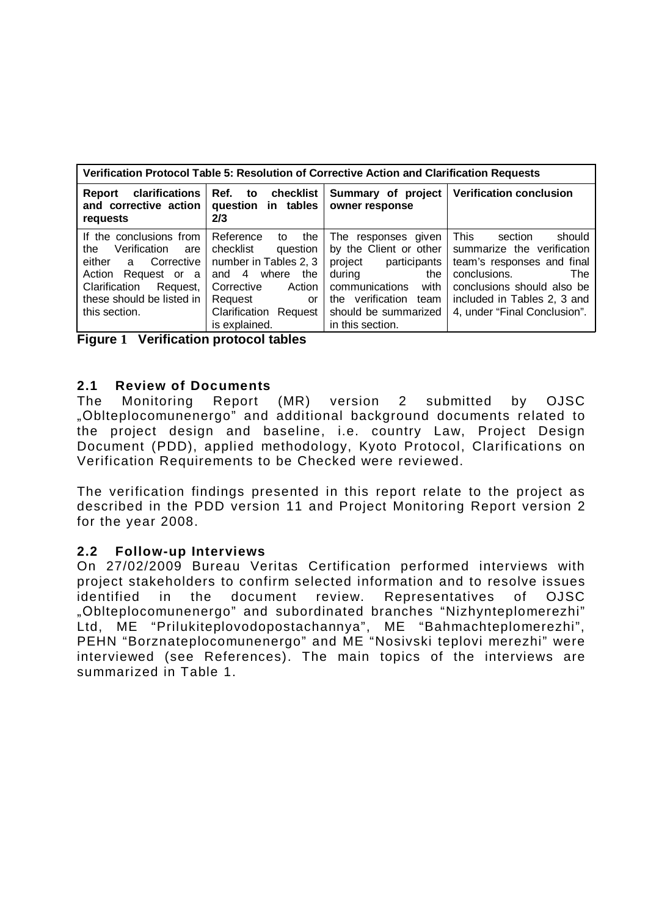| Verification Protocol Table 5: Resolution of Corrective Action and Clarification Requests | | | |
|---|---|---|---|
| **Report clarifications and corrective action requests** | **Ref. to checklist question in tables 2/3** | **Summary of project owner response** | **Verification conclusion** |
| If the conclusions from the Verification are either a Corrective Action Request or a Clarification Request, these should be listed in this section. | Reference to the checklist question number in Tables 2, 3 and 4 where the Corrective Action Request or Clarification Request is explained. | The responses given by the Client or other project participants during the communications with the verification team should be summarized in this section. | This section should summarize the verification team's responses and final conclusions. The conclusions should also be included in Tables 2, 3 and 4, under "Final Conclusion". |

**Figure 1 Verification protocol tables**

## 2.1 Review of Documents

The Monitoring Report (MR) version 2 submitted by OJSC „Oblteplocomunenergo" and additional background documents related to the project design and baseline, i.e. country Law, Project Design Document (PDD), applied methodology, Kyoto Protocol, Clarifications on Verification Requirements to be Checked were reviewed.

The verification findings presented in this report relate to the project as described in the PDD version 11 and Project Monitoring Report version 2 for the year 2008.

## 2.2 Follow-up Interviews

On 27/02/2009 Bureau Veritas Certification performed interviews with project stakeholders to confirm selected information and to resolve issues identified in the document review. Representatives of OJSC „Oblteplocomunenergo" and subordinated branches "Nizhynteplomerezhi" Ltd, ME "Prilukiteplovodopostachannya", ME "Bahmachteplomerezhi", PEHN "Borznateplocomunenergo" and ME "Nosivski teplovi merezhi" were interviewed (see References). The main topics of the interviews are summarized in Table 1.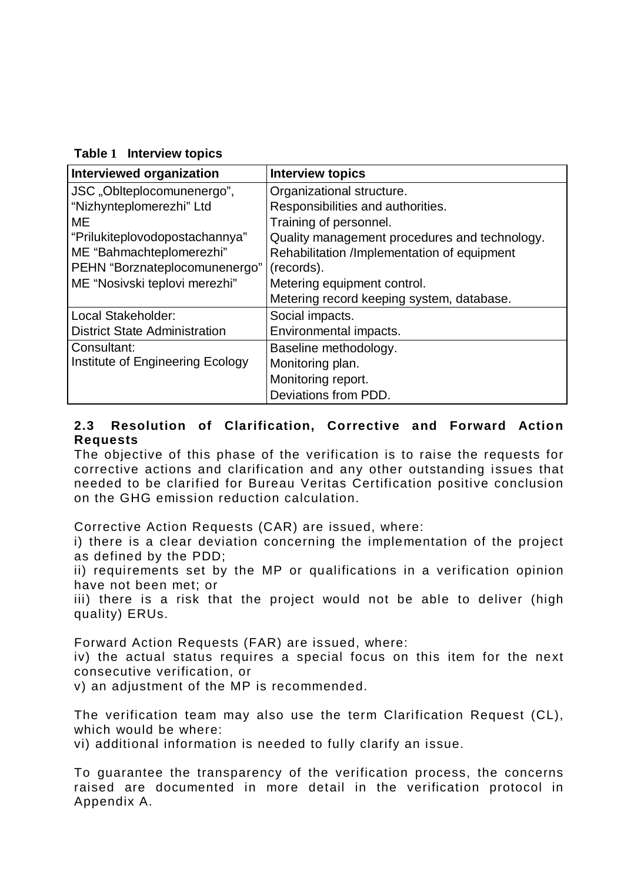**Table 1 Interview topics**

| Interviewed organization | Interview topics |
| --- | --- |
| JSC „Oblteplocomunenergo",<br>"Nizhynteplomerezhi" Ltd<br>ME "Prilukiteplovodopostachannya"<br>ME "Bahmachteplomerezhi"<br>PEHN "Borznateplocomunenergo"<br>ME "Nosivski teplovi merezhi" | Organizational structure.<br>Responsibilities and authorities.<br>Training of personnel.<br>Quality management procedures and technology.<br>Rehabilitation /Implementation of equipment (records).<br>Metering equipment control.<br>Metering record keeping system, database. |
| Local Stakeholder:<br>District State Administration | Social impacts.<br>Environmental impacts. |
| Consultant:<br>Institute of Engineering Ecology | Baseline methodology.<br>Monitoring plan.<br>Monitoring report.<br>Deviations from PDD. |

### 2.3 Resolution of Clarification, Corrective and Forward Action Requests

The objective of this phase of the verification is to raise the requests for corrective actions and clarification and any other outstanding issues that needed to be clarified for Bureau Veritas Certification positive conclusion on the GHG emission reduction calculation.

Corrective Action Requests (CAR) are issued, where:
i) there is a clear deviation concerning the implementation of the project as defined by the PDD;
ii) requirements set by the MP or qualifications in a verification opinion have not been met; or
iii) there is a risk that the project would not be able to deliver (high quality) ERUs.

Forward Action Requests (FAR) are issued, where:
iv) the actual status requires a special focus on this item for the next consecutive verification, or
v) an adjustment of the MP is recommended.

The verification team may also use the term Clarification Request (CL), which would be where:
vi) additional information is needed to fully clarify an issue.

To guarantee the transparency of the verification process, the concerns raised are documented in more detail in the verification protocol in Appendix A.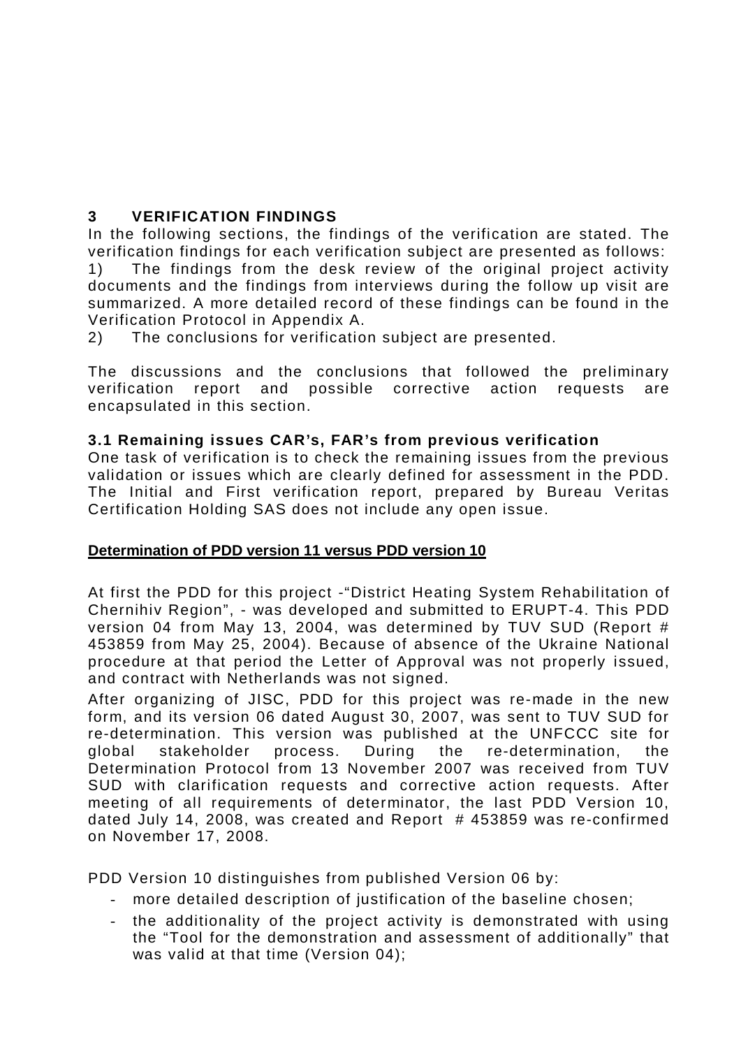# 3 VERIFICATION FINDINGS

In the following sections, the findings of the verification are stated. The verification findings for each verification subject are presented as follows:

1) The findings from the desk review of the original project activity documents and the findings from interviews during the follow up visit are summarized. A more detailed record of these findings can be found in the Verification Protocol in Appendix A.

2) The conclusions for verification subject are presented.

The discussions and the conclusions that followed the preliminary verification report and possible corrective action requests are encapsulated in this section.

## 3.1 Remaining issues CAR's, FAR's from previous verification

One task of verification is to check the remaining issues from the previous validation or issues which are clearly defined for assessment in the PDD. The Initial and First verification report, prepared by Bureau Veritas Certification Holding SAS does not include any open issue.

**Determination of PDD version 11 versus PDD version 10**

At first the PDD for this project -"District Heating System Rehabilitation of Chernihiv Region", - was developed and submitted to ERUPT-4. This PDD version 04 from May 13, 2004, was determined by TUV SUD (Report # 453859 from May 25, 2004). Because of absence of the Ukraine National procedure at that period the Letter of Approval was not properly issued, and contract with Netherlands was not signed.

After organizing of JISC, PDD for this project was re-made in the new form, and its version 06 dated August 30, 2007, was sent to TUV SUD for re-determination. This version was published at the UNFCCC site for global stakeholder process. During the re-determination, the Determination Protocol from 13 November 2007 was received from TUV SUD with clarification requests and corrective action requests. After meeting of all requirements of determinator, the last PDD Version 10, dated July 14, 2008, was created and Report # 453859 was re-confirmed on November 17, 2008.

PDD Version 10 distinguishes from published Version 06 by:

- more detailed description of justification of the baseline chosen;
- the additionality of the project activity is demonstrated with using the "Tool for the demonstration and assessment of additionally" that was valid at that time (Version 04);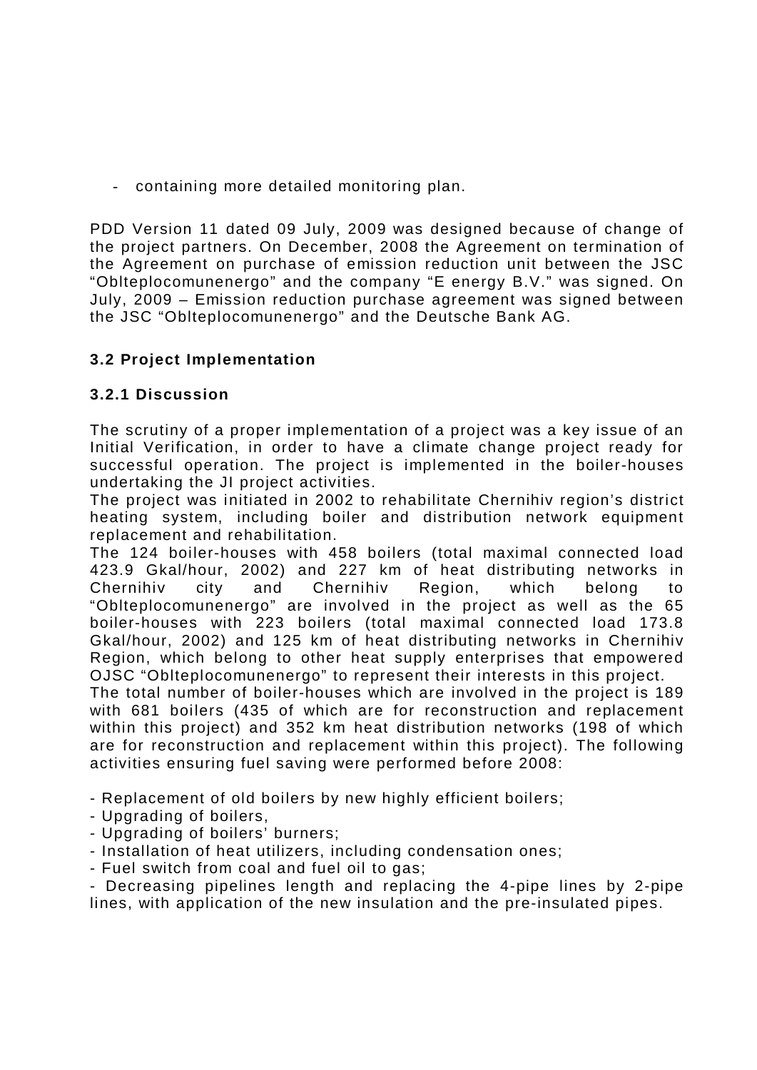- containing more detailed monitoring plan.

PDD Version 11 dated 09 July, 2009 was designed because of change of the project partners. On December, 2008 the Agreement on termination of the Agreement on purchase of emission reduction unit between the JSC "Oblteplocomunenergo" and the company "E energy B.V." was signed. On July, 2009 – Emission reduction purchase agreement was signed between the JSC "Oblteplocomunenergo" and the Deutsche Bank AG.

### 3.2 Project Implementation

#### 3.2.1 Discussion

The scrutiny of a proper implementation of a project was a key issue of an Initial Verification, in order to have a climate change project ready for successful operation. The project is implemented in the boiler-houses undertaking the JI project activities.

The project was initiated in 2002 to rehabilitate Chernihiv region's district heating system, including boiler and distribution network equipment replacement and rehabilitation.

The 124 boiler-houses with 458 boilers (total maximal connected load 423.9 Gkal/hour, 2002) and 227 km of heat distributing networks in Chernihiv city and Chernihiv Region, which belong to "Oblteplocomunenergo" are involved in the project as well as the 65 boiler-houses with 223 boilers (total maximal connected load 173.8 Gkal/hour, 2002) and 125 km of heat distributing networks in Chernihiv Region, which belong to other heat supply enterprises that empowered OJSC "Oblteplocomunenergo" to represent their interests in this project.

The total number of boiler-houses which are involved in the project is 189 with 681 boilers (435 of which are for reconstruction and replacement within this project) and 352 km heat distribution networks (198 of which are for reconstruction and replacement within this project). The following activities ensuring fuel saving were performed before 2008:

- Replacement of old boilers by new highly efficient boilers;
- Upgrading of boilers,
- Upgrading of boilers' burners;
- Installation of heat utilizers, including condensation ones;
- Fuel switch from coal and fuel oil to gas;
- Decreasing pipelines length and replacing the 4-pipe lines by 2-pipe lines, with application of the new insulation and the pre-insulated pipes.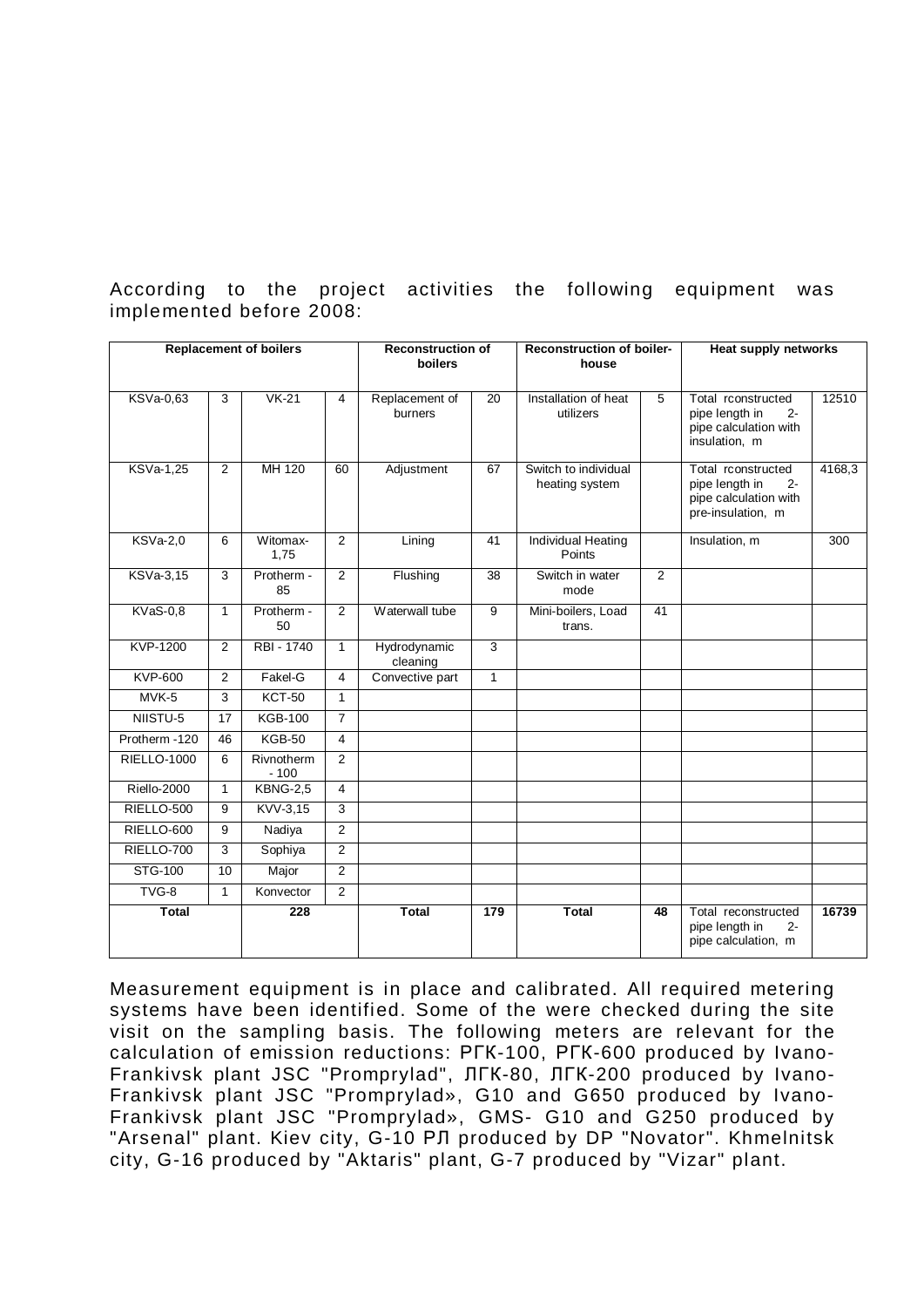According to the project activities the following equipment was implemented before 2008:

| Replacement of boilers | | | | Reconstruction of boilers | | Reconstruction of boiler-house | | Heat supply networks | |
|---|---|---|---|---|---|---|---|---|---|
| KSVa-0,63 | 3 | VK-21 | 4 | Replacement of burners | 20 | Installation of heat utilizers | 5 | Total rconstructed pipe length in 2-pipe calculation with insulation, m | 12510 |
| KSVa-1,25 | 2 | MH 120 | 60 | Adjustment | 67 | Switch to individual heating system | | Total rconstructed pipe length in 2-pipe calculation with pre-insulation, m | 4168,3 |
| KSVa-2,0 | 6 | Witomax-1,75 | 2 | Lining | 41 | Individual Heating Points | | Insulation, m | 300 |
| KSVa-3,15 | 3 | Protherm - 85 | 2 | Flushing | 38 | Switch in water mode | 2 | | |
| KVaS-0,8 | 1 | Protherm - 50 | 2 | Waterwall tube | 9 | Mini-boilers, Load trans. | 41 | | |
| KVP-1200 | 2 | RBI - 1740 | 1 | Hydrodynamic cleaning | 3 | | | | |
| KVP-600 | 2 | Fakel-G | 4 | Convective part | 1 | | | | |
| MVK-5 | 3 | KCT-50 | 1 | | | | | | |
| NIISTU-5 | 17 | KGB-100 | 7 | | | | | | |
| Protherm -120 | 46 | KGB-50 | 4 | | | | | | |
| RIELLO-1000 | 6 | Rivnotherm - 100 | 2 | | | | | | |
| Riello-2000 | 1 | KBNG-2,5 | 4 | | | | | | |
| RIELLO-500 | 9 | KVV-3,15 | 3 | | | | | | |
| RIELLO-600 | 9 | Nadiya | 2 | | | | | | |
| RIELLO-700 | 3 | Sophiya | 2 | | | | | | |
| STG-100 | 10 | Major | 2 | | | | | | |
| TVG-8 | 1 | Konvector | 2 | | | | | | |
| **Total** | | **228** | | **Total** | **179** | **Total** | **48** | Total reconstructed pipe length in 2-pipe calculation, m | **16739** |

Measurement equipment is in place and calibrated. All required metering systems have been identified. Some of the were checked during the site visit on the sampling basis. The following meters are relevant for the calculation of emission reductions: РГК-100, РГК-600 produced by Ivano-Frankivsk plant JSC "Promprylad", ЛГК-80, ЛГК-200 produced by Ivano-Frankivsk plant JSC "Promprylad», G10 and G650 produced by Ivano-Frankivsk plant JSC "Promprylad», GMS- G10 and G250 produced by "Arsenal" plant. Kiev city, G-10 РЛ produced by DP "Novator". Khmelnitsk city, G-16 produced by "Aktaris" plant, G-7 produced by "Vizar" plant.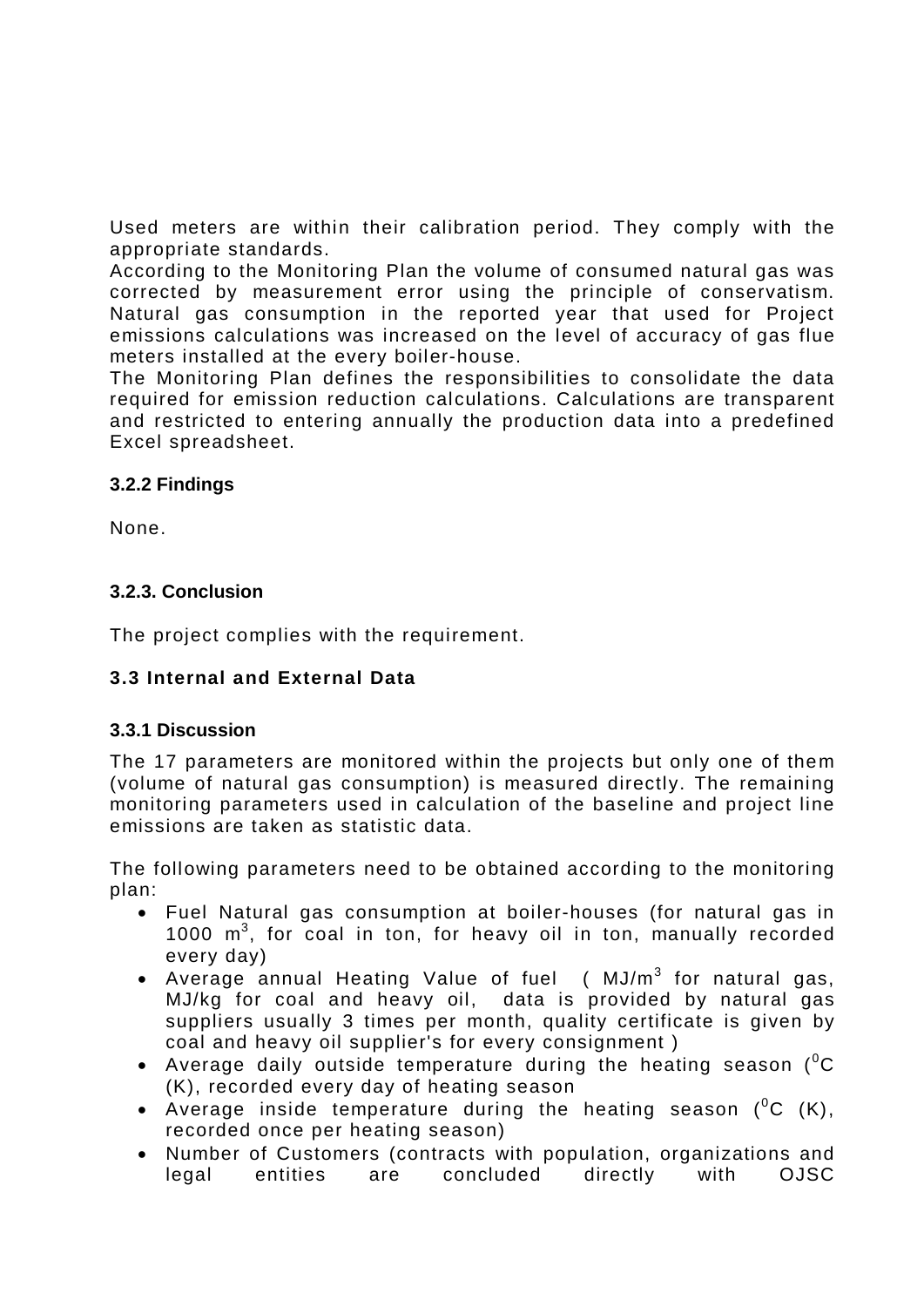Used meters are within their calibration period. They comply with the appropriate standards.
According to the Monitoring Plan the volume of consumed natural gas was corrected by measurement error using the principle of conservatism. Natural gas consumption in the reported year that used for Project emissions calculations was increased on the level of accuracy of gas flue meters installed at the every boiler-house.
The Monitoring Plan defines the responsibilities to consolidate the data required for emission reduction calculations. Calculations are transparent and restricted to entering annually the production data into a predefined Excel spreadsheet.

### 3.2.2 Findings

None.

### 3.2.3. Conclusion

The project complies with the requirement.

## 3.3 Internal and External Data

### 3.3.1 Discussion

The 17 parameters are monitored within the projects but only one of them (volume of natural gas consumption) is measured directly. The remaining monitoring parameters used in calculation of the baseline and project line emissions are taken as statistic data.

The following parameters need to be obtained according to the monitoring plan:

- Fuel Natural gas consumption at boiler-houses (for natural gas in 1000 $m^3$, for coal in ton, for heavy oil in ton, manually recorded every day)
- Average annual Heating Value of fuel ( $MJ/m^3$ for natural gas, MJ/kg for coal and heavy oil, data is provided by natural gas suppliers usually 3 times per month, quality certificate is given by coal and heavy oil supplier's for every consignment )
- Average daily outside temperature during the heating season ($^0$C (K), recorded every day of heating season
- Average inside temperature during the heating season ($^0$C (K), recorded once per heating season)
- Number of Customers (contracts with population, organizations and legal entities are concluded directly with OJSC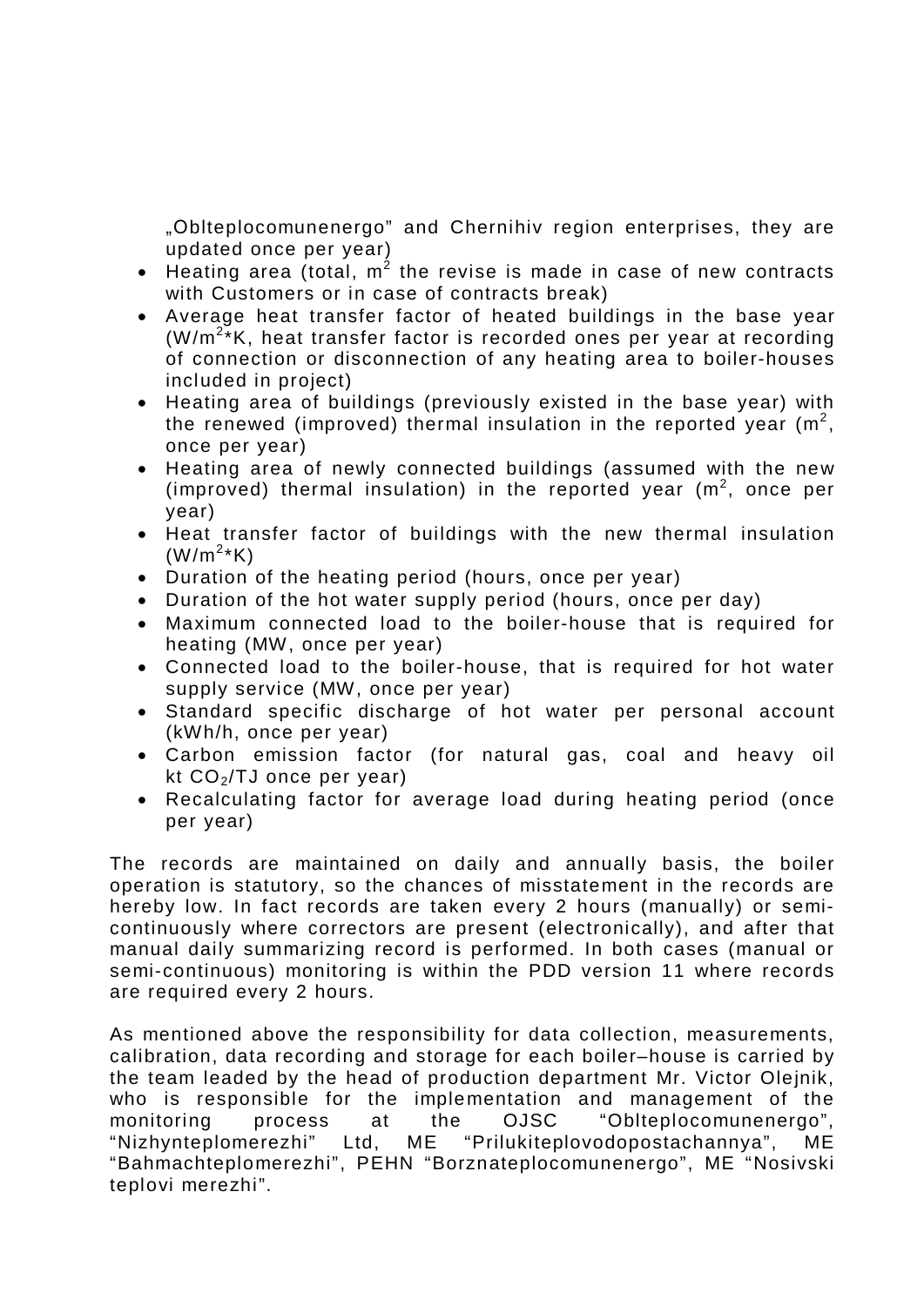„Oblteplocomunenergo" and Chernihiv region enterprises, they are updated once per year)

- Heating area (total, m$^2$ the revise is made in case of new contracts with Customers or in case of contracts break)
- Average heat transfer factor of heated buildings in the base year (W/m$^2$*K, heat transfer factor is recorded ones per year at recording of connection or disconnection of any heating area to boiler-houses included in project)
- Heating area of buildings (previously existed in the base year) with the renewed (improved) thermal insulation in the reported year (m$^2$, once per year)
- Heating area of newly connected buildings (assumed with the new (improved) thermal insulation) in the reported year (m$^2$, once per year)
- Heat transfer factor of buildings with the new thermal insulation (W/m$^2$*K)
- Duration of the heating period (hours, once per year)
- Duration of the hot water supply period (hours, once per day)
- Maximum connected load to the boiler-house that is required for heating (MW, once per year)
- Connected load to the boiler-house, that is required for hot water supply service (MW, once per year)
- Standard specific discharge of hot water per personal account (kWh/h, once per year)
- Carbon emission factor (for natural gas, coal and heavy oil kt $CO_2$/TJ once per year)
- Recalculating factor for average load during heating period (once per year)

The records are maintained on daily and annually basis, the boiler operation is statutory, so the chances of misstatement in the records are hereby low. In fact records are taken every 2 hours (manually) or semi-continuously where correctors are present (electronically), and after that manual daily summarizing record is performed. In both cases (manual or semi-continuous) monitoring is within the PDD version 11 where records are required every 2 hours.

As mentioned above the responsibility for data collection, measurements, calibration, data recording and storage for each boiler–house is carried by the team leaded by the head of production department Mr. Victor Olejnik, who is responsible for the implementation and management of the monitoring process at the OJSC "Oblteplocomunenergo", "Nizhynteplomerezhi" Ltd, ME "Prilukiteplovodopostachannya", ME "Bahmachteplomerezhi", PEHN "Borznateplocomunenergo", ME "Nosivski teplovi merezhi".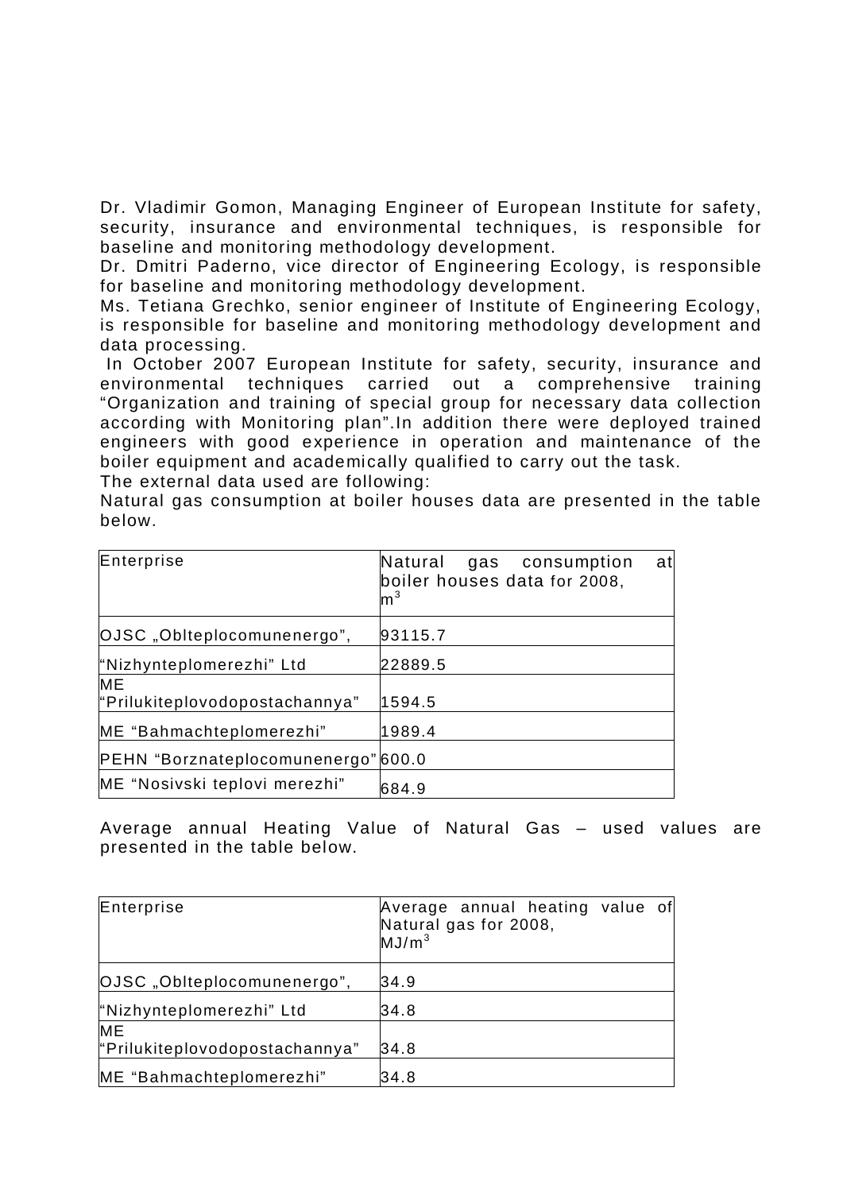Dr. Vladimir Gomon, Managing Engineer of European Institute for safety, security, insurance and environmental techniques, is responsible for baseline and monitoring methodology development.

Dr. Dmitri Paderno, vice director of Engineering Ecology, is responsible for baseline and monitoring methodology development.

Ms. Tetiana Grechko, senior engineer of Institute of Engineering Ecology, is responsible for baseline and monitoring methodology development and data processing.

In October 2007 European Institute for safety, security, insurance and environmental techniques carried out a comprehensive training "Organization and training of special group for necessary data collection according with Monitoring plan".In addition there were deployed trained engineers with good experience in operation and maintenance of the boiler equipment and academically qualified to carry out the task.

The external data used are following:

Natural gas consumption at boiler houses data are presented in the table below.

| Enterprise | Natural gas consumption at boiler houses data for 2008, $m^3$ |
|---|---|
| OJSC „Oblteplocomunenergo", | 93115.7 |
| "Nizhynteplomerezhi" Ltd | 22889.5 |
| ME "Prilukiteplovodopostachannya" | 1594.5 |
| ME "Bahmachteplomerezhi" | 1989.4 |
| PEHN "Borznateplocomunenergo" | 600.0 |
| ME "Nosivski teplovi merezhi" | 684.9 |

Average annual Heating Value of Natural Gas – used values are presented in the table below.

| Enterprise | Average annual heating value of Natural gas for 2008, $MJ/m^3$ |
|---|---|
| OJSC „Oblteplocomunenergo", | 34.9 |
| "Nizhynteplomerezhi" Ltd | 34.8 |
| ME "Prilukiteplovodopostachannya" | 34.8 |
| ME "Bahmachteplomerezhi" | 34.8 |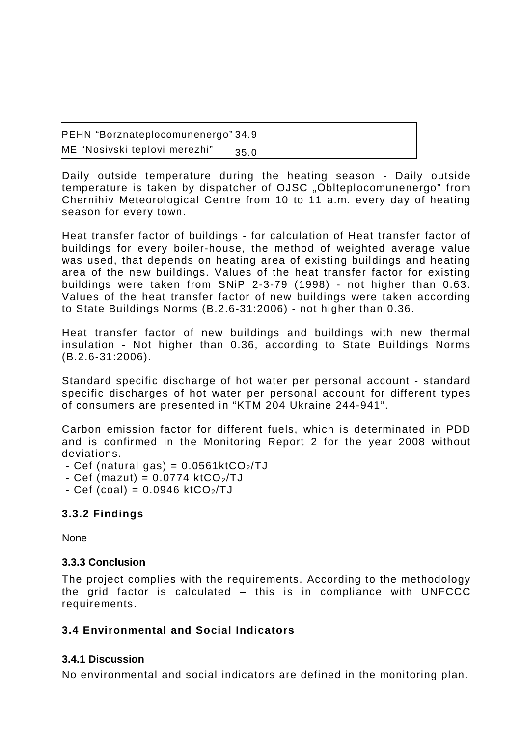| PEHN “Borznateplocomunenergo” | 34.9 |
| --- | --- |
| ME “Nosivski teplovi merezhi” | 35.0 |

Daily outside temperature during the heating season - Daily outside temperature is taken by dispatcher of OJSC „Oblteplocomunenergo” from Chernihiv Meteorological Centre from 10 to 11 a.m. every day of heating season for every town.

Heat transfer factor of buildings - for calculation of Heat transfer factor of buildings for every boiler-house, the method of weighted average value was used, that depends on heating area of existing buildings and heating area of the new buildings. Values of the heat transfer factor for existing buildings were taken from SNiP 2-3-79 (1998) - not higher than 0.63. Values of the heat transfer factor of new buildings were taken according to State Buildings Norms (B.2.6-31:2006) - not higher than 0.36.

Heat transfer factor of new buildings and buildings with new thermal insulation - Not higher than 0.36, according to State Buildings Norms (B.2.6-31:2006).

Standard specific discharge of hot water per personal account - standard specific discharges of hot water per personal account for different types of consumers are presented in “KTM 204 Ukraine 244-941”.

Carbon emission factor for different fuels, which is determinated in PDD and is confirmed in the Monitoring Report 2 for the year 2008 without deviations.

- Cef (natural gas) = 0.0561kt$CO_2$/TJ
- Cef (mazut) = 0.0774 kt$CO_2$/TJ
- Cef (coal) = 0.0946 kt$CO_2$/TJ

### 3.3.2 Findings

None

### 3.3.3 Conclusion

The project complies with the requirements. According to the methodology the grid factor is calculated – this is in compliance with UNFCCC requirements.

## 3.4 Environmental and Social Indicators

### 3.4.1 Discussion

No environmental and social indicators are defined in the monitoring plan.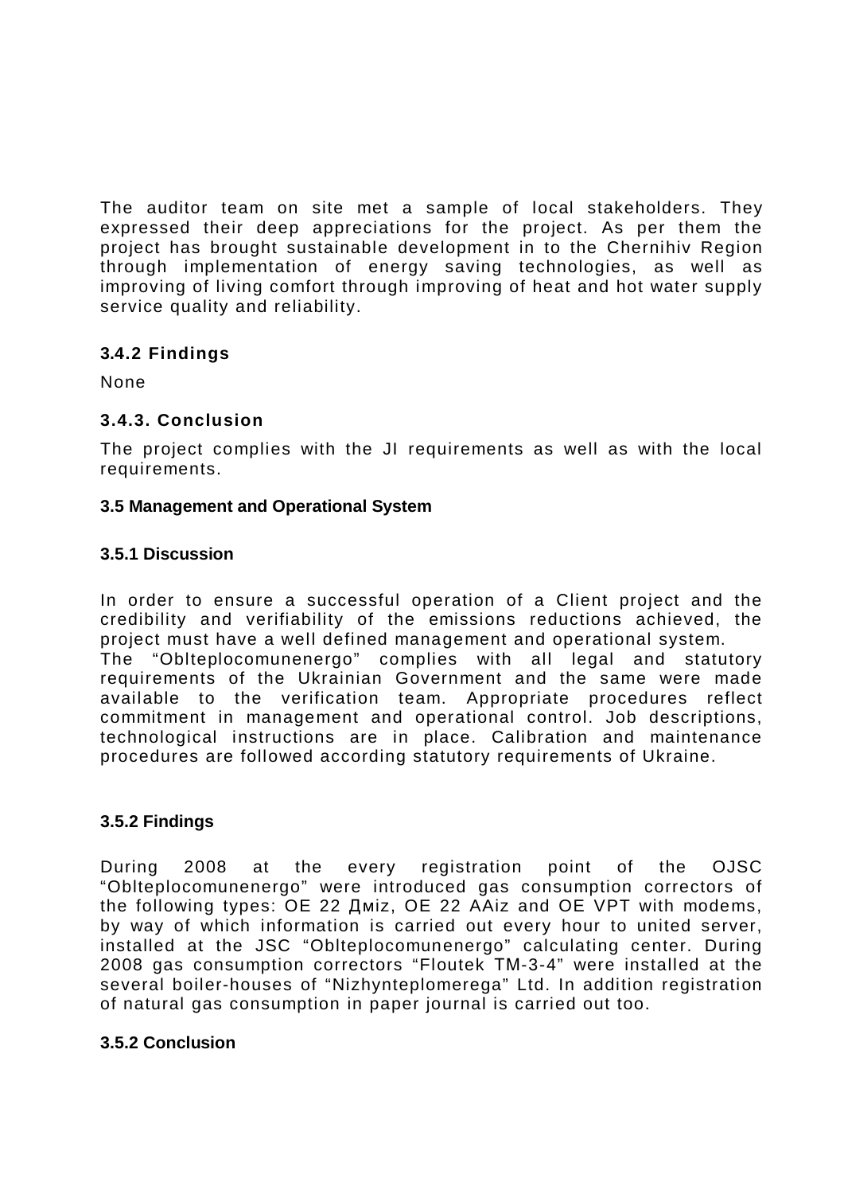The auditor team on site met a sample of local stakeholders. They expressed their deep appreciations for the project. As per them the project has brought sustainable development in to the Chernihiv Region through implementation of energy saving technologies, as well as improving of living comfort through improving of heat and hot water supply service quality and reliability.

### 3.4.2 Findings

None

### 3.4.3. Conclusion

The project complies with the JI requirements as well as with the local requirements.

### 3.5 Management and Operational System

### 3.5.1 Discussion

In order to ensure a successful operation of a Client project and the credibility and verifiability of the emissions reductions achieved, the project must have a well defined management and operational system.
The "Oblteplocomunenergo" complies with all legal and statutory requirements of the Ukrainian Government and the same were made available to the verification team. Appropriate procedures reflect commitment in management and operational control. Job descriptions, technological instructions are in place. Calibration and maintenance procedures are followed according statutory requirements of Ukraine.

### 3.5.2 Findings

During 2008 at the every registration point of the OJSC "Oblteplocomunenergo" were introduced gas consumption correctors of the following types: OE 22 Дмiz, OE 22 AAiz and OE VPT with modems, by way of which information is carried out every hour to united server, installed at the JSC "Oblteplocomunenergo" calculating center. During 2008 gas consumption correctors "Floutek TM-3-4" were installed at the several boiler-houses of "Nizhynteplomerega" Ltd. In addition registration of natural gas consumption in paper journal is carried out too.

### 3.5.2 Conclusion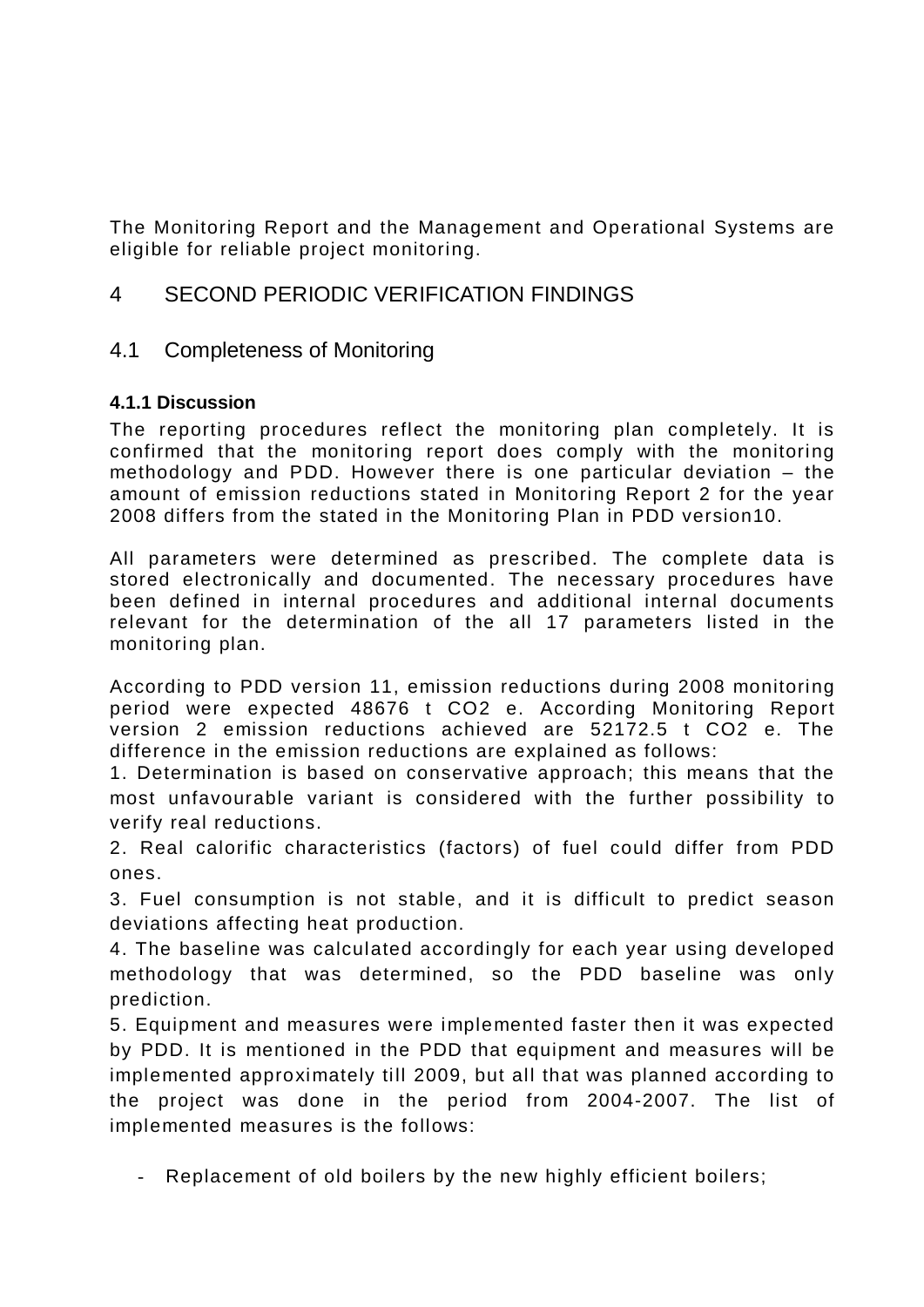The Monitoring Report and the Management and Operational Systems are eligible for reliable project monitoring.

# 4 SECOND PERIODIC VERIFICATION FINDINGS

## 4.1 Completeness of Monitoring

### 4.1.1 Discussion

The reporting procedures reflect the monitoring plan completely. It is confirmed that the monitoring report does comply with the monitoring methodology and PDD. However there is one particular deviation – the amount of emission reductions stated in Monitoring Report 2 for the year 2008 differs from the stated in the Monitoring Plan in PDD version10.

All parameters were determined as prescribed. The complete data is stored electronically and documented. The necessary procedures have been defined in internal procedures and additional internal documents relevant for the determination of the all 17 parameters listed in the monitoring plan.

According to PDD version 11, emission reductions during 2008 monitoring period were expected 48676 t $CO_2$ e. According Monitoring Report version 2 emission reductions achieved are 52172.5 t $CO_2$ e. The difference in the emission reductions are explained as follows:

1. Determination is based on conservative approach; this means that the most unfavourable variant is considered with the further possibility to verify real reductions.
2. Real calorific characteristics (factors) of fuel could differ from PDD ones.
3. Fuel consumption is not stable, and it is difficult to predict season deviations affecting heat production.
4. The baseline was calculated accordingly for each year using developed methodology that was determined, so the PDD baseline was only prediction.
5. Equipment and measures were implemented faster then it was expected by PDD. It is mentioned in the PDD that equipment and measures will be implemented approximately till 2009, but all that was planned according to the project was done in the period from 2004-2007. The list of implemented measures is the follows:

- Replacement of old boilers by the new highly efficient boilers;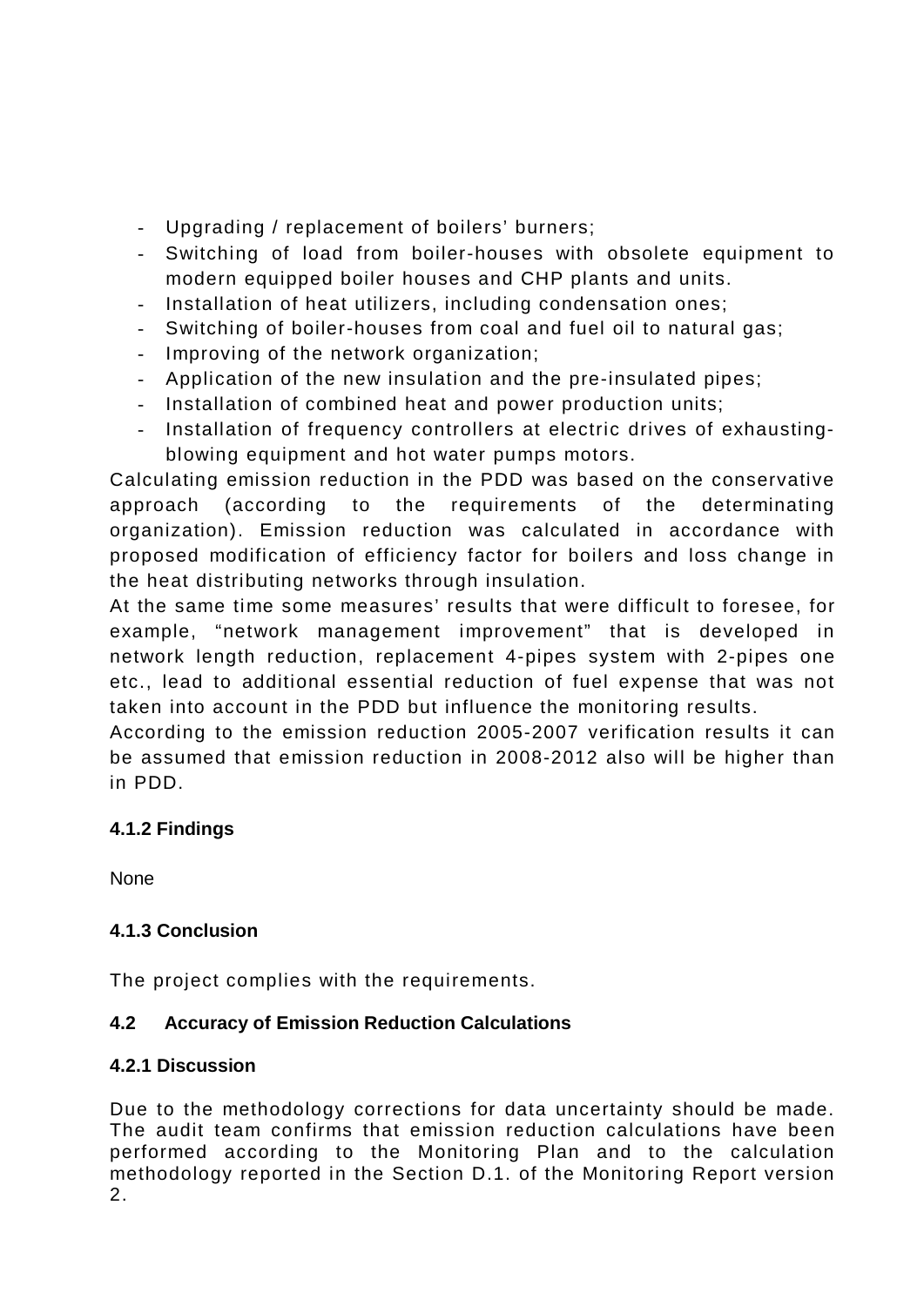- Upgrading / replacement of boilers' burners;
- Switching of load from boiler-houses with obsolete equipment to modern equipped boiler houses and CHP plants and units.
- Installation of heat utilizers, including condensation ones;
- Switching of boiler-houses from coal and fuel oil to natural gas;
- Improving of the network organization;
- Application of the new insulation and the pre-insulated pipes;
- Installation of combined heat and power production units;
- Installation of frequency controllers at electric drives of exhausting-blowing equipment and hot water pumps motors.

Calculating emission reduction in the PDD was based on the conservative approach (according to the requirements of the determinating organization). Emission reduction was calculated in accordance with proposed modification of efficiency factor for boilers and loss change in the heat distributing networks through insulation.

At the same time some measures' results that were difficult to foresee, for example, "network management improvement" that is developed in network length reduction, replacement 4-pipes system with 2-pipes one etc., lead to additional essential reduction of fuel expense that was not taken into account in the PDD but influence the monitoring results.

According to the emission reduction 2005-2007 verification results it can be assumed that emission reduction in 2008-2012 also will be higher than in PDD.

**4.1.2 Findings**

None

**4.1.3 Conclusion**

The project complies with the requirements.

### 4.2 Accuracy of Emission Reduction Calculations

**4.2.1 Discussion**

Due to the methodology corrections for data uncertainty should be made. The audit team confirms that emission reduction calculations have been performed according to the Monitoring Plan and to the calculation methodology reported in the Section D.1. of the Monitoring Report version 2.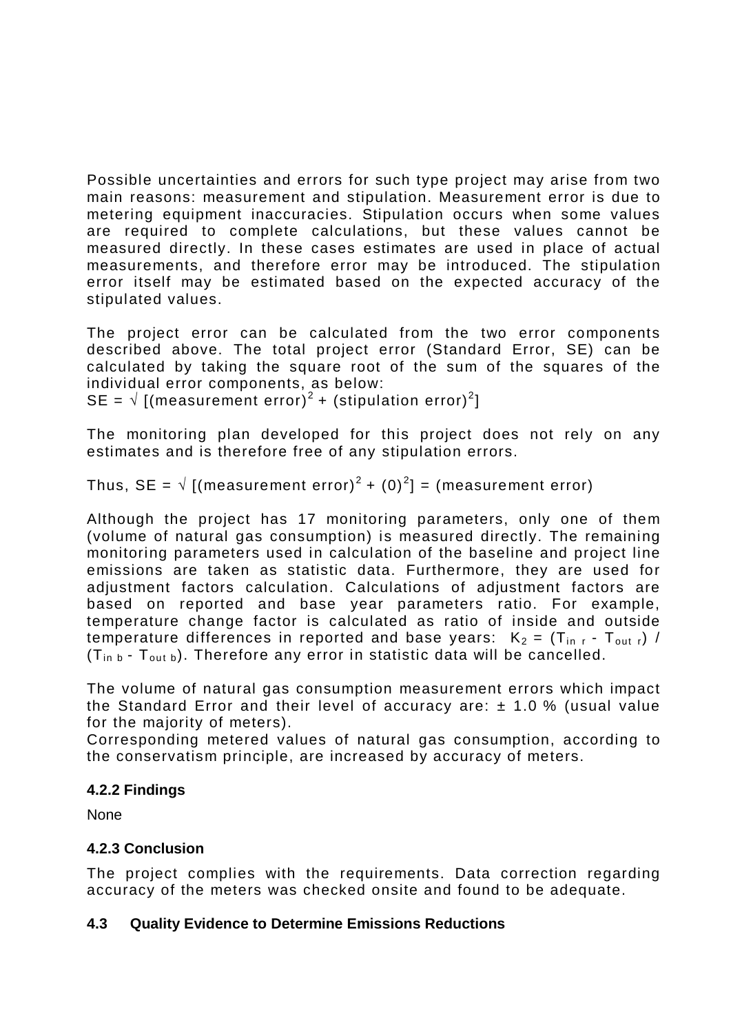Possible uncertainties and errors for such type project may arise from two main reasons: measurement and stipulation. Measurement error is due to metering equipment inaccuracies. Stipulation occurs when some values are required to complete calculations, but these values cannot be measured directly. In these cases estimates are used in place of actual measurements, and therefore error may be introduced. The stipulation error itself may be estimated based on the expected accuracy of the stipulated values.

The project error can be calculated from the two error components described above. The total project error (Standard Error, SE) can be calculated by taking the square root of the sum of the squares of the individual error components, as below:
$SE = \sqrt{[(\text{measurement error})^2 + (\text{stipulation error})^2]}$

The monitoring plan developed for this project does not rely on any estimates and is therefore free of any stipulation errors.

Thus, $SE = \sqrt{[(\text{measurement error})^2 + (0)^2]} = (\text{measurement error})$

Although the project has 17 monitoring parameters, only one of them (volume of natural gas consumption) is measured directly. The remaining monitoring parameters used in calculation of the baseline and project line emissions are taken as statistic data. Furthermore, they are used for adjustment factors calculation. Calculations of adjustment factors are based on reported and base year parameters ratio. For example, temperature change factor is calculated as ratio of inside and outside temperature differences in reported and base years: $K_2 = (T_{in\ r} - T_{out\ r}) / (T_{in\ b} - T_{out\ b})$. Therefore any error in statistic data will be cancelled.

The volume of natural gas consumption measurement errors which impact the Standard Error and their level of accuracy are: ± 1.0 % (usual value for the majority of meters).
Corresponding metered values of natural gas consumption, according to the conservatism principle, are increased by accuracy of meters.

#### 4.2.2 Findings

None

#### 4.2.3 Conclusion

The project complies with the requirements. Data correction regarding accuracy of the meters was checked onsite and found to be adequate.

### 4.3 Quality Evidence to Determine Emissions Reductions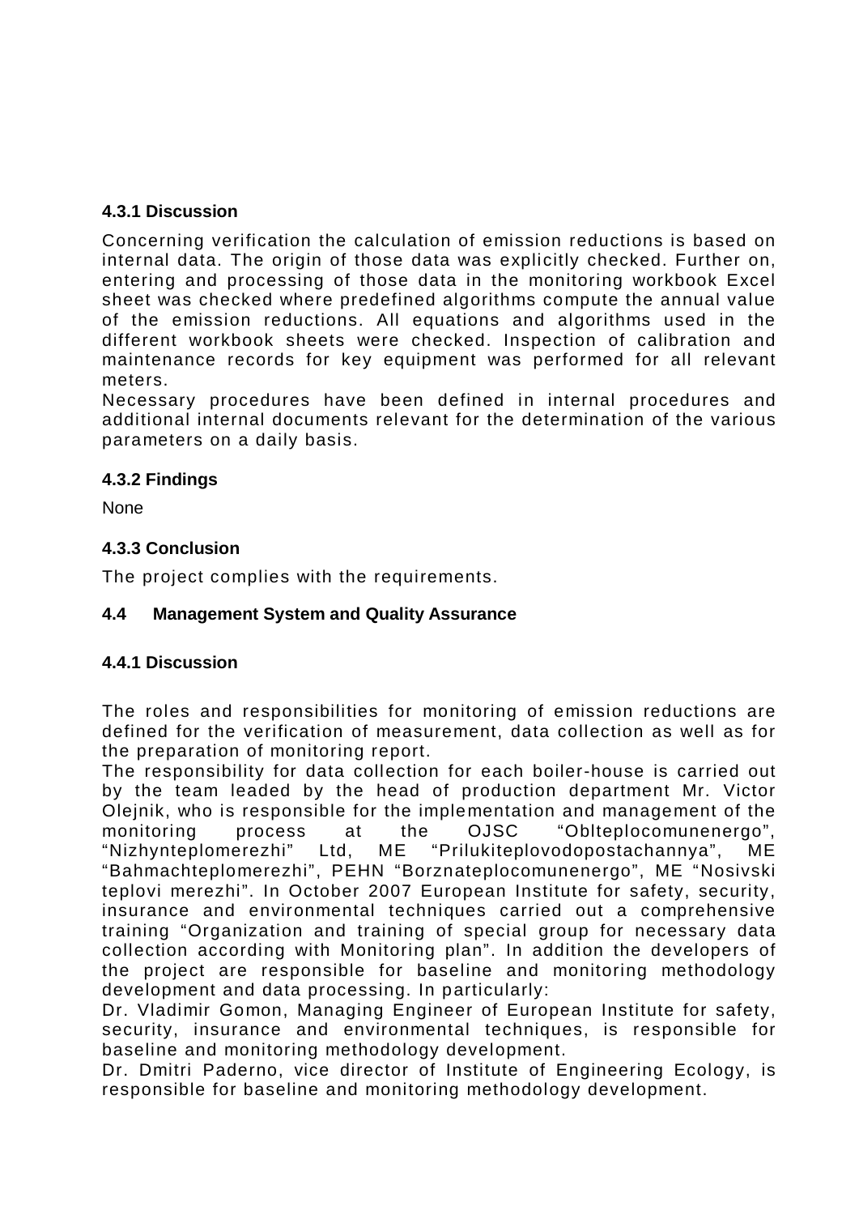### 4.3.1 Discussion

Concerning verification the calculation of emission reductions is based on internal data. The origin of those data was explicitly checked. Further on, entering and processing of those data in the monitoring workbook Excel sheet was checked where predefined algorithms compute the annual value of the emission reductions. All equations and algorithms used in the different workbook sheets were checked. Inspection of calibration and maintenance records for key equipment was performed for all relevant meters.

Necessary procedures have been defined in internal procedures and additional internal documents relevant for the determination of the various parameters on a daily basis.

### 4.3.2 Findings

None

### 4.3.3 Conclusion

The project complies with the requirements.

## 4.4 Management System and Quality Assurance

### 4.4.1 Discussion

The roles and responsibilities for monitoring of emission reductions are defined for the verification of measurement, data collection as well as for the preparation of monitoring report.

The responsibility for data collection for each boiler-house is carried out by the team leaded by the head of production department Mr. Victor Olejnik, who is responsible for the implementation and management of the monitoring process at the OJSC "Oblteplocomunenergo", "Nizhynteplomerezhi" Ltd, ME "Prilukiteplovodopostachannya", ME "Bahmachteplomerezhi", PEHN "Borznateplocomunenergo", ME "Nosivski teplovi merezhi". In October 2007 European Institute for safety, security, insurance and environmental techniques carried out a comprehensive training "Organization and training of special group for necessary data collection according with Monitoring plan". In addition the developers of the project are responsible for baseline and monitoring methodology development and data processing. In particularly:

Dr. Vladimir Gomon, Managing Engineer of European Institute for safety, security, insurance and environmental techniques, is responsible for baseline and monitoring methodology development.

Dr. Dmitri Paderno, vice director of Institute of Engineering Ecology, is responsible for baseline and monitoring methodology development.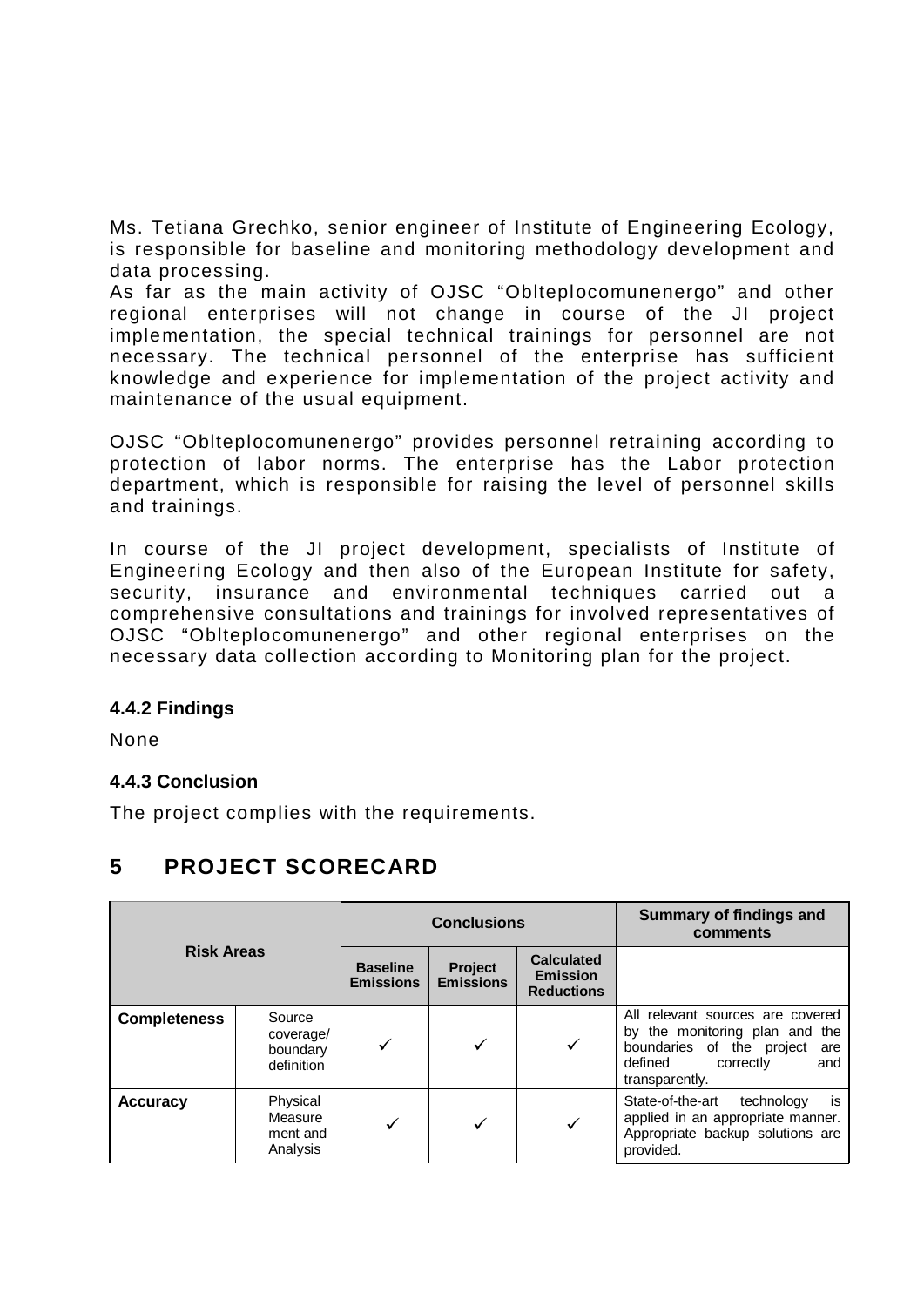Ms. Tetiana Grechko, senior engineer of Institute of Engineering Ecology, is responsible for baseline and monitoring methodology development and data processing.
As far as the main activity of OJSC “Oblteplocomunenergo” and other regional enterprises will not change in course of the JI project implementation, the special technical trainings for personnel are not necessary. The technical personnel of the enterprise has sufficient knowledge and experience for implementation of the project activity and maintenance of the usual equipment.

OJSC “Oblteplocomunenergo” provides personnel retraining according to protection of labor norms. The enterprise has the Labor protection department, which is responsible for raising the level of personnel skills and trainings.

In course of the JI project development, specialists of Institute of Engineering Ecology and then also of the European Institute for safety, security, insurance and environmental techniques carried out a comprehensive consultations and trainings for involved representatives of OJSC “Oblteplocomunenergo” and other regional enterprises on the necessary data collection according to Monitoring plan for the project.

### 4.4.2 Findings

None

### 4.4.3 Conclusion

The project complies with the requirements.

## 5 PROJECT SCORECARD

| Risk Areas | | Conclusions | | | Summary of findings and comments |
|---|---|---|---|---|---|
| | | Baseline Emissions | Project Emissions | Calculated Emission Reductions | |
| **Completeness** | Source coverage/ boundary definition | ✓ | ✓ | ✓ | All relevant sources are covered by the monitoring plan and the boundaries of the project are defined correctly and transparently. |
| **Accuracy** | Physical Measurement and Analysis | ✓ | ✓ | ✓ | State-of-the-art technology is applied in an appropriate manner. Appropriate backup solutions are provided. |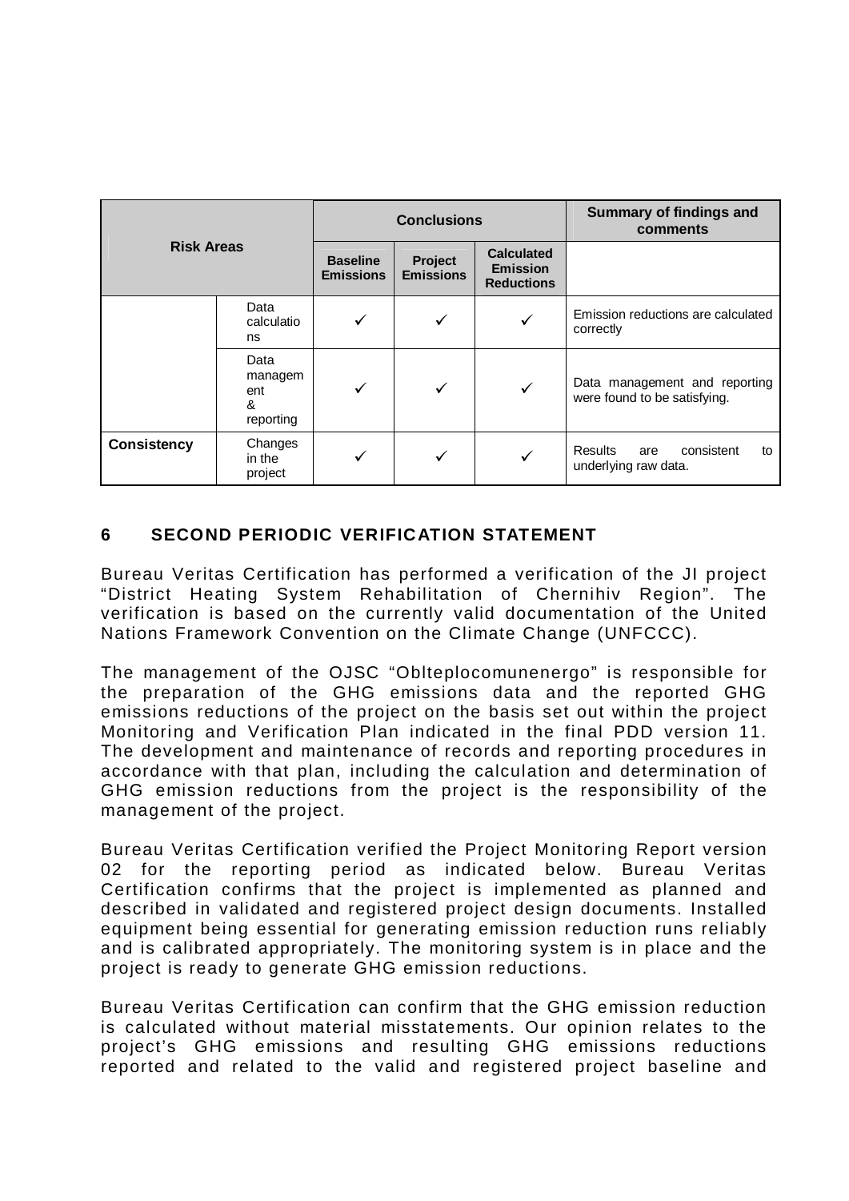| Risk Areas | | Conclusions | | | Summary of findings and comments |
|---|---|---|---|---|---|
| | | Baseline Emissions | Project Emissions | Calculated Emission Reductions | |
| | Data calculations | ✓ | ✓ | ✓ | Emission reductions are calculated correctly |
| | Data management & reporting | ✓ | ✓ | ✓ | Data management and reporting were found to be satisfying. |
| **Consistency** | Changes in the project | ✓ | ✓ | ✓ | Results are consistent to underlying raw data. |

## 6 SECOND PERIODIC VERIFICATION STATEMENT

Bureau Veritas Certification has performed a verification of the JI project "District Heating System Rehabilitation of Chernihiv Region". The verification is based on the currently valid documentation of the United Nations Framework Convention on the Climate Change (UNFCCC).

The management of the OJSC "Oblteplocomunenergo" is responsible for the preparation of the GHG emissions data and the reported GHG emissions reductions of the project on the basis set out within the project Monitoring and Verification Plan indicated in the final PDD version 11. The development and maintenance of records and reporting procedures in accordance with that plan, including the calculation and determination of GHG emission reductions from the project is the responsibility of the management of the project.

Bureau Veritas Certification verified the Project Monitoring Report version 02 for the reporting period as indicated below. Bureau Veritas Certification confirms that the project is implemented as planned and described in validated and registered project design documents. Installed equipment being essential for generating emission reduction runs reliably and is calibrated appropriately. The monitoring system is in place and the project is ready to generate GHG emission reductions.

Bureau Veritas Certification can confirm that the GHG emission reduction is calculated without material misstatements. Our opinion relates to the project's GHG emissions and resulting GHG emissions reductions reported and related to the valid and registered project baseline and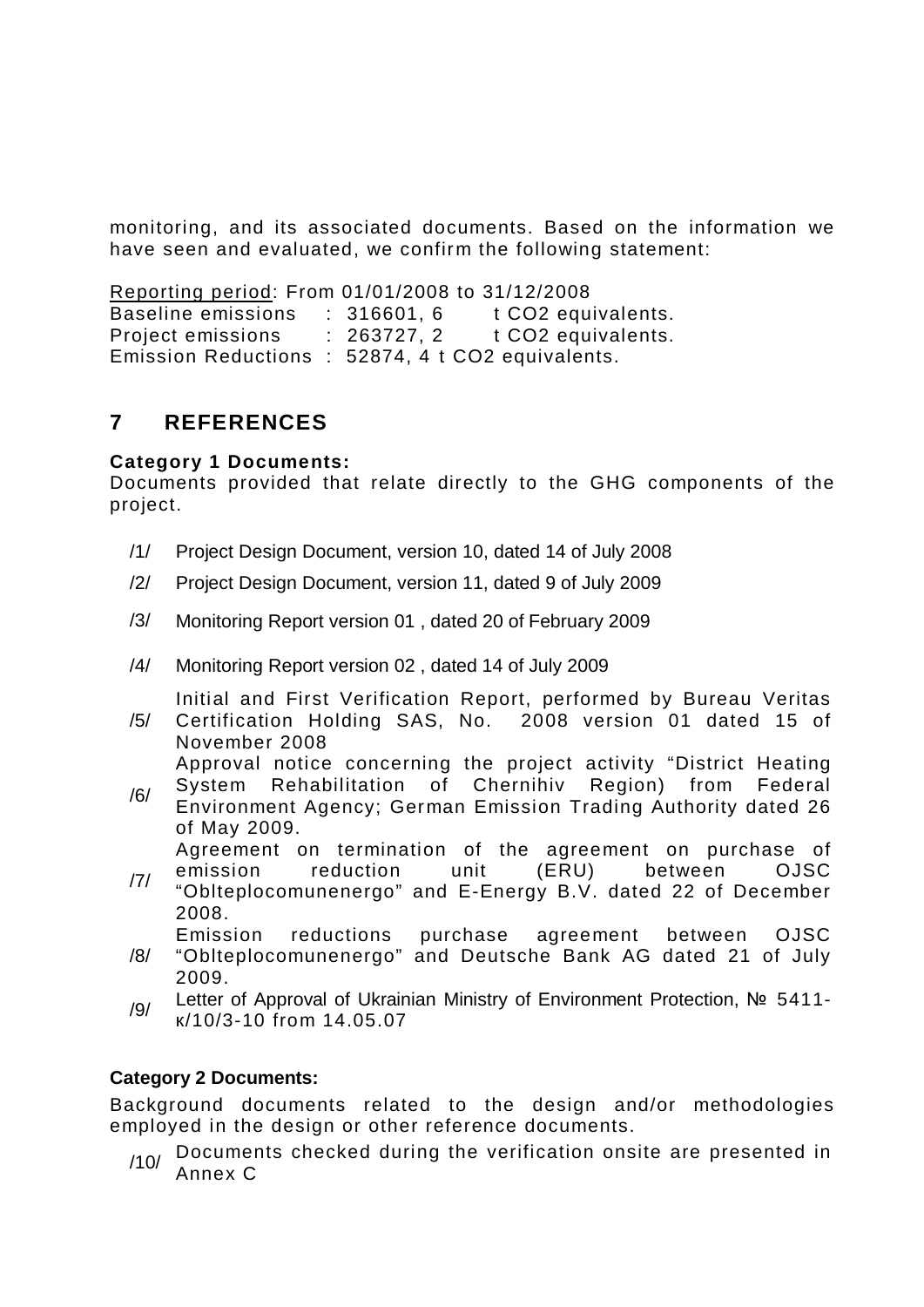monitoring, and its associated documents. Based on the information we have seen and evaluated, we confirm the following statement:

Reporting period: From 01/01/2008 to 31/12/2008
Baseline emissions : 316601, 6 t $CO_2$ equivalents.
Project emissions : 263727, 2 t $CO_2$ equivalents.
Emission Reductions : 52874, 4 t $CO_2$ equivalents.

## 7 REFERENCES

**Category 1 Documents:**
Documents provided that relate directly to the GHG components of the project.

/1/ Project Design Document, version 10, dated 14 of July 2008

/2/ Project Design Document, version 11, dated 9 of July 2009

/3/ Monitoring Report version 01 , dated 20 of February 2009

/4/ Monitoring Report version 02 , dated 14 of July 2009

/5/ Initial and First Verification Report, performed by Bureau Veritas Certification Holding SAS, No. 2008 version 01 dated 15 of November 2008

/6/ Approval notice concerning the project activity "District Heating System Rehabilitation of Chernihiv Region) from Federal Environment Agency; German Emission Trading Authority dated 26 of May 2009.

/7/ Agreement on termination of the agreement on purchase of emission reduction unit (ERU) between OJSC "Oblteplocomunenergo" and E-Energy B.V. dated 22 of December 2008.

/8/ Emission reductions purchase agreement between OJSC "Oblteplocomunenergo" and Deutsche Bank AG dated 21 of July 2009.

/9/ Letter of Approval of Ukrainian Ministry of Environment Protection, № 5411-к/10/3-10 from 14.05.07

**Category 2 Documents:**

Background documents related to the design and/or methodologies employed in the design or other reference documents.

/10/ Documents checked during the verification onsite are presented in Annex C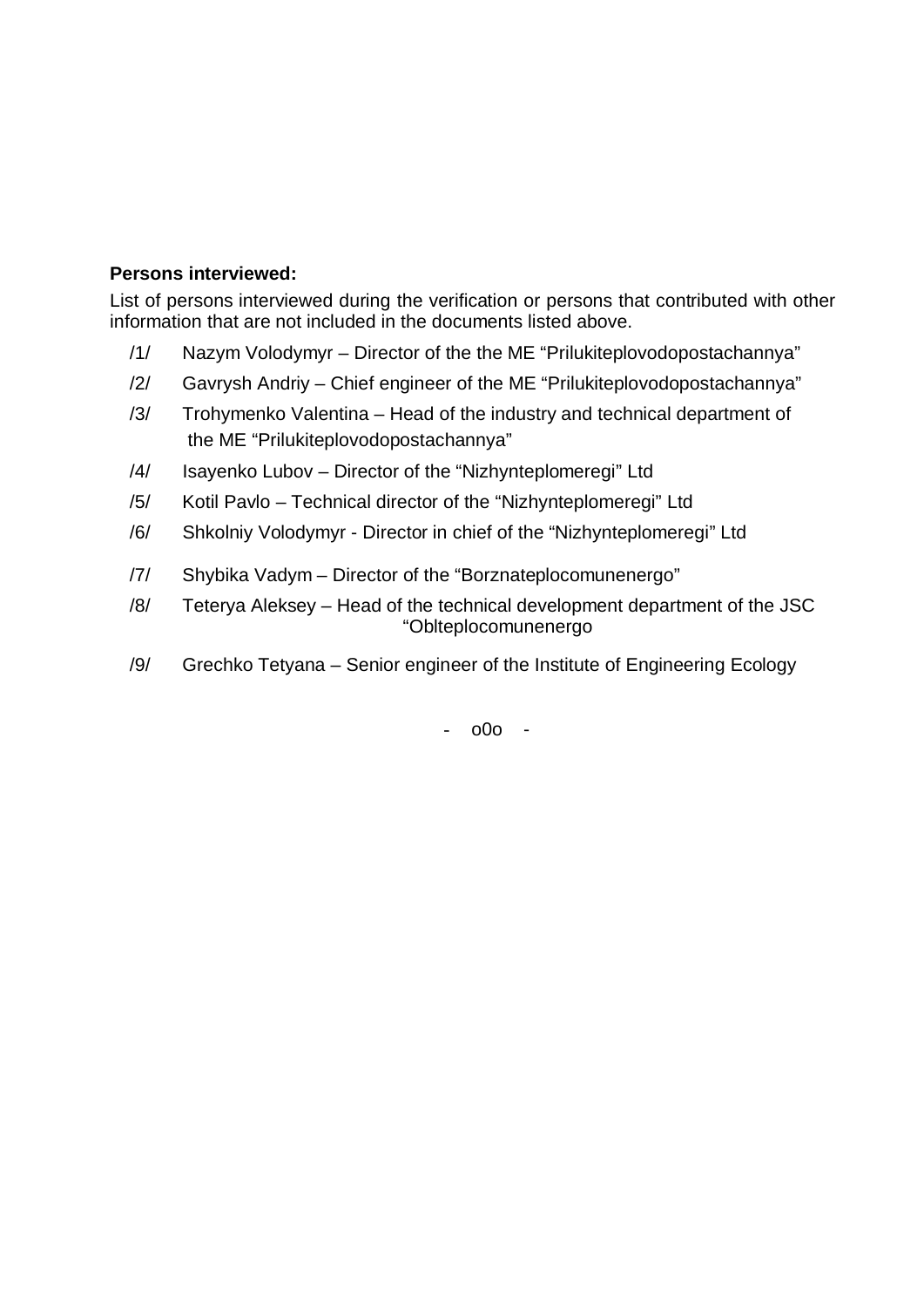**Persons interviewed:**

List of persons interviewed during the verification or persons that contributed with other information that are not included in the documents listed above.

/1/ Nazym Volodymyr – Director of the the ME “Prilukiteplovodopostachannya”

/2/ Gavrysh Andriy – Chief engineer of the ME “Prilukiteplovodopostachannya”

/3/ Trohymenko Valentina – Head of the industry and technical department of the ME “Prilukiteplovodopostachannya”

/4/ Isayenko Lubov – Director of the “Nizhynteplomeregi” Ltd

/5/ Kotil Pavlo – Technical director of the “Nizhynteplomeregi” Ltd

/6/ Shkolniy Volodymyr - Director in chief of the “Nizhynteplomeregi” Ltd

/7/ Shybika Vadym – Director of the “Borznateplocomunenergo”

/8/ Teterya Aleksey – Head of the technical development department of the JSC “Oblteplocomunenergo

/9/ Grechko Tetyana – Senior engineer of the Institute of Engineering Ecology

- o0o -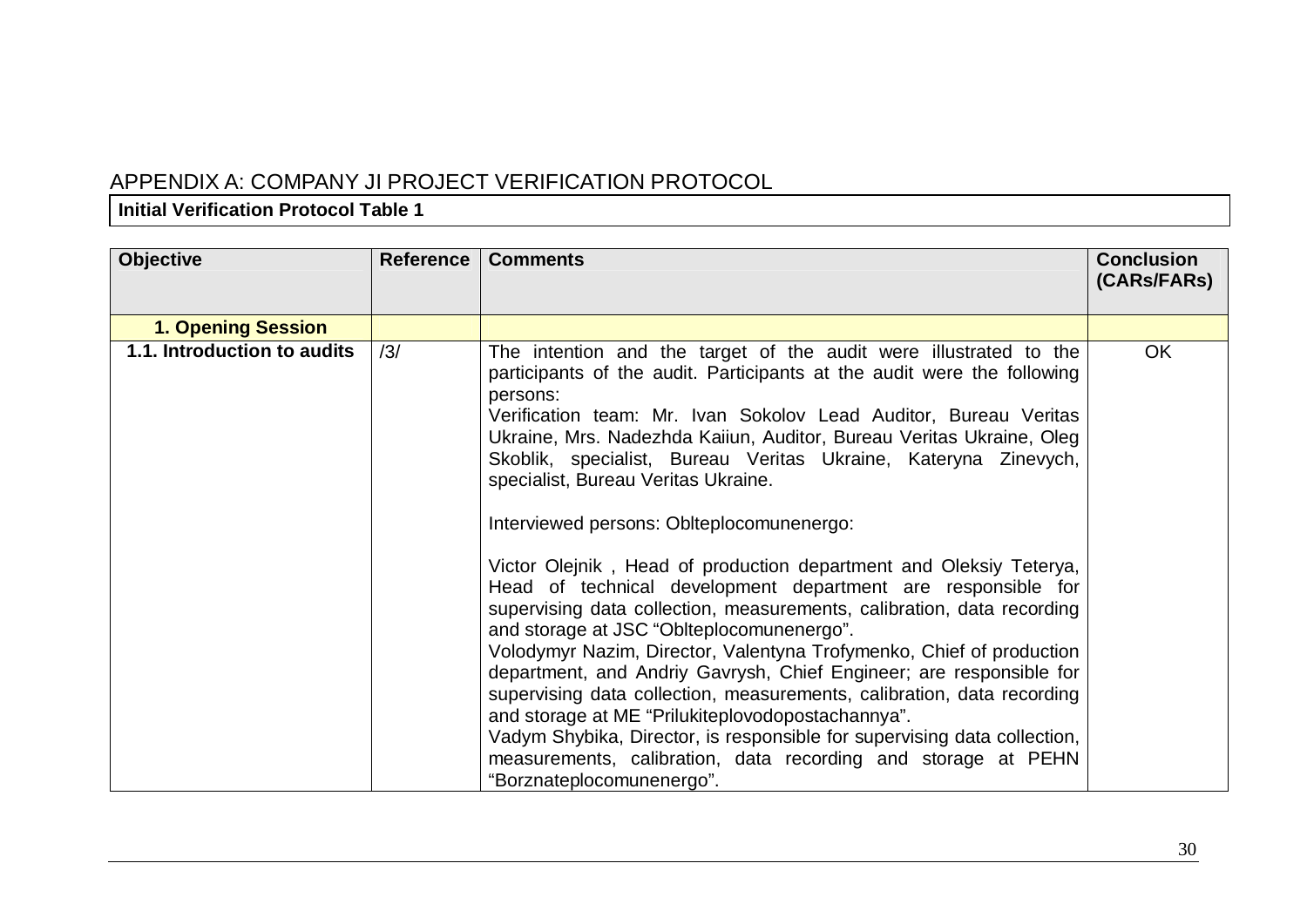## APPENDIX A: COMPANY JI PROJECT VERIFICATION PROTOCOL

**Initial Verification Protocol Table 1**

| Objective | Reference | Comments | Conclusion (CARs/FARs) |
|---|---|---|---|
| **1. Opening Session** | | | |
| **1.1. Introduction to audits** | /3/ | The intention and the target of the audit were illustrated to the participants of the audit. Participants at the audit were the following persons:<br>Verification team: Mr. Ivan Sokolov Lead Auditor, Bureau Veritas Ukraine, Mrs. Nadezhda Kaiiun, Auditor, Bureau Veritas Ukraine, Oleg Skoblik, specialist, Bureau Veritas Ukraine, Kateryna Zinevych, specialist, Bureau Veritas Ukraine.<br><br>Interviewed persons: Oblteplocomunenergo:<br><br>Victor Olejnik , Head of production department and Oleksiy Teterya, Head of technical development department are responsible for supervising data collection, measurements, calibration, data recording and storage at JSC "Oblteplocomunenergo".<br>Volodymyr Nazim, Director, Valentyna Trofymenko, Chief of production department, and Andriy Gavrysh, Chief Engineer; are responsible for supervising data collection, measurements, calibration, data recording and storage at ME "Prilukiteplovodopostachannya".<br>Vadym Shybika, Director, is responsible for supervising data collection, measurements, calibration, data recording and storage at PEHN "Borznateplocomunenergo". | OK |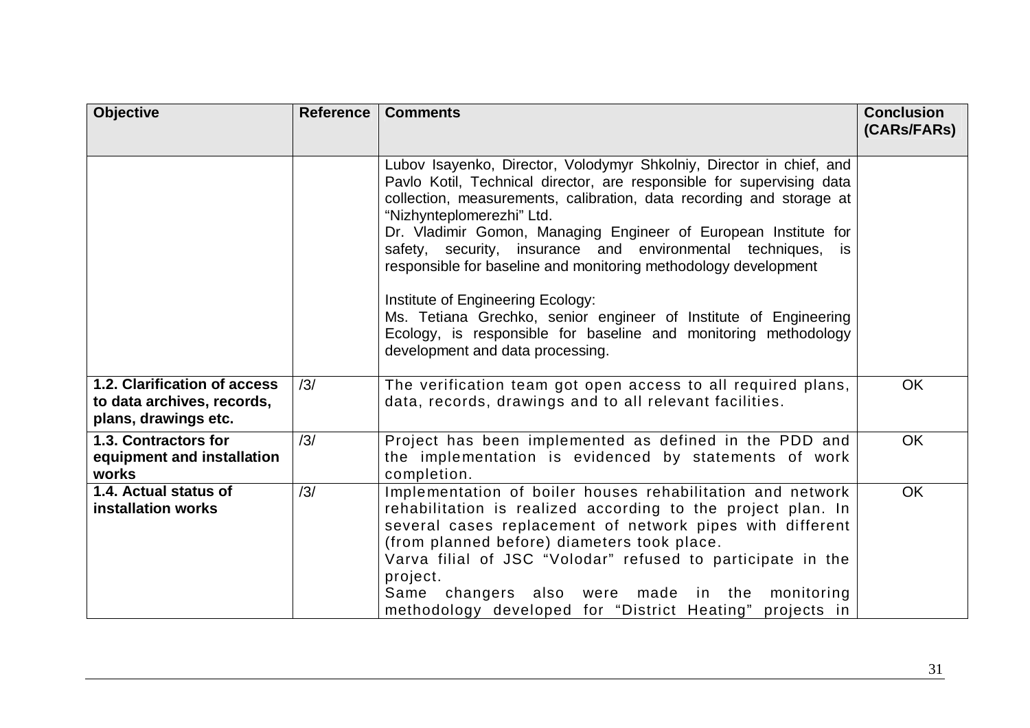| Objective | Reference | Comments | Conclusion (CARs/FARs) |
|---|---|---|---|
| | | Lubov Isayenko, Director, Volodymyr Shkolniy, Director in chief, and Pavlo Kotil, Technical director, are responsible for supervising data collection, measurements, calibration, data recording and storage at "Nizhynteplomerezhi" Ltd.<br>Dr. Vladimir Gomon, Managing Engineer of European Institute for safety, security, insurance and environmental techniques, is responsible for baseline and monitoring methodology development<br><br>Institute of Engineering Ecology:<br>Ms. Tetiana Grechko, senior engineer of Institute of Engineering Ecology, is responsible for baseline and monitoring methodology development and data processing. | |
| **1.2. Clarification of access to data archives, records, plans, drawings etc.** | /3/ | The verification team got open access to all required plans, data, records, drawings and to all relevant facilities. | OK |
| **1.3. Contractors for equipment and installation works** | /3/ | Project has been implemented as defined in the PDD and the implementation is evidenced by statements of work completion. | OK |
| **1.4. Actual status of installation works** | /3/ | Implementation of boiler houses rehabilitation and network rehabilitation is realized according to the project plan. In several cases replacement of network pipes with different (from planned before) diameters took place.<br>Varva filial of JSC "Volodar" refused to participate in the project.<br>Same changers also were made in the monitoring methodology developed for "District Heating" projects in | OK |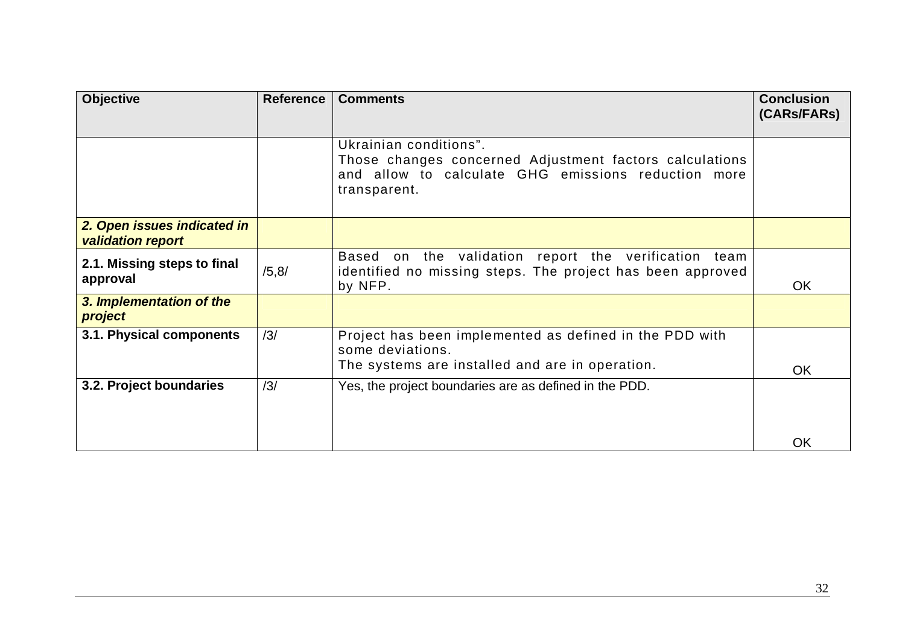| Objective | Reference | Comments | Conclusion (CARs/FARs) |
|---|---|---|---|
| | | Ukrainian conditions". Those changes concerned Adjustment factors calculations and allow to calculate GHG emissions reduction more transparent. | |
| ***2. Open issues indicated in validation report*** | | | |
| **2.1. Missing steps to final approval** | /5,8/ | Based on the validation report the verification team identified no missing steps. The project has been approved by NFP. | OK |
| ***3. Implementation of the project*** | | | |
| **3.1. Physical components** | /3/ | Project has been implemented as defined in the PDD with some deviations. The systems are installed and are in operation. | OK |
| **3.2. Project boundaries** | /3/ | Yes, the project boundaries are as defined in the PDD. | OK |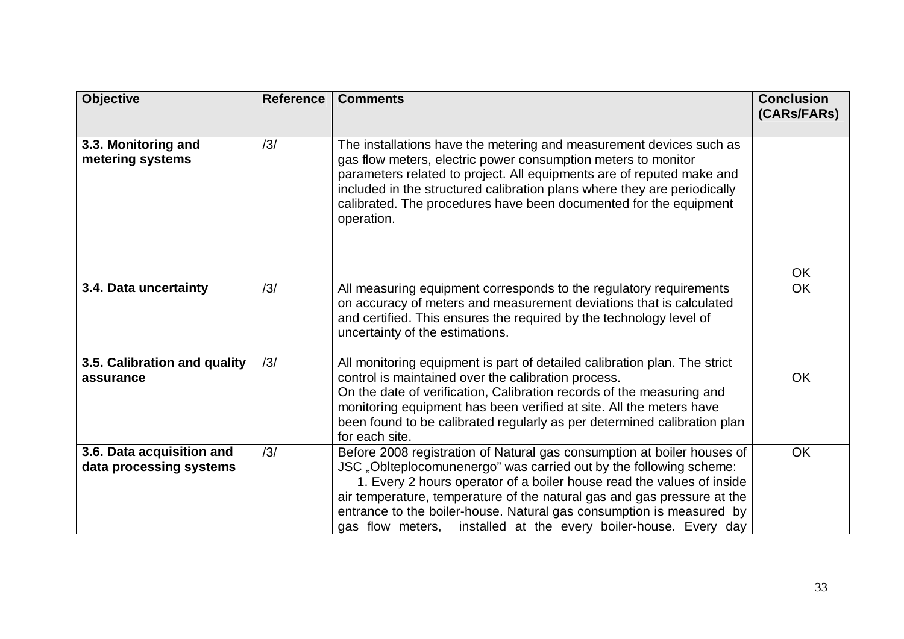| Objective | Reference | Comments | Conclusion (CARs/FARs) |
|---|---|---|---|
| **3.3. Monitoring and metering systems** | /3/ | The installations have the metering and measurement devices such as gas flow meters, electric power consumption meters to monitor parameters related to project. All equipments are of reputed make and included in the structured calibration plans where they are periodically calibrated. The procedures have been documented for the equipment operation. | OK |
| **3.4. Data uncertainty** | /3/ | All measuring equipment corresponds to the regulatory requirements on accuracy of meters and measurement deviations that is calculated and certified. This ensures the required by the technology level of uncertainty of the estimations. | OK |
| **3.5. Calibration and quality assurance** | /3/ | All monitoring equipment is part of detailed calibration plan. The strict control is maintained over the calibration process.<br>On the date of verification, Calibration records of the measuring and monitoring equipment has been verified at site. All the meters have been found to be calibrated regularly as per determined calibration plan for each site. | OK |
| **3.6. Data acquisition and data processing systems** | /3/ | Before 2008 registration of Natural gas consumption at boiler houses of JSC „Oblteplocomunenergo" was carried out by the following scheme:<br>1. Every 2 hours operator of a boiler house read the values of inside air temperature, temperature of the natural gas and gas pressure at the entrance to the boiler-house. Natural gas consumption is measured by gas flow meters, installed at the every boiler-house. Every day | OK |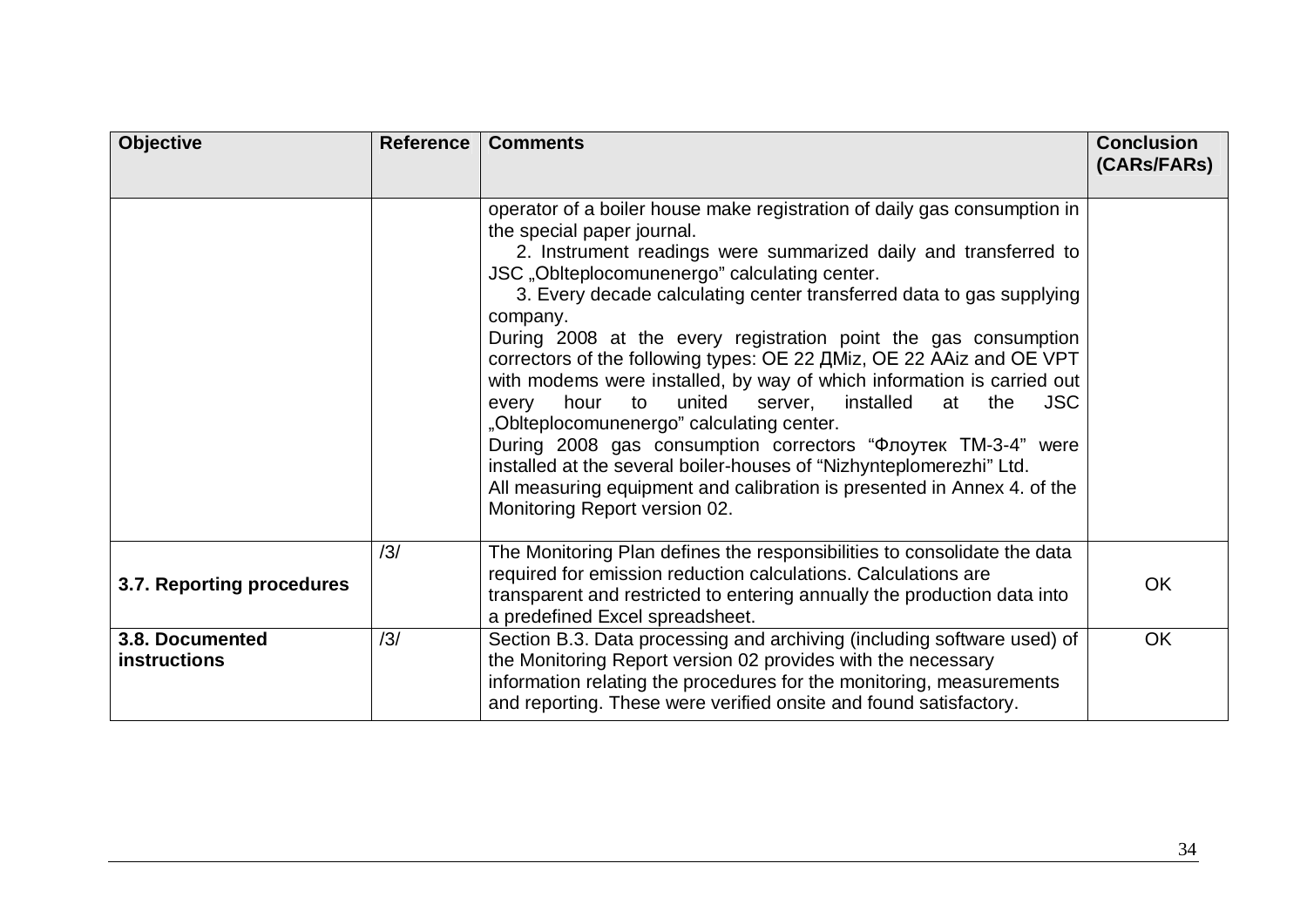| Objective | Reference | Comments | Conclusion (CARs/FARs) |
|---|---|---|---|
| | | operator of a boiler house make registration of daily gas consumption in the special paper journal.<br>2. Instrument readings were summarized daily and transferred to JSC „Oblteplocomunenergo" calculating center.<br>3. Every decade calculating center transferred data to gas supplying company.<br>During 2008 at the every registration point the gas consumption correctors of the following types: OE 22 ДMiz, OE 22 AAiz and OE VPT with modems were installed, by way of which information is carried out every hour to united server, installed at the JSC „Oblteplocomunenergo" calculating center.<br>During 2008 gas consumption correctors "Флоутек ТМ-3-4" were installed at the several boiler-houses of "Nizhynteplomerezhi" Ltd.<br>All measuring equipment and calibration is presented in Annex 4. of the Monitoring Report version 02. | |
| **3.7. Reporting procedures** | /3/ | The Monitoring Plan defines the responsibilities to consolidate the data required for emission reduction calculations. Calculations are transparent and restricted to entering annually the production data into a predefined Excel spreadsheet. | OK |
| **3.8. Documented instructions** | /3/ | Section B.3. Data processing and archiving (including software used) of the Monitoring Report version 02 provides with the necessary information relating the procedures for the monitoring, measurements and reporting. These were verified onsite and found satisfactory. | OK |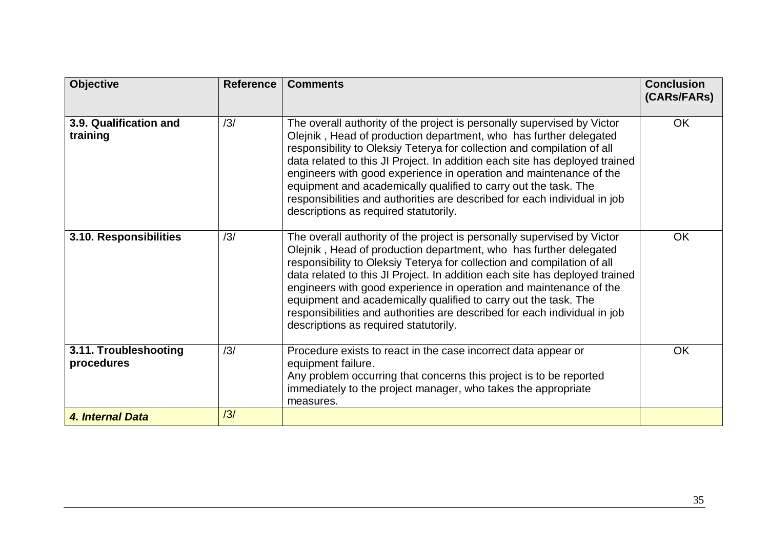| **Objective** | **Reference** | **Comments** | **Conclusion (CARs/FARs)** |
|---|---|---|---|
| **3.9. Qualification and training** | /3/ | The overall authority of the project is personally supervised by Victor Olejnik , Head of production department, who has further delegated responsibility to Oleksiy Teterya for collection and compilation of all data related to this JI Project. In addition each site has deployed trained engineers with good experience in operation and maintenance of the equipment and academically qualified to carry out the task. The responsibilities and authorities are described for each individual in job descriptions as required statutorily. | OK |
| **3.10. Responsibilities** | /3/ | The overall authority of the project is personally supervised by Victor Olejnik , Head of production department, who has further delegated responsibility to Oleksiy Teterya for collection and compilation of all data related to this JI Project. In addition each site has deployed trained engineers with good experience in operation and maintenance of the equipment and academically qualified to carry out the task. The responsibilities and authorities are described for each individual in job descriptions as required statutorily. | OK |
| **3.11. Troubleshooting procedures** | /3/ | Procedure exists to react in the case incorrect data appear or equipment failure.<br>Any problem occurring that concerns this project is to be reported immediately to the project manager, who takes the appropriate measures. | OK |
| ***4. Internal Data*** | /3/ | | |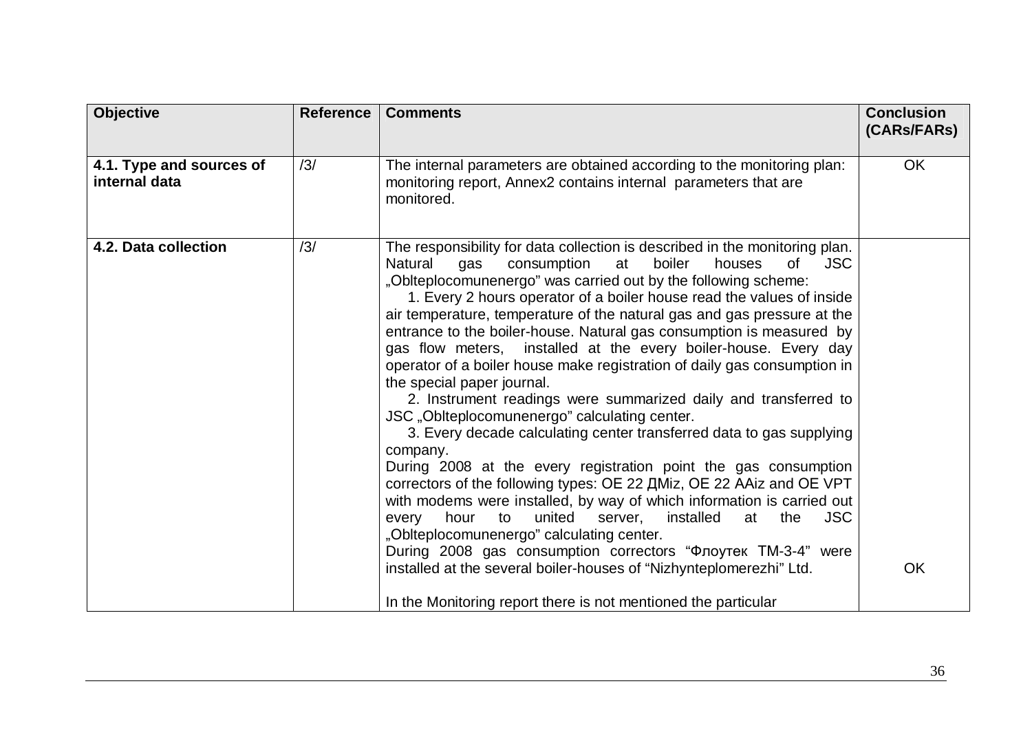| Objective | Reference | Comments | Conclusion (CARs/FARs) |
|---|---|---|---|
| **4.1. Type and sources of internal data** | /3/ | The internal parameters are obtained according to the monitoring plan: monitoring report, Annex2 contains internal parameters that are monitored. | OK |
| **4.2. Data collection** | /3/ | The responsibility for data collection is described in the monitoring plan. Natural gas consumption at boiler houses of JSC „Oblteplocomunenergo" was carried out by the following scheme:<br>1. Every 2 hours operator of a boiler house read the values of inside air temperature, temperature of the natural gas and gas pressure at the entrance to the boiler-house. Natural gas consumption is measured by gas flow meters, installed at the every boiler-house. Every day operator of a boiler house make registration of daily gas consumption in the special paper journal.<br>2. Instrument readings were summarized daily and transferred to JSC „Oblteplocomunenergo" calculating center.<br>3. Every decade calculating center transferred data to gas supplying company.<br>During 2008 at the every registration point the gas consumption correctors of the following types: OE 22 ДMiz, OE 22 AAiz and OE VPT with modems were installed, by way of which information is carried out every hour to united server, installed at the JSC „Oblteplocomunenergo" calculating center.<br>During 2008 gas consumption correctors "Флоутек ТМ-3-4" were installed at the several boiler-houses of "Nizhynteplomerezhi" Ltd.<br><br>In the Monitoring report there is not mentioned the particular | OK |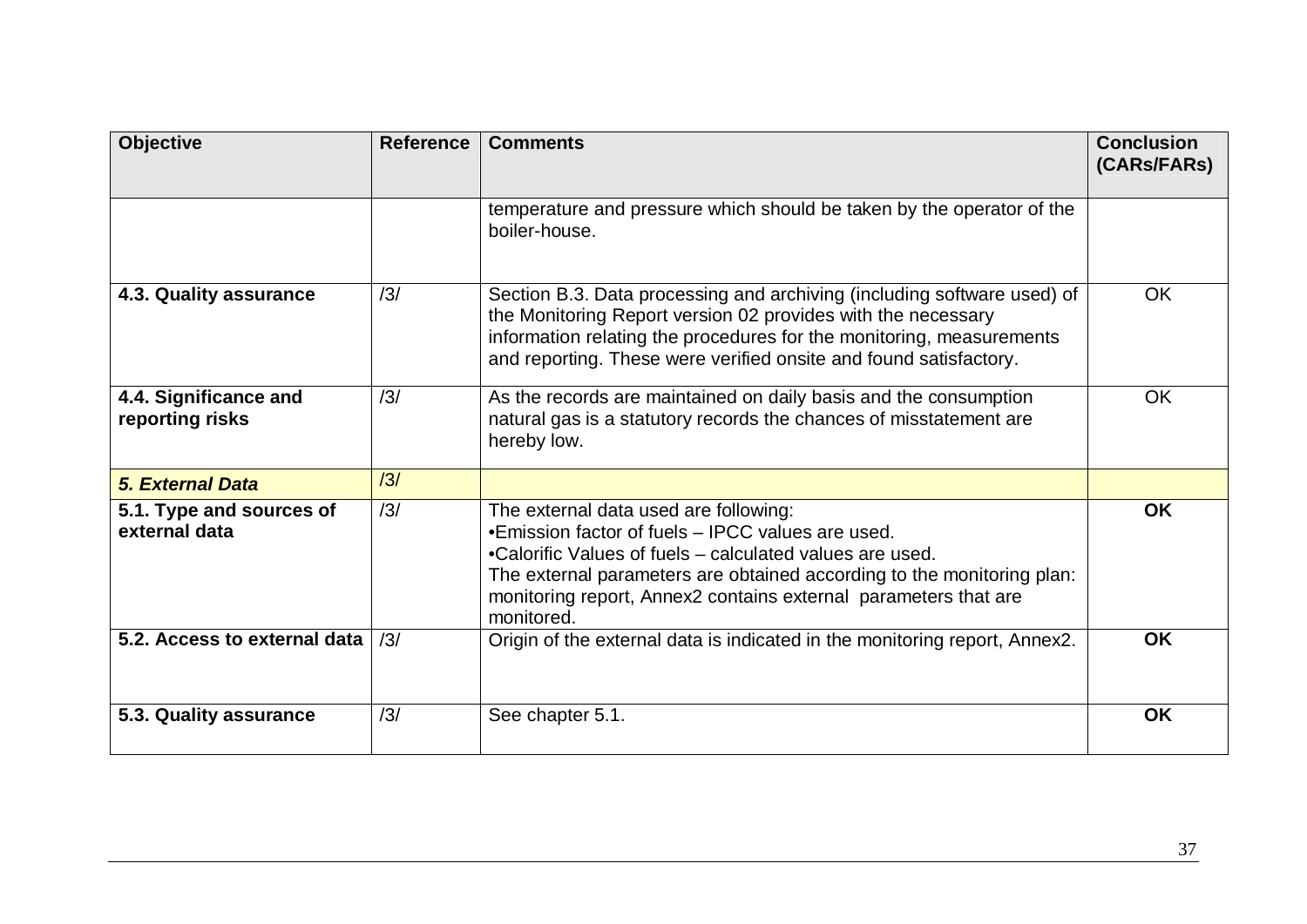| Objective | Reference | Comments | Conclusion (CARs/FARs) |
|---|---|---|---|
| | | temperature and pressure which should be taken by the operator of the boiler-house. | |
| **4.3. Quality assurance** | /3/ | Section B.3. Data processing and archiving (including software used) of the Monitoring Report version 02 provides with the necessary information relating the procedures for the monitoring, measurements and reporting. These were verified onsite and found satisfactory. | OK |
| **4.4. Significance and reporting risks** | /3/ | As the records are maintained on daily basis and the consumption natural gas is a statutory records the chances of misstatement are hereby low. | OK |
| ***5. External Data*** | /3/ | | |
| **5.1. Type and sources of external data** | /3/ | The external data used are following:<br>•Emission factor of fuels – IPCC values are used.<br>•Calorific Values of fuels – calculated values are used.<br>The external parameters are obtained according to the monitoring plan: monitoring report, Annex2 contains external parameters that are monitored. | **OK** |
| **5.2. Access to external data** | /3/ | Origin of the external data is indicated in the monitoring report, Annex2. | **OK** |
| **5.3. Quality assurance** | /3/ | See chapter 5.1. | **OK** |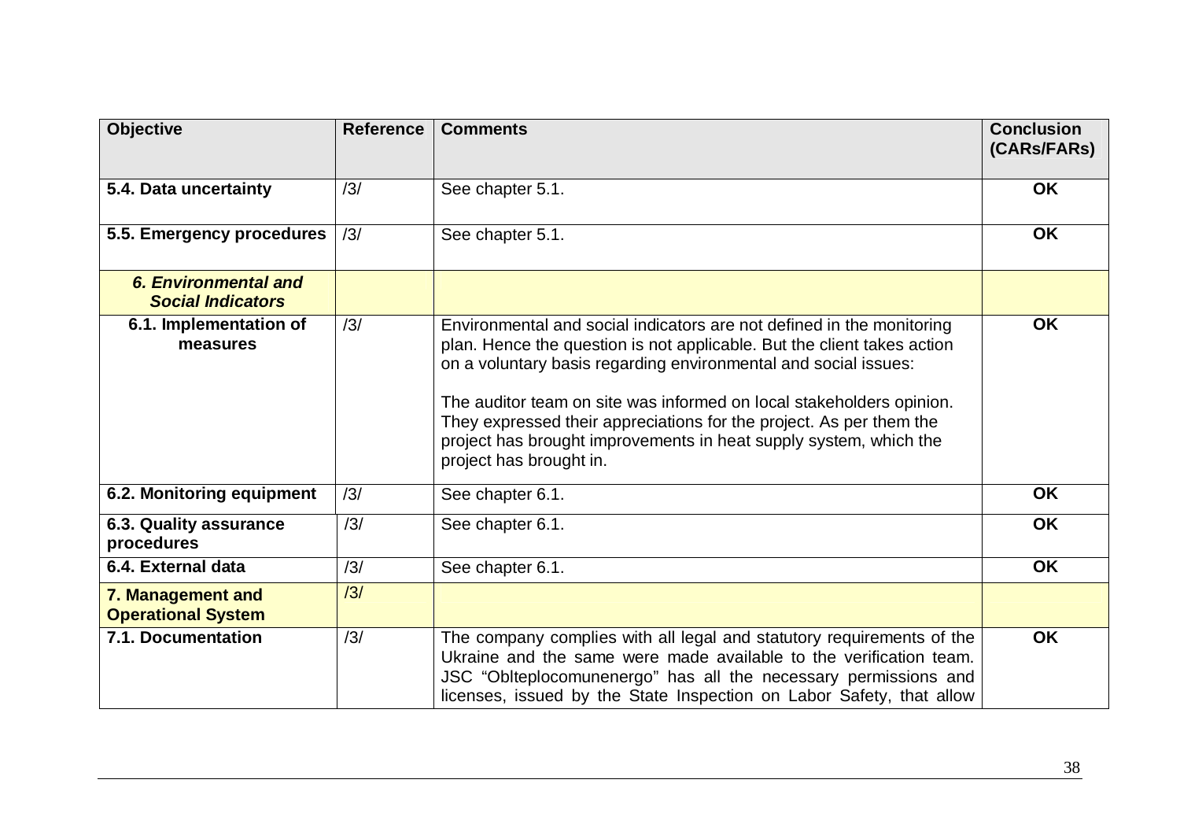| **Objective** | **Reference** | **Comments** | **Conclusion (CARs/FARs)** |
|---|---|---|---|
| **5.4. Data uncertainty** | /3/ | See chapter 5.1. | **OK** |
| **5.5. Emergency procedures** | /3/ | See chapter 5.1. | **OK** |
| ***6. Environmental and Social Indicators*** | | | |
| **6.1. Implementation of measures** | /3/ | Environmental and social indicators are not defined in the monitoring plan. Hence the question is not applicable. But the client takes action on a voluntary basis regarding environmental and social issues:<br><br>The auditor team on site was informed on local stakeholders opinion. They expressed their appreciations for the project. As per them the project has brought improvements in heat supply system, which the project has brought in. | **OK** |
| **6.2. Monitoring equipment** | /3/ | See chapter 6.1. | **OK** |
| **6.3. Quality assurance procedures** | /3/ | See chapter 6.1. | **OK** |
| **6.4. External data** | /3/ | See chapter 6.1. | **OK** |
| **7. Management and Operational System** | /3/ | | |
| **7.1. Documentation** | /3/ | The company complies with all legal and statutory requirements of the Ukraine and the same were made available to the verification team. JSC "Oblteplocomunenergo" has all the necessary permissions and licenses, issued by the State Inspection on Labor Safety, that allow | **OK** |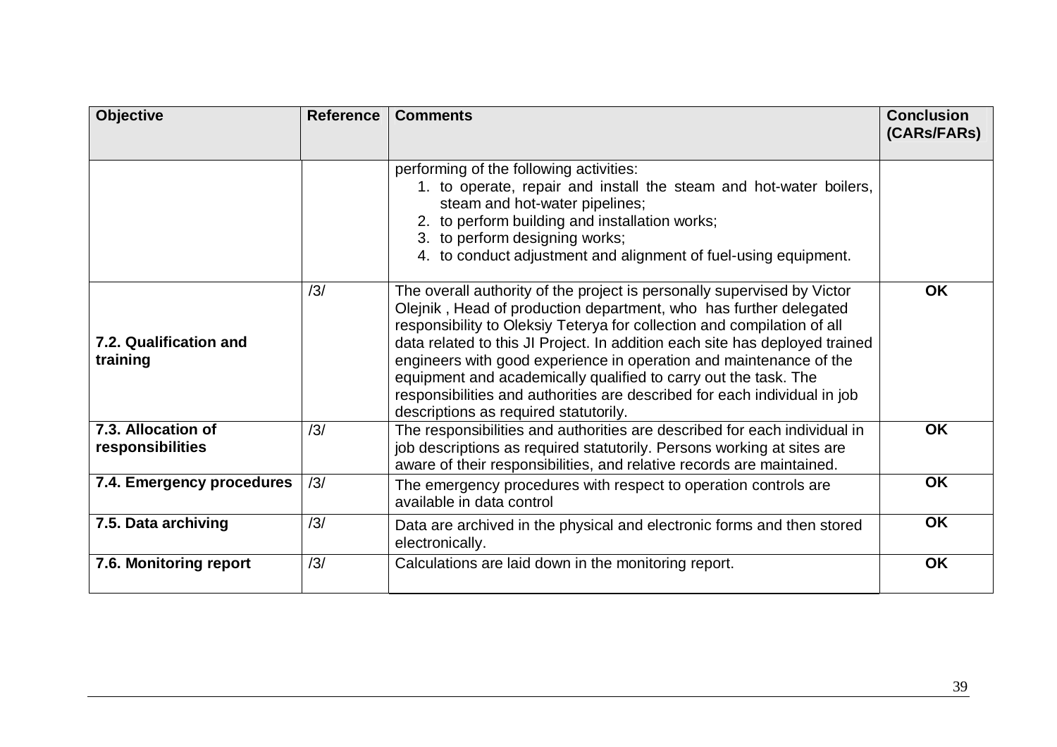| Objective | Reference | Comments | Conclusion (CARs/FARs) |
|---|---|---|---|
| | | performing of the following activities:<br>1. to operate, repair and install the steam and hot-water boilers, steam and hot-water pipelines;<br>2. to perform building and installation works;<br>3. to perform designing works;<br>4. to conduct adjustment and alignment of fuel-using equipment. | |
| **7.2. Qualification and training** | /3/ | The overall authority of the project is personally supervised by Victor Olejnik , Head of production department, who has further delegated responsibility to Oleksiy Teterya for collection and compilation of all data related to this JI Project. In addition each site has deployed trained engineers with good experience in operation and maintenance of the equipment and academically qualified to carry out the task. The responsibilities and authorities are described for each individual in job descriptions as required statutorily. | **OK** |
| **7.3. Allocation of responsibilities** | /3/ | The responsibilities and authorities are described for each individual in job descriptions as required statutorily. Persons working at sites are aware of their responsibilities, and relative records are maintained. | **OK** |
| **7.4. Emergency procedures** | /3/ | The emergency procedures with respect to operation controls are available in data control | **OK** |
| **7.5. Data archiving** | /3/ | Data are archived in the physical and electronic forms and then stored electronically. | **OK** |
| **7.6. Monitoring report** | /3/ | Calculations are laid down in the monitoring report. | **OK** |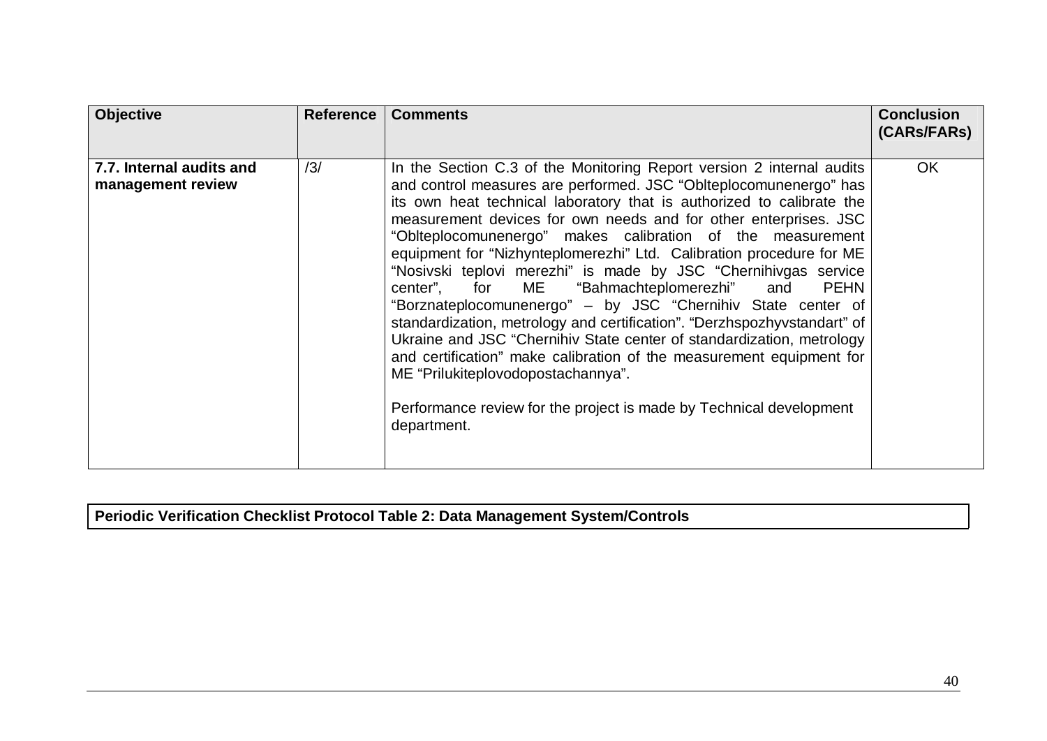| Objective | Reference | Comments | Conclusion (CARs/FARs) |
|---|---|---|---|
| **7.7. Internal audits and management review** | /3/ | In the Section C.3 of the Monitoring Report version 2 internal audits and control measures are performed. JSC "Oblteplocomunenergo" has its own heat technical laboratory that is authorized to calibrate the measurement devices for own needs and for other enterprises. JSC "Oblteplocomunenergo" makes calibration of the measurement equipment for "Nizhynteplomerezhi" Ltd. Calibration procedure for ME "Nosivski teplovi merezhi" is made by JSC "Chernihivgas service center", for ME "Bahmachteplomerezhi" and PEHN "Borznateplocomunenergo" – by JSC "Chernihiv State center of standardization, metrology and certification". "Derzhspozhyvstandart" of Ukraine and JSC "Chernihiv State center of standardization, metrology and certification" make calibration of the measurement equipment for ME "Prilukiteplovodopostachannya".<br><br>Performance review for the project is made by Technical development department. | OK |

**Periodic Verification Checklist Protocol Table 2: Data Management System/Controls**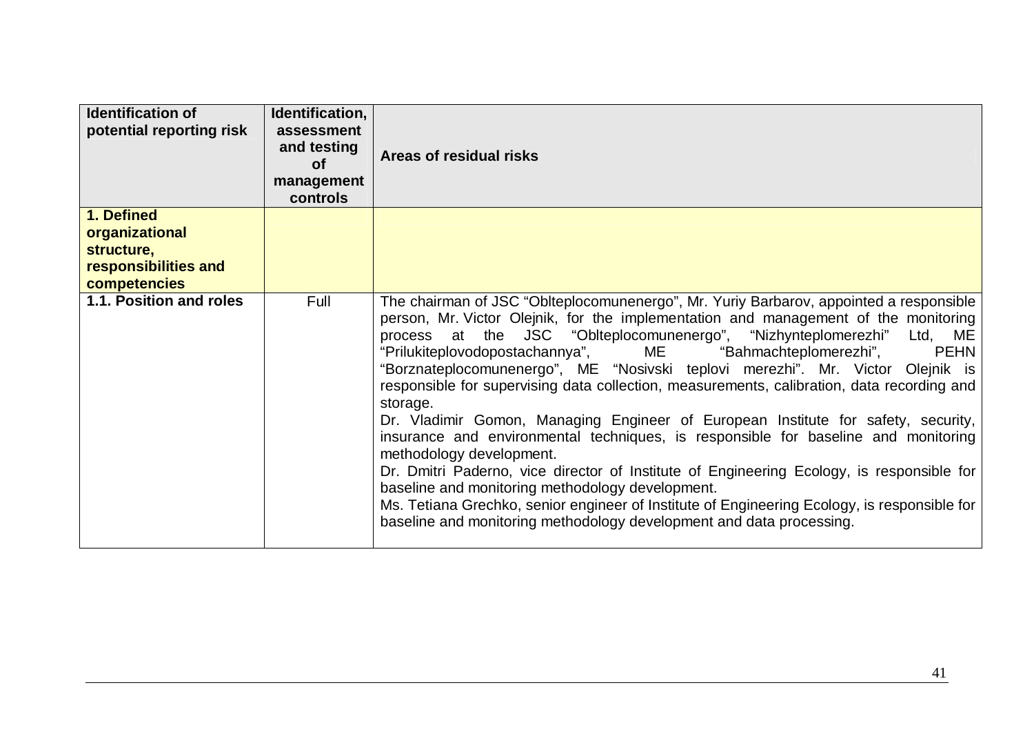| **Identification of potential reporting risk** | **Identification, assessment and testing of management controls** | **Areas of residual risks** |
|---|---|---|
| **1. Defined organizational structure, responsibilities and competencies** | | |
| **1.1. Position and roles** | Full | The chairman of JSC "Oblteplocomunenergo", Mr. Yuriy Barbarov, appointed a responsible person, Mr. Victor Olejnik, for the implementation and management of the monitoring process at the JSC "Oblteplocomunenergo", "Nizhynteplomerezhi" Ltd, ME "Prilukiteplovodopostachannya", ME "Bahmachteplomerezhi", PEHN "Borznateplocomunenergo", ME "Nosivski teplovi merezhi". Mr. Victor Olejnik is responsible for supervising data collection, measurements, calibration, data recording and storage.<br>Dr. Vladimir Gomon, Managing Engineer of European Institute for safety, security, insurance and environmental techniques, is responsible for baseline and monitoring methodology development.<br>Dr. Dmitri Paderno, vice director of Institute of Engineering Ecology, is responsible for baseline and monitoring methodology development.<br>Ms. Tetiana Grechko, senior engineer of Institute of Engineering Ecology, is responsible for baseline and monitoring methodology development and data processing. |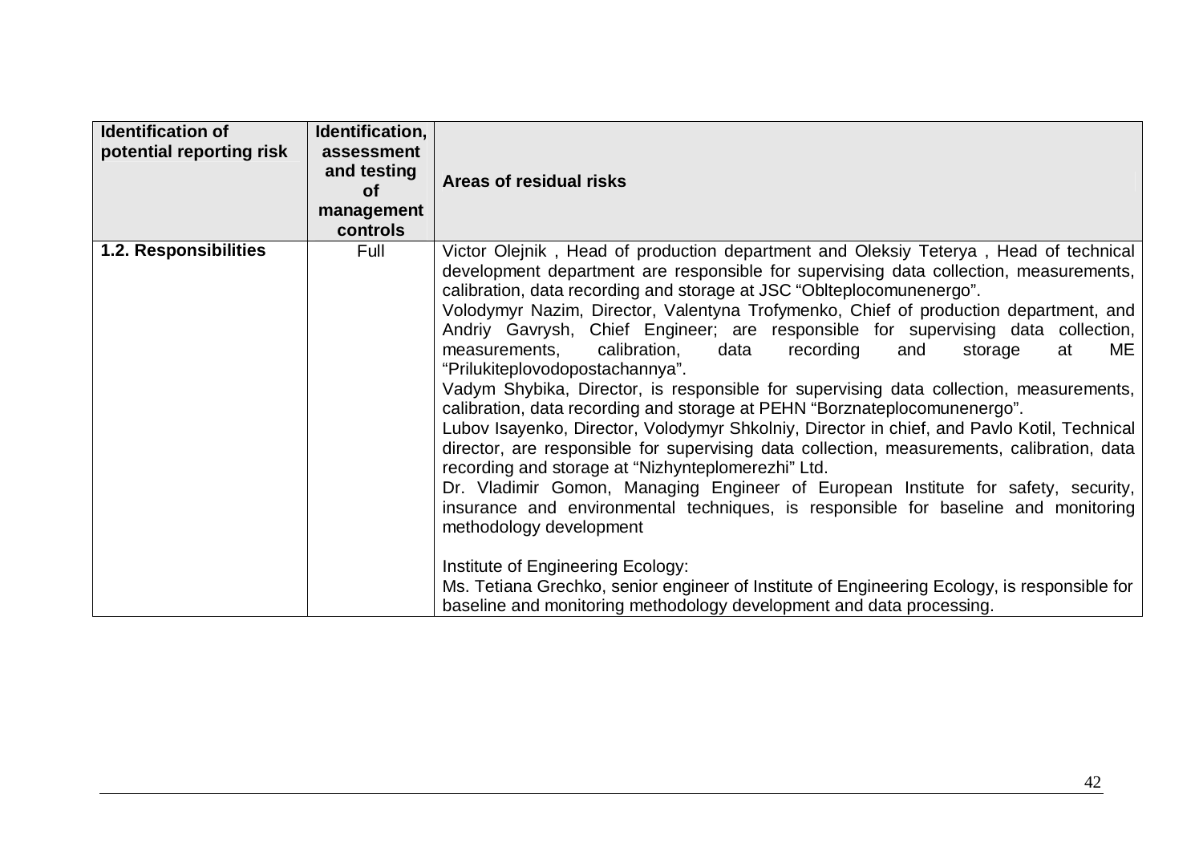| Identification of potential reporting risk | Identification, assessment and testing of management controls | Areas of residual risks |
|---|---|---|
| **1.2. Responsibilities** | Full | Victor Olejnik , Head of production department and Oleksiy Teterya , Head of technical development department are responsible for supervising data collection, measurements, calibration, data recording and storage at JSC "Oblteplocomunenergo".<br>Volodymyr Nazim, Director, Valentyna Trofymenko, Chief of production department, and Andriy Gavrysh, Chief Engineer; are responsible for supervising data collection, measurements, calibration, data recording and storage at ME "Prilukiteplovodopostachannya".<br>Vadym Shybika, Director, is responsible for supervising data collection, measurements, calibration, data recording and storage at PEHN "Borznateplocomunenergo".<br>Lubov Isayenko, Director, Volodymyr Shkolniy, Director in chief, and Pavlo Kotil, Technical director, are responsible for supervising data collection, measurements, calibration, data recording and storage at "Nizhynteplomerezhi" Ltd.<br>Dr. Vladimir Gomon, Managing Engineer of European Institute for safety, security, insurance and environmental techniques, is responsible for baseline and monitoring methodology development<br><br>Institute of Engineering Ecology:<br>Ms. Tetiana Grechko, senior engineer of Institute of Engineering Ecology, is responsible for baseline and monitoring methodology development and data processing. |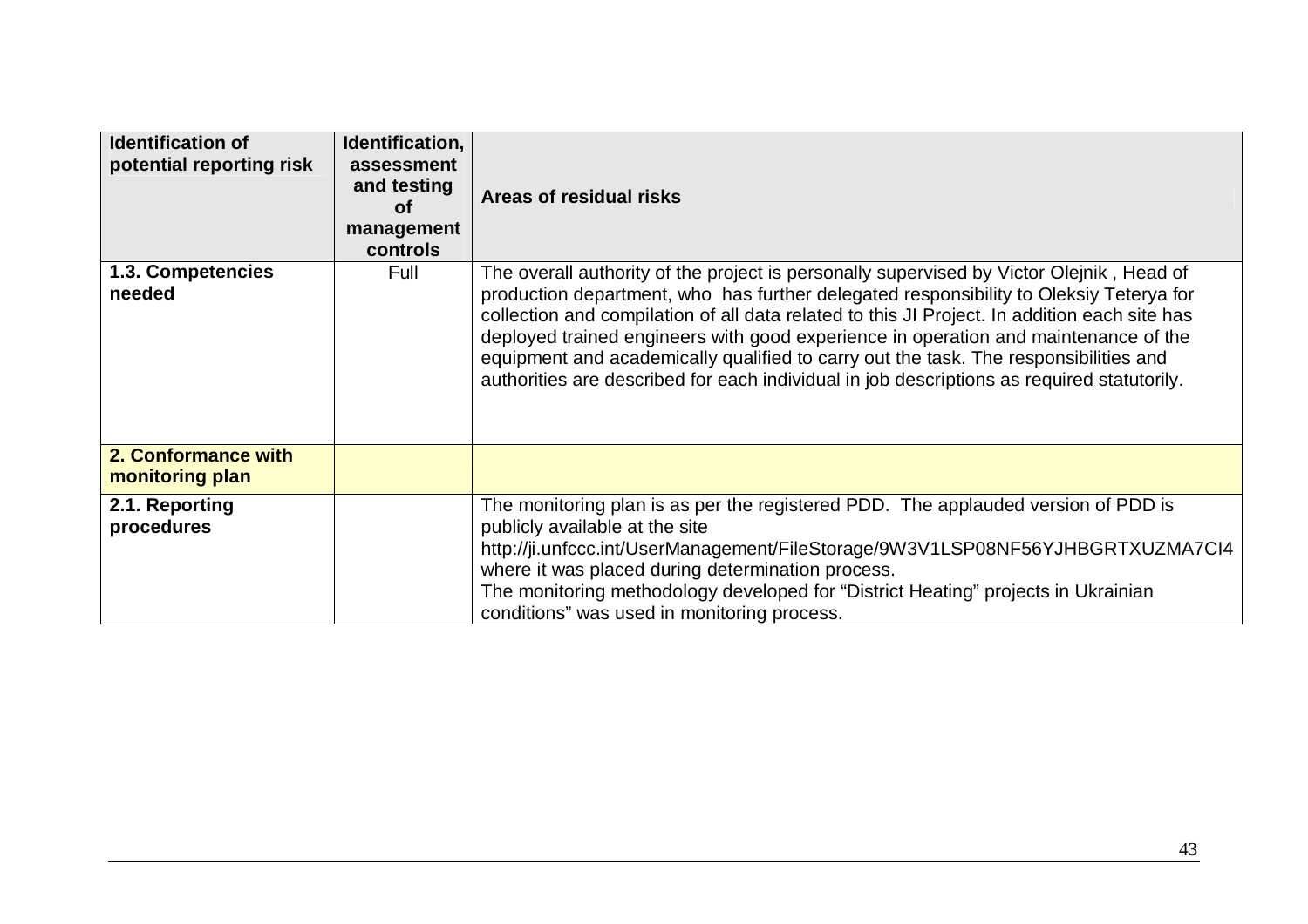| Identification of potential reporting risk | Identification, assessment and testing of management controls | Areas of residual risks |
|---|---|---|
| **1.3. Competencies needed** | Full | The overall authority of the project is personally supervised by Victor Olejnik , Head of production department, who has further delegated responsibility to Oleksiy Teterya for collection and compilation of all data related to this JI Project. In addition each site has deployed trained engineers with good experience in operation and maintenance of the equipment and academically qualified to carry out the task. The responsibilities and authorities are described for each individual in job descriptions as required statutorily. |
| **2. Conformance with monitoring plan** | | |
| **2.1. Reporting procedures** | | The monitoring plan is as per the registered PDD. The applauded version of PDD is publicly available at the site http://ji.unfccc.int/UserManagement/FileStorage/9W3V1LSP08NF56YJHBGRTXUZMA7CI4 where it was placed during determination process. The monitoring methodology developed for "District Heating" projects in Ukrainian conditions" was used in monitoring process. |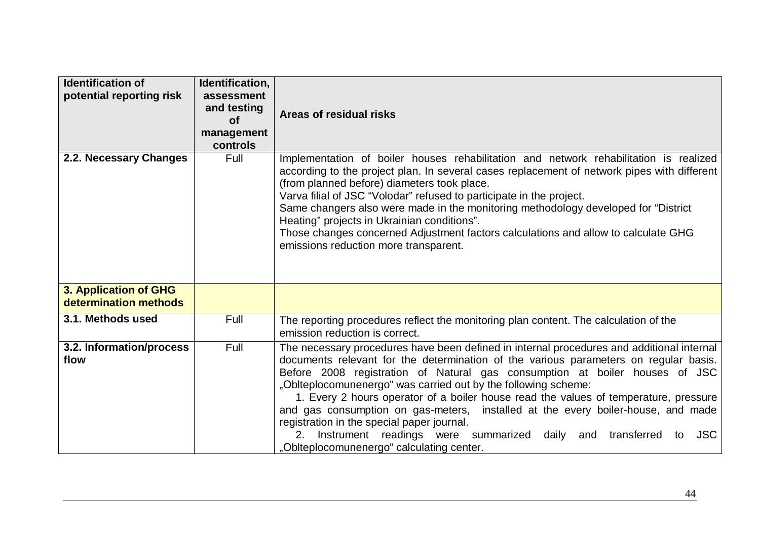| Identification of potential reporting risk | Identification, assessment and testing of management controls | Areas of residual risks |
|---|---|---|
| **2.2. Necessary Changes** | Full | Implementation of boiler houses rehabilitation and network rehabilitation is realized according to the project plan. In several cases replacement of network pipes with different (from planned before) diameters took place.<br>Varva filial of JSC "Volodar" refused to participate in the project.<br>Same changers also were made in the monitoring methodology developed for "District Heating" projects in Ukrainian conditions".<br>Those changes concerned Adjustment factors calculations and allow to calculate GHG emissions reduction more transparent. |
| **3. Application of GHG determination methods** | | |
| **3.1. Methods used** | Full | The reporting procedures reflect the monitoring plan content. The calculation of the emission reduction is correct. |
| **3.2. Information/process flow** | Full | The necessary procedures have been defined in internal procedures and additional internal documents relevant for the determination of the various parameters on regular basis.<br>Before 2008 registration of Natural gas consumption at boiler houses of JSC „Oblteplocomunenergo" was carried out by the following scheme:<br>1. Every 2 hours operator of a boiler house read the values of temperature, pressure and gas consumption on gas-meters, installed at the every boiler-house, and made registration in the special paper journal.<br>2. Instrument readings were summarized daily and transferred to JSC „Oblteplocomunenergo" calculating center. |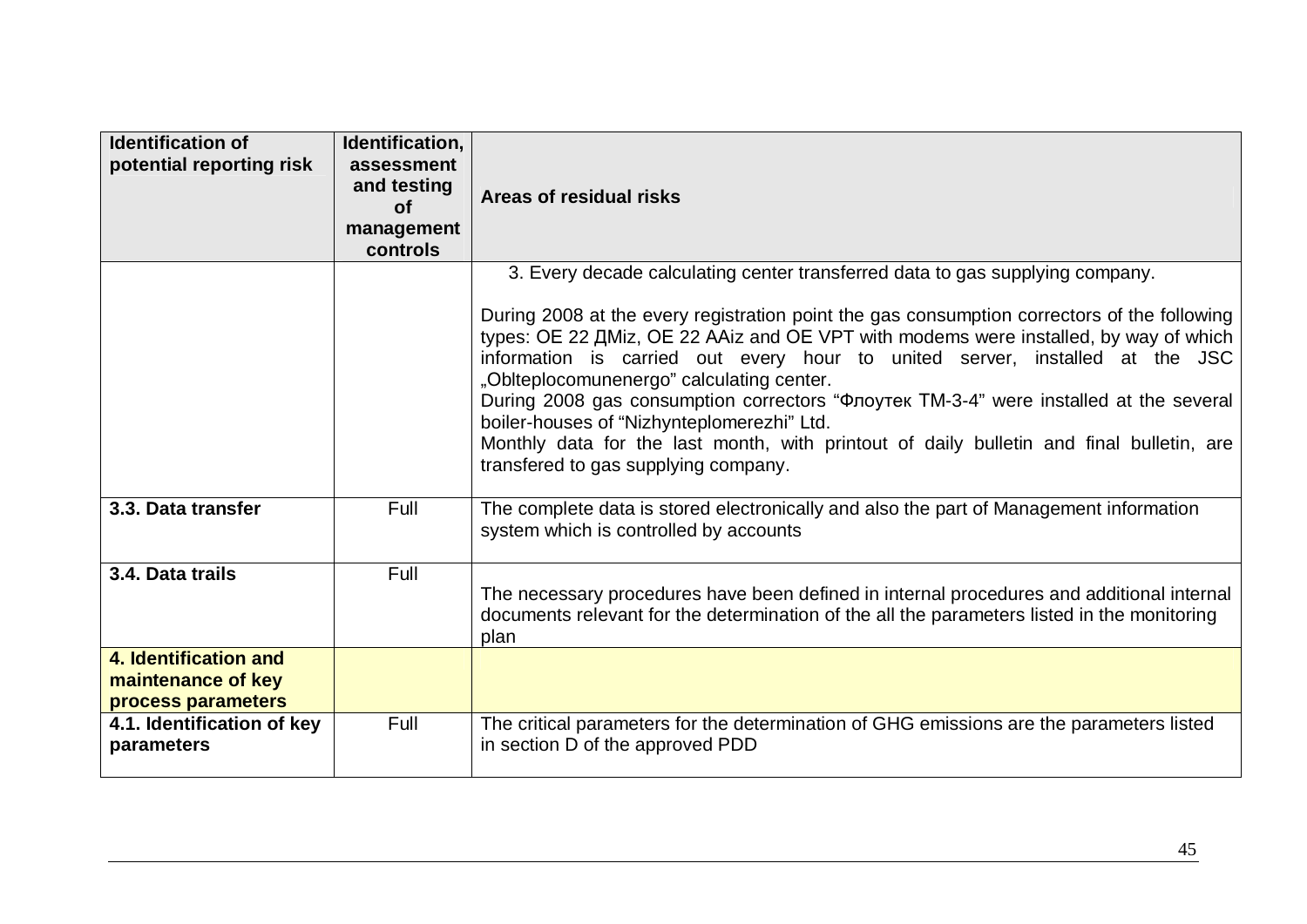| Identification of potential reporting risk | Identification, assessment and testing of management controls | Areas of residual risks |
|---|---|---|
| | | 3. Every decade calculating center transferred data to gas supplying company.<br><br>During 2008 at the every registration point the gas consumption correctors of the following types: OE 22 ДMiz, OE 22 AAiz and OE VPT with modems were installed, by way of which information is carried out every hour to united server, installed at the JSC „Oblteplocomunenergo" calculating center.<br>During 2008 gas consumption correctors "Флоутек TM-3-4" were installed at the several boiler-houses of "Nizhynteplomerezhi" Ltd.<br>Monthly data for the last month, with printout of daily bulletin and final bulletin, are transfered to gas supplying company. |
| **3.3. Data transfer** | Full | The complete data is stored electronically and also the part of Management information system which is controlled by accounts |
| **3.4. Data trails** | Full | The necessary procedures have been defined in internal procedures and additional internal documents relevant for the determination of the all the parameters listed in the monitoring plan |
| **4. Identification and maintenance of key process parameters** | | |
| **4.1. Identification of key parameters** | Full | The critical parameters for the determination of GHG emissions are the parameters listed in section D of the approved PDD |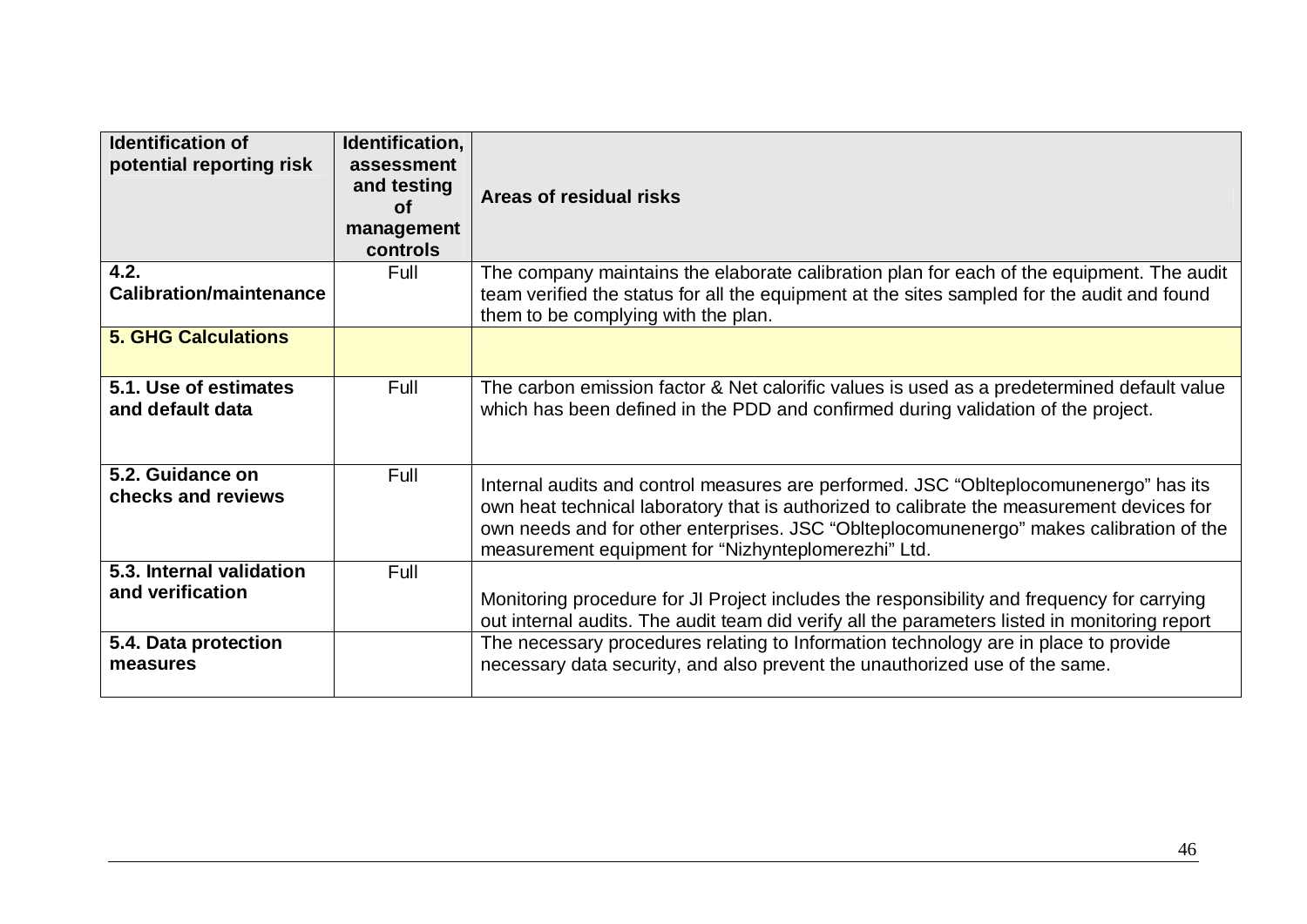| Identification of potential reporting risk | Identification, assessment and testing of management controls | Areas of residual risks |
|---|---|---|
| **4.2. Calibration/maintenance** | Full | The company maintains the elaborate calibration plan for each of the equipment. The audit team verified the status for all the equipment at the sites sampled for the audit and found them to be complying with the plan. |
| **5. GHG Calculations** | | |
| **5.1. Use of estimates and default data** | Full | The carbon emission factor & Net calorific values is used as a predetermined default value which has been defined in the PDD and confirmed during validation of the project. |
| **5.2. Guidance on checks and reviews** | Full | Internal audits and control measures are performed. JSC “Oblteplocomunenergo” has its own heat technical laboratory that is authorized to calibrate the measurement devices for own needs and for other enterprises. JSC “Oblteplocomunenergo” makes calibration of the measurement equipment for “Nizhynteplomerezhi” Ltd. |
| **5.3. Internal validation and verification** | Full | Monitoring procedure for JI Project includes the responsibility and frequency for carrying out internal audits. The audit team did verify all the parameters listed in monitoring report |
| **5.4. Data protection measures** | | The necessary procedures relating to Information technology are in place to provide necessary data security, and also prevent the unauthorized use of the same. |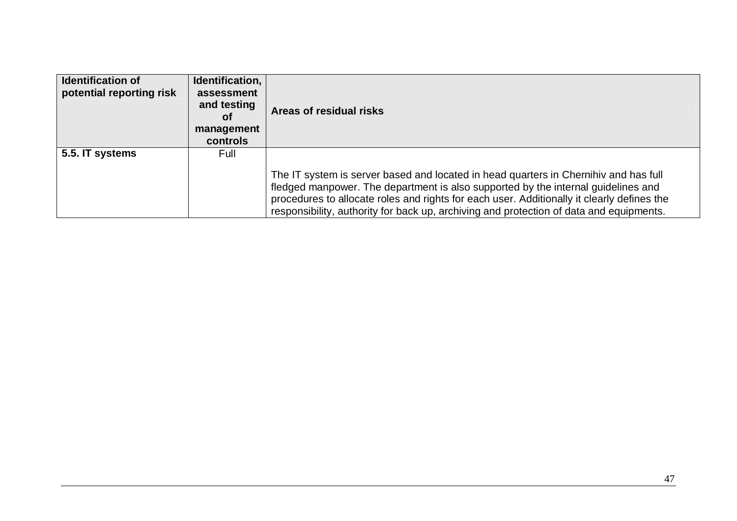| **Identification of potential reporting risk** | **Identification, assessment and testing of management controls** | **Areas of residual risks** |
|---|---|---|
| **5.5. IT systems** | Full | The IT system is server based and located in head quarters in Chernihiv and has full fledged manpower. The department is also supported by the internal guidelines and procedures to allocate roles and rights for each user. Additionally it clearly defines the responsibility, authority for back up, archiving and protection of data and equipments. |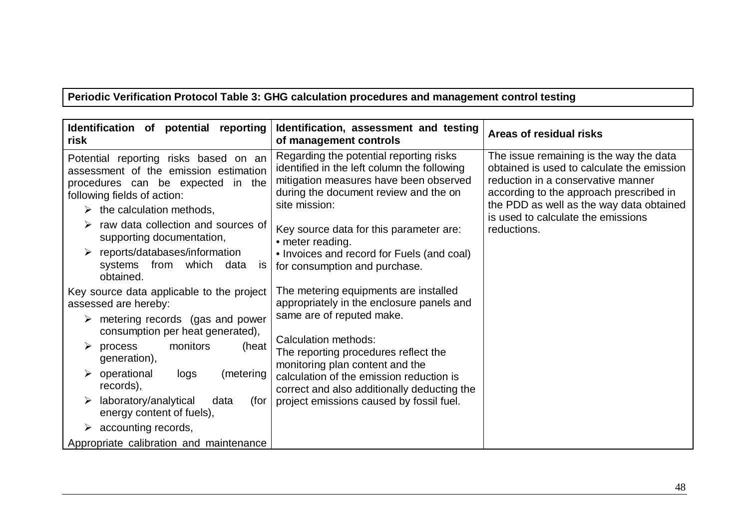**Periodic Verification Protocol Table 3: GHG calculation procedures and management control testing**

| Identification of potential reporting risk | Identification, assessment and testing of management controls | Areas of residual risks |
|---|---|---|
| Potential reporting risks based on an assessment of the emission estimation procedures can be expected in the following fields of action:<br>➢ the calculation methods,<br>➢ raw data collection and sources of supporting documentation,<br>➢ reports/databases/information systems from which data is obtained.<br><br>Key source data applicable to the project assessed are hereby:<br>➢ metering records (gas and power consumption per heat generated),<br>➢ process monitors (heat generation),<br>➢ operational logs (metering records),<br>➢ laboratory/analytical data (for energy content of fuels),<br>➢ accounting records,<br><br>Appropriate calibration and maintenance | Regarding the potential reporting risks identified in the left column the following mitigation measures have been observed during the document review and the on site mission:<br><br>Key source data for this parameter are:<br>• meter reading.<br>• Invoices and record for Fuels (and coal) for consumption and purchase.<br><br>The metering equipments are installed appropriately in the enclosure panels and same are of reputed make.<br><br>Calculation methods:<br>The reporting procedures reflect the monitoring plan content and the calculation of the emission reduction is correct and also additionally deducting the project emissions caused by fossil fuel. | The issue remaining is the way the data obtained is used to calculate the emission reduction in a conservative manner according to the approach prescribed in the PDD as well as the way data obtained is used to calculate the emissions reductions. |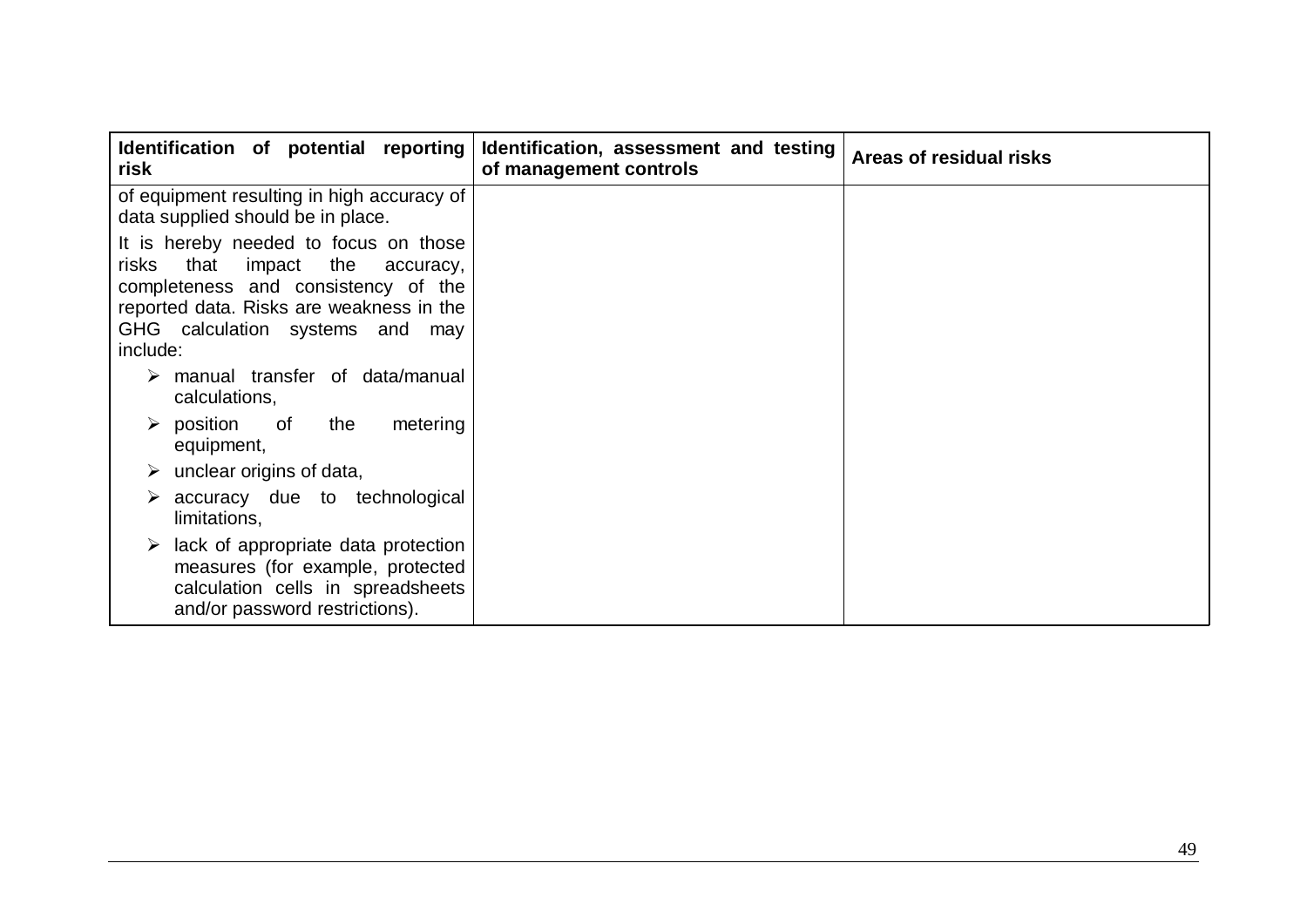| Identification of potential reporting risk | Identification, assessment and testing of management controls | Areas of residual risks |
|---|---|---|
| of equipment resulting in high accuracy of data supplied should be in place.<br><br>It is hereby needed to focus on those risks that impact the accuracy, completeness and consistency of the reported data. Risks are weakness in the GHG calculation systems and may include:<br><br>➢ manual transfer of data/manual calculations,<br>➢ position of the metering equipment,<br>➢ unclear origins of data,<br>➢ accuracy due to technological limitations,<br>➢ lack of appropriate data protection measures (for example, protected calculation cells in spreadsheets and/or password restrictions). | | |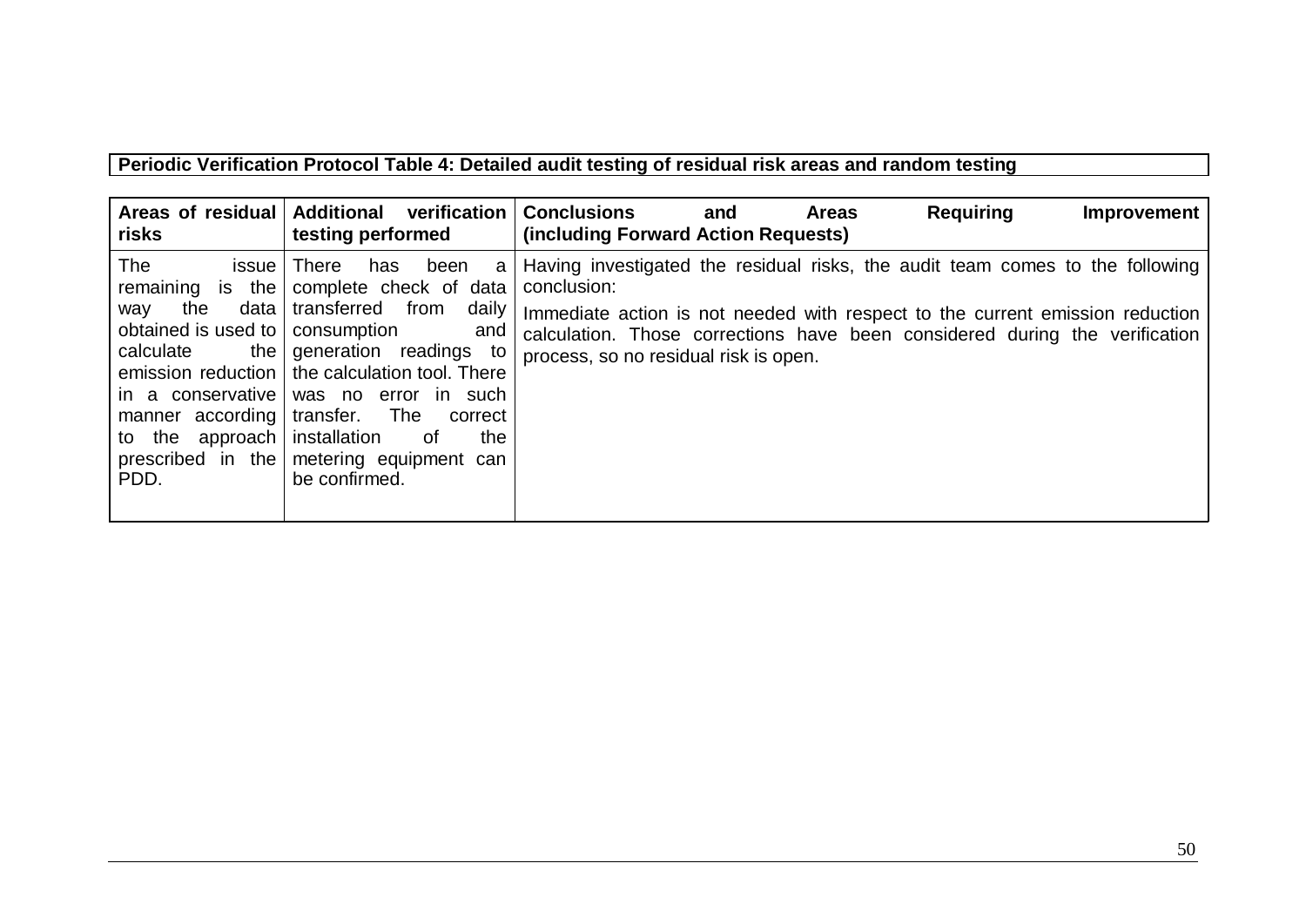**Periodic Verification Protocol Table 4: Detailed audit testing of residual risk areas and random testing**

| Areas of residual risks | Additional verification testing performed | Conclusions and Areas Requiring Improvement (including Forward Action Requests) |
|---|---|---|
| The issue remaining is the way the data obtained is used to calculate the emission reduction in a conservative manner according to the approach prescribed in the PDD. | There has been a complete check of data transferred from daily consumption and generation readings to the calculation tool. There was no error in such transfer. The correct installation of the metering equipment can be confirmed. | Having investigated the residual risks, the audit team comes to the following conclusion:<br><br>Immediate action is not needed with respect to the current emission reduction calculation. Those corrections have been considered during the verification process, so no residual risk is open. |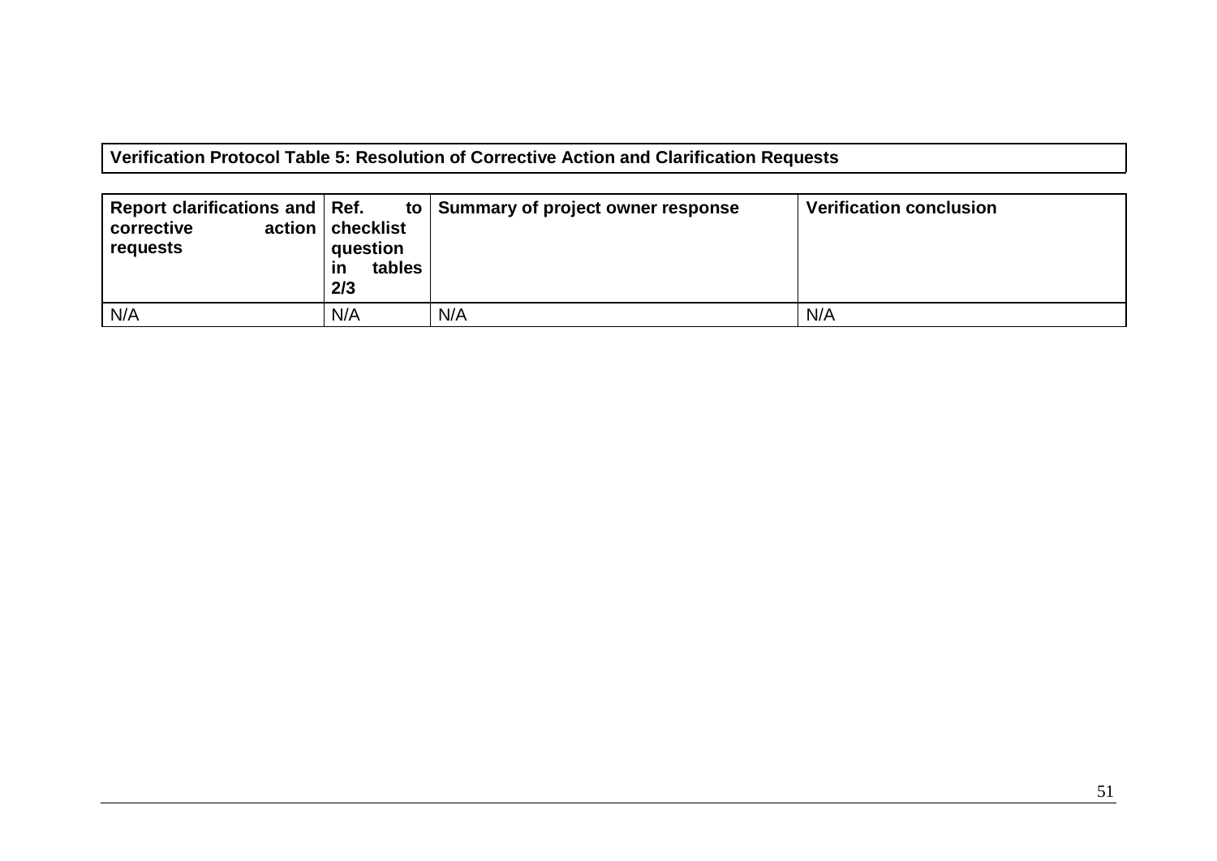**Verification Protocol Table 5: Resolution of Corrective Action and Clarification Requests**

| Report clarifications and corrective action requests | Ref. to checklist question in tables 2/3 | Summary of project owner response | Verification conclusion |
|---|---|---|---|
| N/A | N/A | N/A | N/A |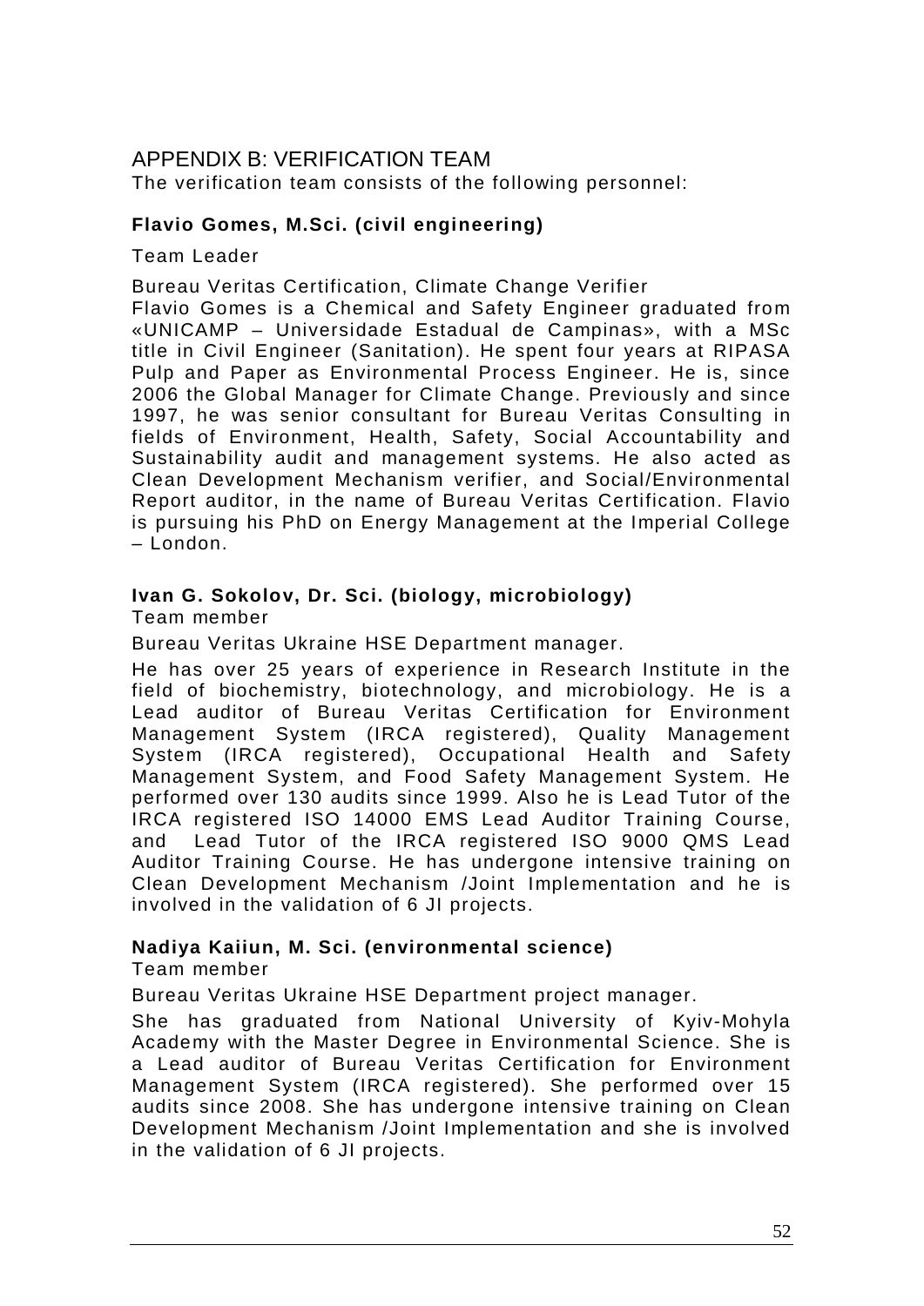# APPENDIX B: VERIFICATION TEAM

The verification team consists of the following personnel:

**Flavio Gomes, M.Sci. (civil engineering)**

Team Leader

Bureau Veritas Certification, Climate Change Verifier

Flavio Gomes is a Chemical and Safety Engineer graduated from «UNICAMP – Universidade Estadual de Campinas», with a MSc title in Civil Engineer (Sanitation). He spent four years at RIPASA Pulp and Paper as Environmental Process Engineer. He is, since 2006 the Global Manager for Climate Change. Previously and since 1997, he was senior consultant for Bureau Veritas Consulting in fields of Environment, Health, Safety, Social Accountability and Sustainability audit and management systems. He also acted as Clean Development Mechanism verifier, and Social/Environmental Report auditor, in the name of Bureau Veritas Certification. Flavio is pursuing his PhD on Energy Management at the Imperial College – London.

**Ivan G. Sokolov, Dr. Sci. (biology, microbiology)**

Team member

Bureau Veritas Ukraine HSE Department manager.

He has over 25 years of experience in Research Institute in the field of biochemistry, biotechnology, and microbiology. He is a Lead auditor of Bureau Veritas Certification for Environment Management System (IRCA registered), Quality Management System (IRCA registered), Occupational Health and Safety Management System, and Food Safety Management System. He performed over 130 audits since 1999. Also he is Lead Tutor of the IRCA registered ISO 14000 EMS Lead Auditor Training Course, and Lead Tutor of the IRCA registered ISO 9000 QMS Lead Auditor Training Course. He has undergone intensive training on Clean Development Mechanism /Joint Implementation and he is involved in the validation of 6 JI projects.

**Nadiya Kaiiun, M. Sci. (environmental science)**

Team member

Bureau Veritas Ukraine HSE Department project manager.

She has graduated from National University of Kyiv-Mohyla Academy with the Master Degree in Environmental Science. She is a Lead auditor of Bureau Veritas Certification for Environment Management System (IRCA registered). She performed over 15 audits since 2008. She has undergone intensive training on Clean Development Mechanism /Joint Implementation and she is involved in the validation of 6 JI projects.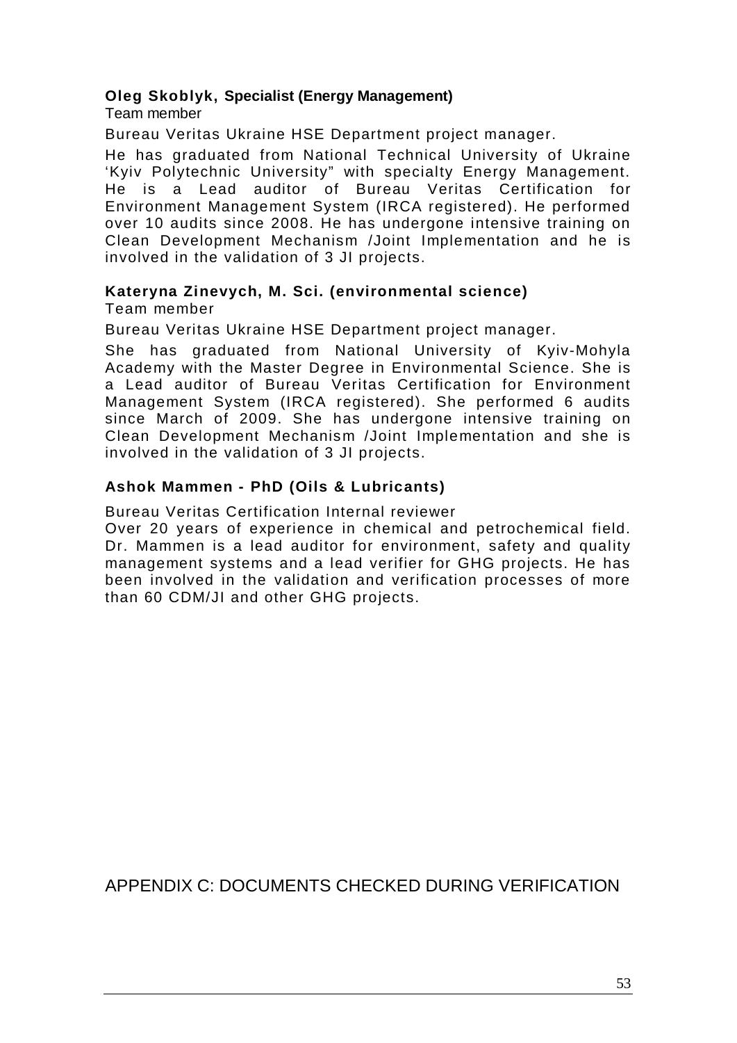**Oleg Skoblyk, Specialist (Energy Management)**
Team member

Bureau Veritas Ukraine HSE Department project manager.

He has graduated from National Technical University of Ukraine 'Kyiv Polytechnic University" with specialty Energy Management. He is a Lead auditor of Bureau Veritas Certification for Environment Management System (IRCA registered). He performed over 10 audits since 2008. He has undergone intensive training on Clean Development Mechanism /Joint Implementation and he is involved in the validation of 3 JI projects.

**Kateryna Zinevych, M. Sci. (environmental science)**
Team member

Bureau Veritas Ukraine HSE Department project manager.

She has graduated from National University of Kyiv-Mohyla Academy with the Master Degree in Environmental Science. She is a Lead auditor of Bureau Veritas Certification for Environment Management System (IRCA registered). She performed 6 audits since March of 2009. She has undergone intensive training on Clean Development Mechanism /Joint Implementation and she is involved in the validation of 3 JI projects.

**Ashok Mammen - PhD (Oils & Lubricants)**

Bureau Veritas Certification Internal reviewer
Over 20 years of experience in chemical and petrochemical field. Dr. Mammen is a lead auditor for environment, safety and quality management systems and a lead verifier for GHG projects. He has been involved in the validation and verification processes of more than 60 CDM/JI and other GHG projects.

# APPENDIX C: DOCUMENTS CHECKED DURING VERIFICATION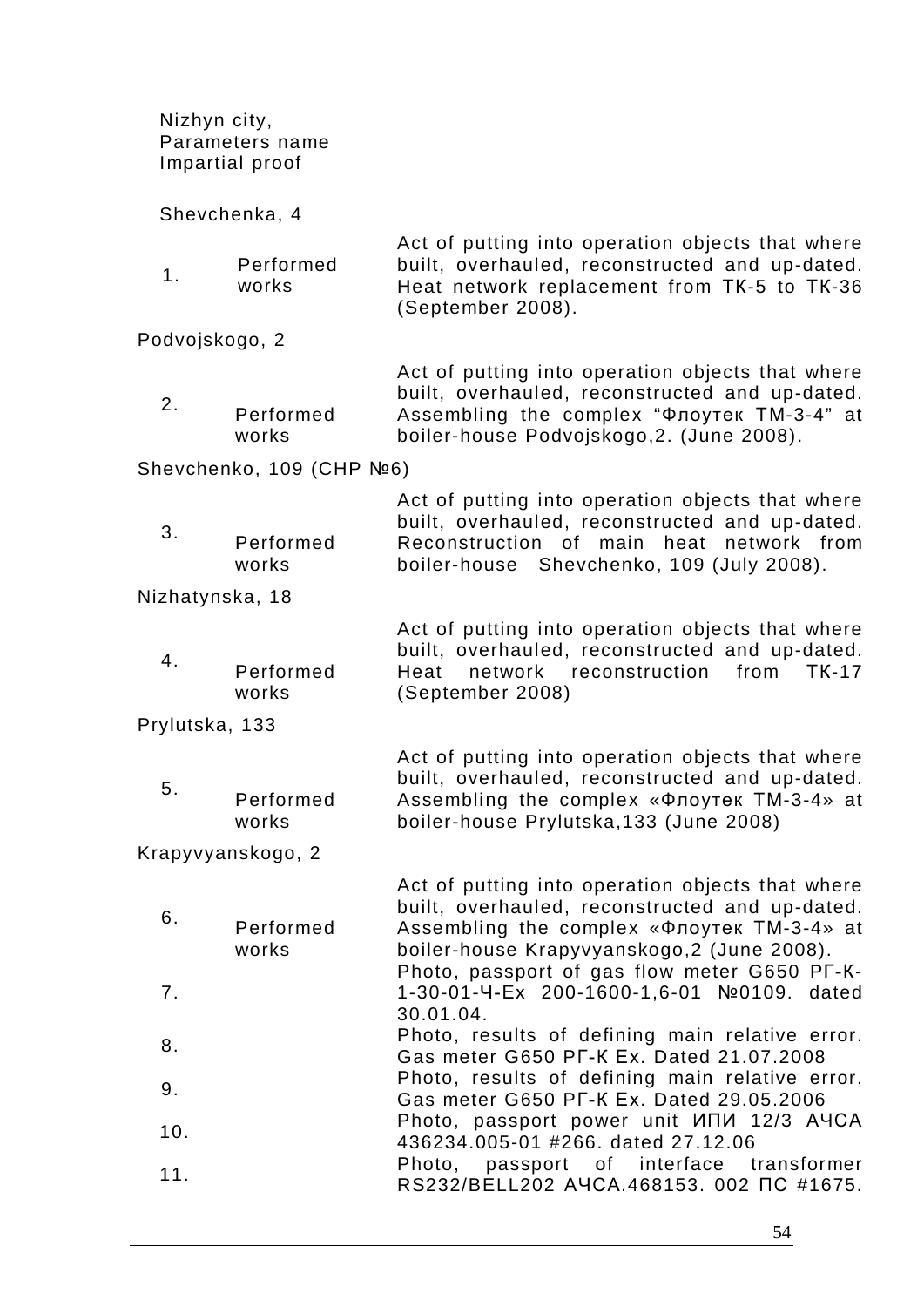| Nizhyn city, Parameters name Impartial proof | | |
|---|---|---|
| Shevchenka, 4 | | |
| 1. | Performed works | Act of putting into operation objects that where built, overhauled, reconstructed and up-dated. Heat network replacement from ТК-5 to ТК-36 (September 2008). |
| Podvojskogo, 2 | | |
| 2. | Performed works | Act of putting into operation objects that where built, overhauled, reconstructed and up-dated. Assembling the complex “Флоутек ТМ-3-4” at boiler-house Podvojskogo,2. (June 2008). |
| Shevchenko, 109 (CHP №6) | | |
| 3. | Performed works | Act of putting into operation objects that where built, overhauled, reconstructed and up-dated. Reconstruction of main heat network from boiler-house Shevchenko, 109 (July 2008). |
| Nizhatynska, 18 | | |
| 4. | Performed works | Act of putting into operation objects that where built, overhauled, reconstructed and up-dated. Heat network reconstruction from ТК-17 (September 2008) |
| Prylutska, 133 | | |
| 5. | Performed works | Act of putting into operation objects that where built, overhauled, reconstructed and up-dated. Assembling the complex «Флоутек ТМ-3-4» at boiler-house Prylutska,133 (June 2008) |
| Krapyvyanskogo, 2 | | |
| 6. | Performed works | Act of putting into operation objects that where built, overhauled, reconstructed and up-dated. Assembling the complex «Флоутек ТМ-3-4» at boiler-house Krapyvyanskogo,2 (June 2008). |
| 7. | | Photo, passport of gas flow meter G650 РГ-К-1-30-01-Ч-Ex 200-1600-1,6-01 №0109. dated 30.01.04. |
| 8. | | Photo, results of defining main relative error. Gas meter G650 РГ-К Ex. Dated 21.07.2008 |
| 9. | | Photo, results of defining main relative error. Gas meter G650 РГ-К Ex. Dated 29.05.2006 |
| 10. | | Photo, passport power unit ИПИ 12/3 АЧСА 436234.005-01 #266. dated 27.12.06 |
| 11. | | Photo, passport of interface transformer RS232/BELL202 АЧСА.468153. 002 ПС #1675. |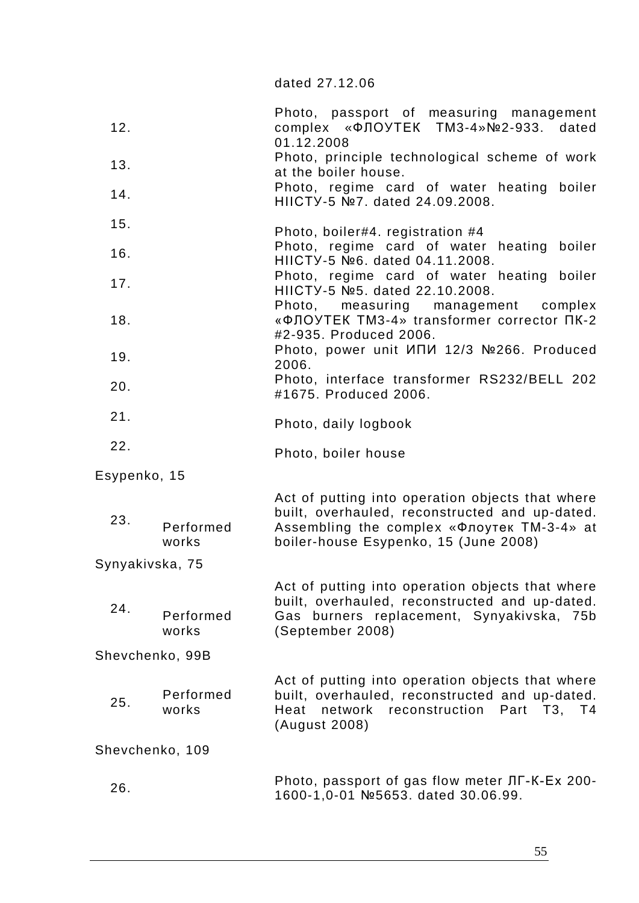| | | |
|---|---|---|
| | | dated 27.12.06 |
| 12. | | Photo, passport of measuring management complex «ФЛОУТЕК ТМ3-4»№2-933. dated 01.12.2008 |
| 13. | | Photo, principle technological scheme of work at the boiler house. |
| 14. | | Photo, regime card of water heating boiler НІІСТУ-5 №7. dated 24.09.2008. |
| 15. | | Photo, boiler#4. registration #4 |
| 16. | | Photo, regime card of water heating boiler НІІСТУ-5 №6. dated 04.11.2008. |
| 17. | | Photo, regime card of water heating boiler НІІСТУ-5 №5. dated 22.10.2008. |
| 18. | | Photo, measuring management complex «ФЛОУТЕК ТМ3-4» transformer corrector ПК-2 #2-935. Produced 2006. |
| 19. | | Photo, power unit ИПИ 12/3 №266. Produced 2006. |
| 20. | | Photo, interface transformer RS232/BELL 202 #1675. Produced 2006. |
| 21. | | Photo, daily logbook |
| 22. | | Photo, boiler house |
| Esypenko, 15 | | |
| 23. | Performed works | Act of putting into operation objects that where built, overhauled, reconstructed and up-dated. Assembling the complex «Флоутек ТМ-3-4» at boiler-house Esypenko, 15 (June 2008) |
| Synyakivska, 75 | | |
| 24. | Performed works | Act of putting into operation objects that where built, overhauled, reconstructed and up-dated. Gas burners replacement, Synyakivska, 75b (September 2008) |
| Shevchenko, 99B | | |
| 25. | Performed works | Act of putting into operation objects that where built, overhauled, reconstructed and up-dated. Heat network reconstruction Part T3, T4 (August 2008) |
| Shevchenko, 109 | | |
| 26. | | Photo, passport of gas flow meter ЛГ-К-Ех 200-1600-1,0-01 №5653. dated 30.06.99. |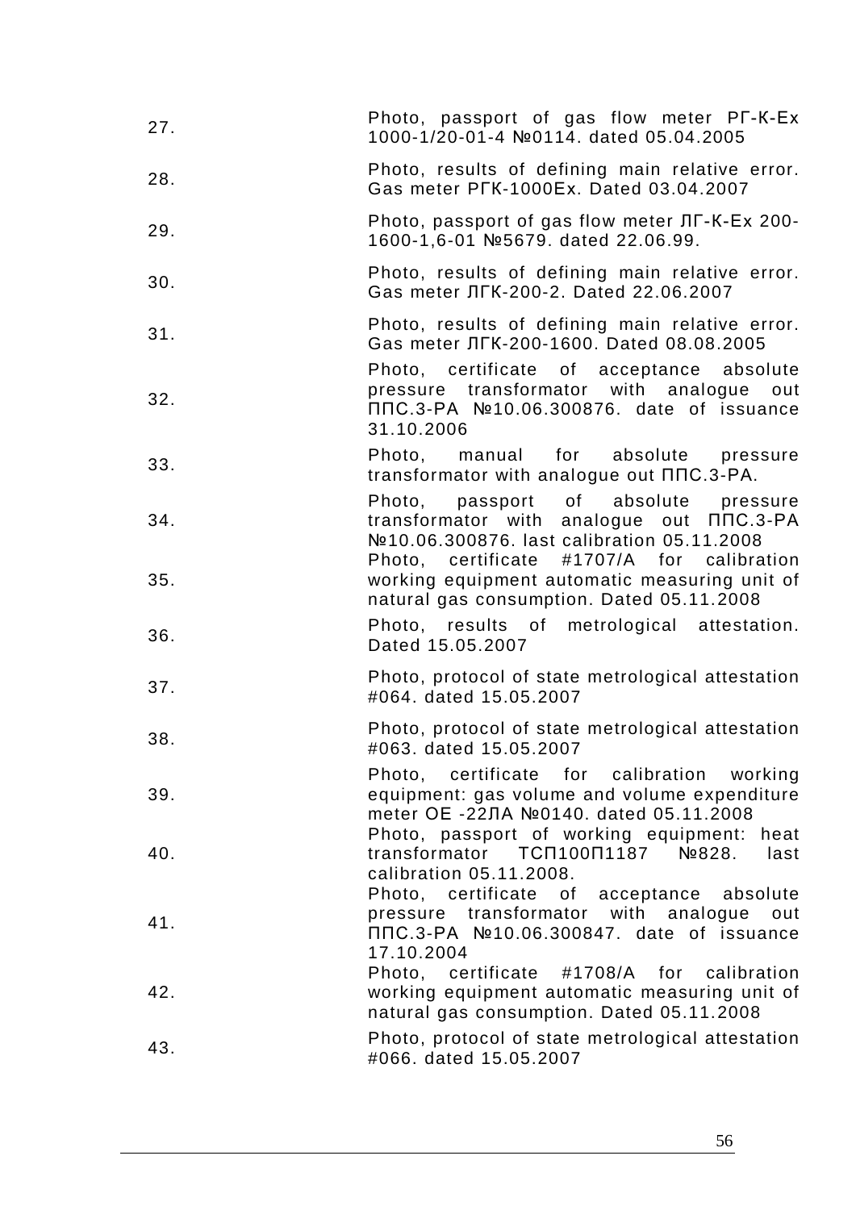| | |
|---|---|
| 27. | Photo, passport of gas flow meter РГ-К-Ех 1000-1/20-01-4 №0114. dated 05.04.2005 |
| 28. | Photo, results of defining main relative error. Gas meter РГК-1000Ех. Dated 03.04.2007 |
| 29. | Photo, passport of gas flow meter ЛГ-К-Ех 200-1600-1,6-01 №5679. dated 22.06.99. |
| 30. | Photo, results of defining main relative error. Gas meter ЛГК-200-2. Dated 22.06.2007 |
| 31. | Photo, results of defining main relative error. Gas meter ЛГК-200-1600. Dated 08.08.2005 |
| 32. | Photo, certificate of acceptance absolute pressure transformator with analogue out ППС.3-РА №10.06.300876. date of issuance 31.10.2006 |
| 33. | Photo, manual for absolute pressure transformator with analogue out ППС.3-РА. |
| 34. | Photo, passport of absolute pressure transformator with analogue out ППС.3-РА №10.06.300876. last calibration 05.11.2008 |
| 35. | Photo, certificate #1707/A for calibration working equipment automatic measuring unit of natural gas consumption. Dated 05.11.2008 |
| 36. | Photo, results of metrological attestation. Dated 15.05.2007 |
| 37. | Photo, protocol of state metrological attestation #064. dated 15.05.2007 |
| 38. | Photo, protocol of state metrological attestation #063. dated 15.05.2007 |
| 39. | Photo, certificate for calibration working equipment: gas volume and volume expenditure meter ОЕ -22ЛА №0140. dated 05.11.2008 |
| 40. | Photo, passport of working equipment: heat transformator ТСП100П1187 №828. last calibration 05.11.2008. |
| 41. | Photo, certificate of acceptance absolute pressure transformator with analogue out ППС.3-РА №10.06.300847. date of issuance 17.10.2004 |
| 42. | Photo, certificate #1708/A for calibration working equipment automatic measuring unit of natural gas consumption. Dated 05.11.2008 |
| 43. | Photo, protocol of state metrological attestation #066. dated 15.05.2007 |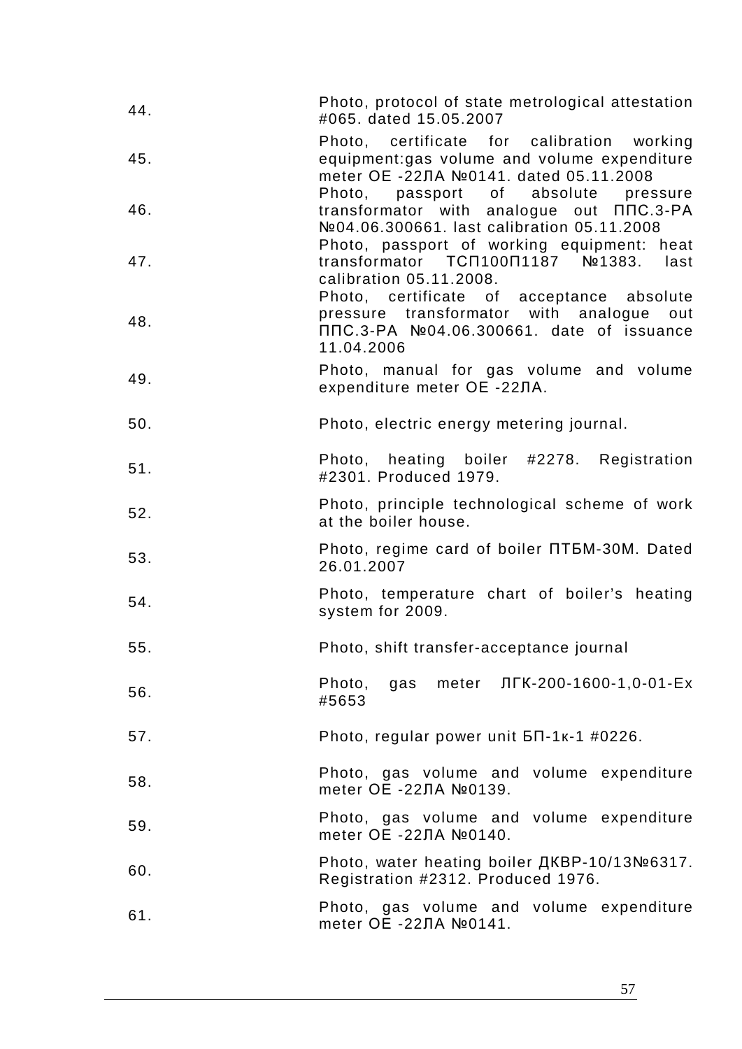| | |
|---|---|
| 44. | Photo, protocol of state metrological attestation #065. dated 15.05.2007 |
| 45. | Photo, certificate for calibration working equipment:gas volume and volume expenditure meter ОЕ -22ЛА №0141. dated 05.11.2008 |
| 46. | Photo, passport of absolute pressure transformator with analogue out ППС.3-РА №04.06.300661. last calibration 05.11.2008 |
| 47. | Photo, passport of working equipment: heat transformator ТСП100П1187 №1383. last calibration 05.11.2008. |
| 48. | Photo, certificate of acceptance absolute pressure transformator with analogue out ППС.3-РА №04.06.300661. date of issuance 11.04.2006 |
| 49. | Photo, manual for gas volume and volume expenditure meter ОЕ -22ЛА. |
| 50. | Photo, electric energy metering journal. |
| 51. | Photo, heating boiler #2278. Registration #2301. Produced 1979. |
| 52. | Photo, principle technological scheme of work at the boiler house. |
| 53. | Photo, regime card of boiler ПТБМ-30М. Dated 26.01.2007 |
| 54. | Photo, temperature chart of boiler's heating system for 2009. |
| 55. | Photo, shift transfer-acceptance journal |
| 56. | Photo, gas meter ЛГК-200-1600-1,0-01-Ех #5653 |
| 57. | Photo, regular power unit БП-1к-1 #0226. |
| 58. | Photo, gas volume and volume expenditure meter ОЕ -22ЛА №0139. |
| 59. | Photo, gas volume and volume expenditure meter ОЕ -22ЛА №0140. |
| 60. | Photo, water heating boiler ДКВР-10/13№6317. Registration #2312. Produced 1976. |
| 61. | Photo, gas volume and volume expenditure meter ОЕ -22ЛА №0141. |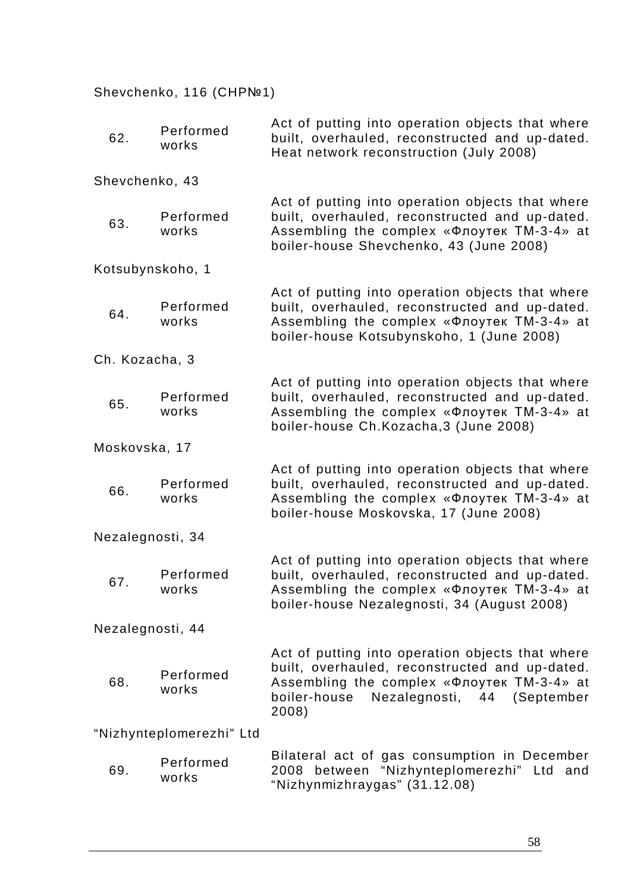| | | |
|---|---|---|
| Shevchenko, 116 (CHP№1) | | |
| 62. | Performed works | Act of putting into operation objects that where built, overhauled, reconstructed and up-dated. Heat network reconstruction (July 2008) |
| Shevchenko, 43 | | |
| 63. | Performed works | Act of putting into operation objects that where built, overhauled, reconstructed and up-dated. Assembling the complex «Флоутек ТМ-3-4» at boiler-house Shevchenko, 43 (June 2008) |
| Kotsubynskoho, 1 | | |
| 64. | Performed works | Act of putting into operation objects that where built, overhauled, reconstructed and up-dated. Assembling the complex «Флоутек ТМ-3-4» at boiler-house Kotsubynskoho, 1 (June 2008) |
| Ch. Kozacha, 3 | | |
| 65. | Performed works | Act of putting into operation objects that where built, overhauled, reconstructed and up-dated. Assembling the complex «Флоутек ТМ-3-4» at boiler-house Ch.Kozacha,3 (June 2008) |
| Moskovska, 17 | | |
| 66. | Performed works | Act of putting into operation objects that where built, overhauled, reconstructed and up-dated. Assembling the complex «Флоутек ТМ-3-4» at boiler-house Moskovska, 17 (June 2008) |
| Nezalegnosti, 34 | | |
| 67. | Performed works | Act of putting into operation objects that where built, overhauled, reconstructed and up-dated. Assembling the complex «Флоутек ТМ-3-4» at boiler-house Nezalegnosti, 34 (August 2008) |
| Nezalegnosti, 44 | | |
| 68. | Performed works | Act of putting into operation objects that where built, overhauled, reconstructed and up-dated. Assembling the complex «Флоутек ТМ-3-4» at boiler-house Nezalegnosti, 44 (September 2008) |
| "Nizhynteplomerezhi" Ltd | | |
| 69. | Performed works | Bilateral act of gas consumption in December 2008 between "Nizhynteplomerezhi" Ltd and "Nizhynmizhraygas" (31.12.08) |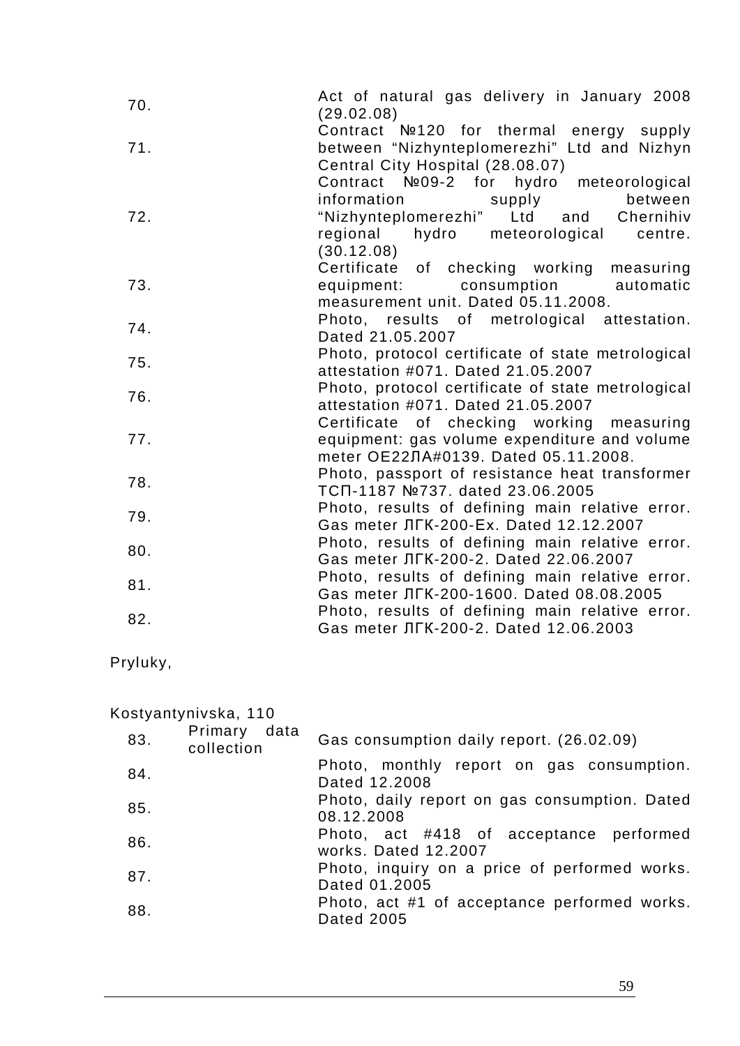| | | |
|---|---|---|
| 70. | | Act of natural gas delivery in January 2008 (29.02.08) |
| 71. | | Contract №120 for thermal energy supply between “Nizhynteplomerezhi” Ltd and Nizhyn Central City Hospital (28.08.07) |
| 72. | | Contract №09-2 for hydro meteorological information supply between “Nizhynteplomerezhi” Ltd and Chernihiv regional hydro meteorological centre. (30.12.08) |
| 73. | | Certificate of checking working measuring equipment: consumption automatic measurement unit. Dated 05.11.2008. |
| 74. | | Photo, results of metrological attestation. Dated 21.05.2007 |
| 75. | | Photo, protocol certificate of state metrological attestation #071. Dated 21.05.2007 |
| 76. | | Photo, protocol certificate of state metrological attestation #071. Dated 21.05.2007 |
| 77. | | Certificate of checking working measuring equipment: gas volume expenditure and volume meter OE22ЛA#0139. Dated 05.11.2008. |
| 78. | | Photo, passport of resistance heat transformer ТСП-1187 №737. dated 23.06.2005 |
| 79. | | Photo, results of defining main relative error. Gas meter ЛГК-200-Ex. Dated 12.12.2007 |
| 80. | | Photo, results of defining main relative error. Gas meter ЛГК-200-2. Dated 22.06.2007 |
| 81. | | Photo, results of defining main relative error. Gas meter ЛГК-200-1600. Dated 08.08.2005 |
| 82. | | Photo, results of defining main relative error. Gas meter ЛГК-200-2. Dated 12.06.2003 |

Pryluky,

Kostyantynivska, 110

| | | |
|---|---|---|
| 83. | Primary data collection | Gas consumption daily report. (26.02.09) |
| 84. | | Photo, monthly report on gas consumption. Dated 12.2008 |
| 85. | | Photo, daily report on gas consumption. Dated 08.12.2008 |
| 86. | | Photo, act #418 of acceptance performed works. Dated 12.2007 |
| 87. | | Photo, inquiry on a price of performed works. Dated 01.2005 |
| 88. | | Photo, act #1 of acceptance performed works. Dated 2005 |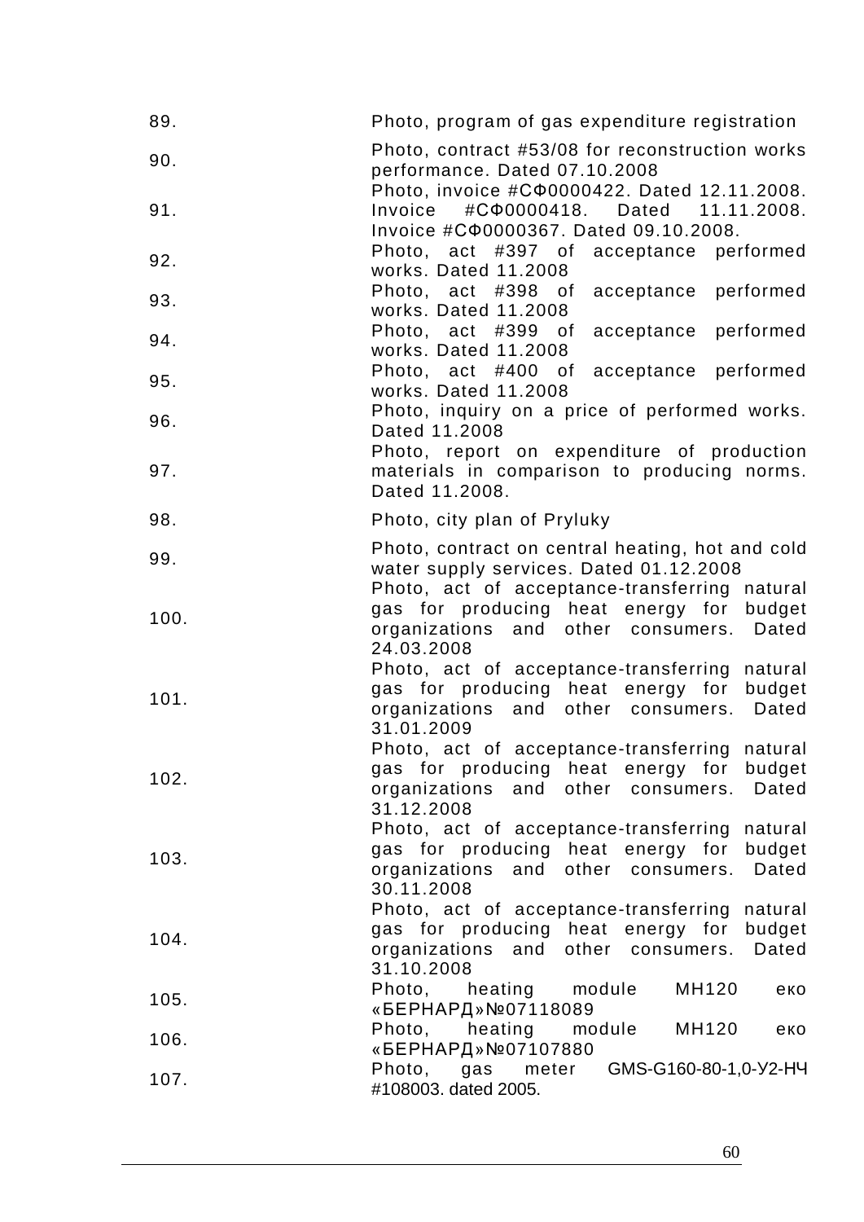| | |
|---|---|
| 89. | Photo, program of gas expenditure registration |
| 90. | Photo, contract #53/08 for reconstruction works performance. Dated 07.10.2008 |
| 91. | Photo, invoice #СФ0000422. Dated 12.11.2008. Invoice #СФ0000418. Dated 11.11.2008. Invoice #СФ0000367. Dated 09.10.2008. |
| 92. | Photo, act #397 of acceptance performed works. Dated 11.2008 |
| 93. | Photo, act #398 of acceptance performed works. Dated 11.2008 |
| 94. | Photo, act #399 of acceptance performed works. Dated 11.2008 |
| 95. | Photo, act #400 of acceptance performed works. Dated 11.2008 |
| 96. | Photo, inquiry on a price of performed works. Dated 11.2008 |
| 97. | Photo, report on expenditure of production materials in comparison to producing norms. Dated 11.2008. |
| 98. | Photo, city plan of Pryluky |
| 99. | Photo, contract on central heating, hot and cold water supply services. Dated 01.12.2008 |
| 100. | Photo, act of acceptance-transferring natural gas for producing heat energy for budget organizations and other consumers. Dated 24.03.2008 |
| 101. | Photo, act of acceptance-transferring natural gas for producing heat energy for budget organizations and other consumers. Dated 31.01.2009 |
| 102. | Photo, act of acceptance-transferring natural gas for producing heat energy for budget organizations and other consumers. Dated 31.12.2008 |
| 103. | Photo, act of acceptance-transferring natural gas for producing heat energy for budget organizations and other consumers. Dated 30.11.2008 |
| 104. | Photo, act of acceptance-transferring natural gas for producing heat energy for budget organizations and other consumers. Dated 31.10.2008 |
| 105. | Photo, heating module MH120 еко «БЕРНАРД»№07118089 |
| 106. | Photo, heating module MH120 еко «БЕРНАРД»№07107880 |
| 107. | Photo, gas meter GMS-G160-80-1,0-У2-НЧ #108003. dated 2005. |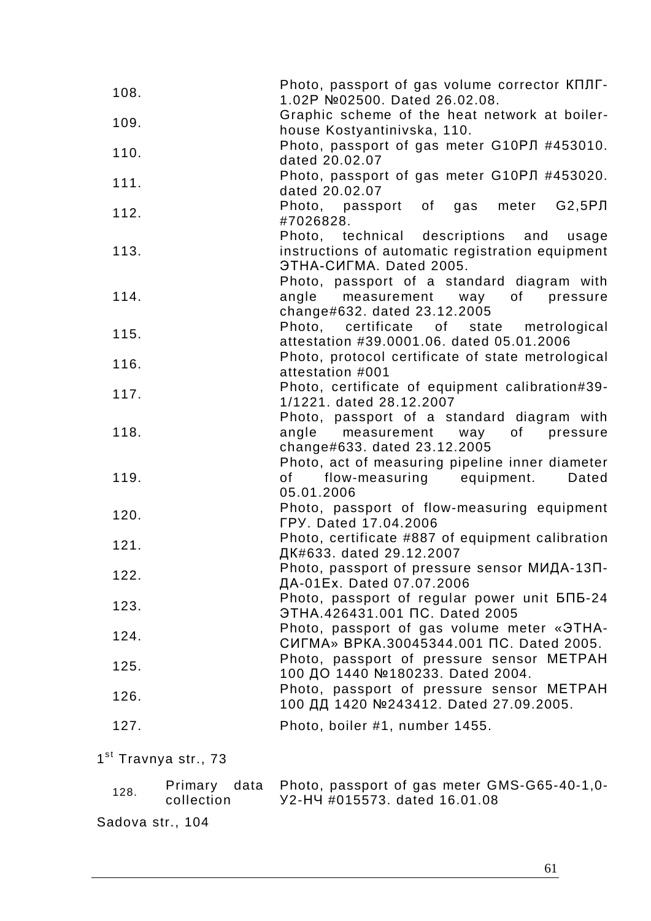| | | |
|---|---|---|
| 108. | | Photo, passport of gas volume corrector КПЛГ-1.02Р №02500. Dated 26.02.08. |
| 109. | | Graphic scheme of the heat network at boiler-house Kostyantinivska, 110. |
| 110. | | Photo, passport of gas meter G10РЛ #453010. dated 20.02.07 |
| 111. | | Photo, passport of gas meter G10РЛ #453020. dated 20.02.07 |
| 112. | | Photo, passport of gas meter G2,5РЛ #7026828. |
| 113. | | Photo, technical descriptions and usage instructions of automatic registration equipment ЭТНА-СИГМА. Dated 2005. |
| 114. | | Photo, passport of a standard diagram with angle measurement way of pressure change#632. dated 23.12.2005 |
| 115. | | Photo, certificate of state metrological attestation #39.0001.06. dated 05.01.2006 |
| 116. | | Photo, protocol certificate of state metrological attestation #001 |
| 117. | | Photo, certificate of equipment calibration#39-1/1221. dated 28.12.2007 |
| 118. | | Photo, passport of a standard diagram with angle measurement way of pressure change#633. dated 23.12.2005 |
| 119. | | Photo, act of measuring pipeline inner diameter of flow-measuring equipment. Dated 05.01.2006 |
| 120. | | Photo, passport of flow-measuring equipment ГРУ. Dated 17.04.2006 |
| 121. | | Photo, certificate #887 of equipment calibration ДК#633. dated 29.12.2007 |
| 122. | | Photo, passport of pressure sensor МИДА-13П-ДА-01Ех. Dated 07.07.2006 |
| 123. | | Photo, passport of regular power unit БПБ-24 ЭТНА.426431.001 ПС. Dated 2005 |
| 124. | | Photo, passport of gas volume meter «ЭТНА-СИГМА» ВРКА.30045344.001 ПС. Dated 2005. |
| 125. | | Photo, passport of pressure sensor МЕТРАН 100 ДО 1440 №180233. Dated 2004. |
| 126. | | Photo, passport of pressure sensor МЕТРАН 100 ДД 1420 №243412. Dated 27.09.2005. |
| 127. | | Photo, boiler #1, number 1455. |

1st Travnya str., 73

| | | |
|---|---|---|
| 128. | Primary data collection | Photo, passport of gas meter GMS-G65-40-1,0-У2-НЧ #015573. dated 16.01.08 |

Sadova str., 104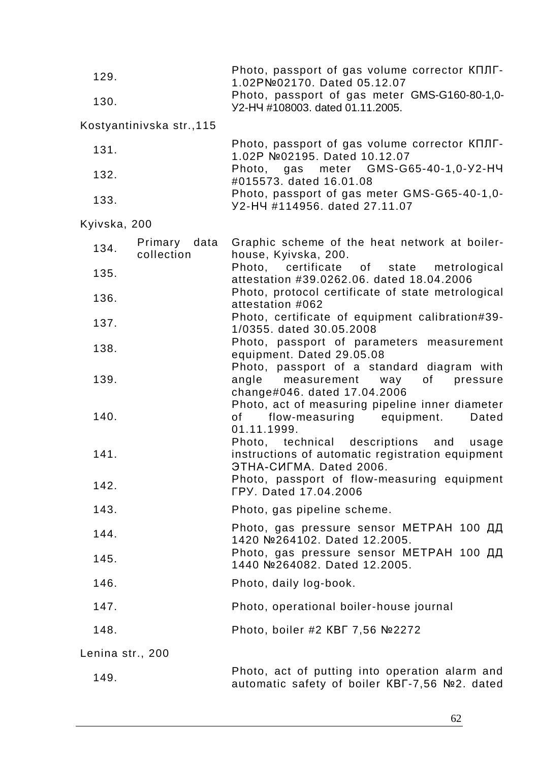| | | |
|---|---|---|
| 129. | | Photo, passport of gas volume corrector КПЛГ-1.02Р№02170. Dated 05.12.07 |
| 130. | | Photo, passport of gas meter GMS-G160-80-1,0-У2-НЧ #108003. dated 01.11.2005. |
| Kostyantinivska str.,115 | | |
| 131. | | Photo, passport of gas volume corrector КПЛГ-1.02Р №02195. Dated 10.12.07 |
| 132. | | Photo, gas meter GMS-G65-40-1,0-У2-НЧ #015573. dated 16.01.08 |
| 133. | | Photo, passport of gas meter GMS-G65-40-1,0-У2-НЧ #114956. dated 27.11.07 |
| Kyivska, 200 | | |
| 134. | Primary data collection | Graphic scheme of the heat network at boiler-house, Kyivska, 200. |
| 135. | | Photo, certificate of state metrological attestation #39.0262.06. dated 18.04.2006 |
| 136. | | Photo, protocol certificate of state metrological attestation #062 |
| 137. | | Photo, certificate of equipment calibration#39-1/0355. dated 30.05.2008 |
| 138. | | Photo, passport of parameters measurement equipment. Dated 29.05.08 |
| 139. | | Photo, passport of a standard diagram with angle measurement way of pressure change#046. dated 17.04.2006 |
| 140. | | Photo, act of measuring pipeline inner diameter of flow-measuring equipment. Dated 01.11.1999. |
| 141. | | Photo, technical descriptions and usage instructions of automatic registration equipment ЭТНА-СИГМА. Dated 2006. |
| 142. | | Photo, passport of flow-measuring equipment ГРУ. Dated 17.04.2006 |
| 143. | | Photo, gas pipeline scheme. |
| 144. | | Photo, gas pressure sensor МЕТРАН 100 ДД 1420 №264102. Dated 12.2005. |
| 145. | | Photo, gas pressure sensor МЕТРАН 100 ДД 1440 №264082. Dated 12.2005. |
| 146. | | Photo, daily log-book. |
| 147. | | Photo, operational boiler-house journal |
| 148. | | Photo, boiler #2 КВГ 7,56 №2272 |
| Lenina str., 200 | | |
| 149. | | Photo, act of putting into operation alarm and automatic safety of boiler КВГ-7,56 №2. dated |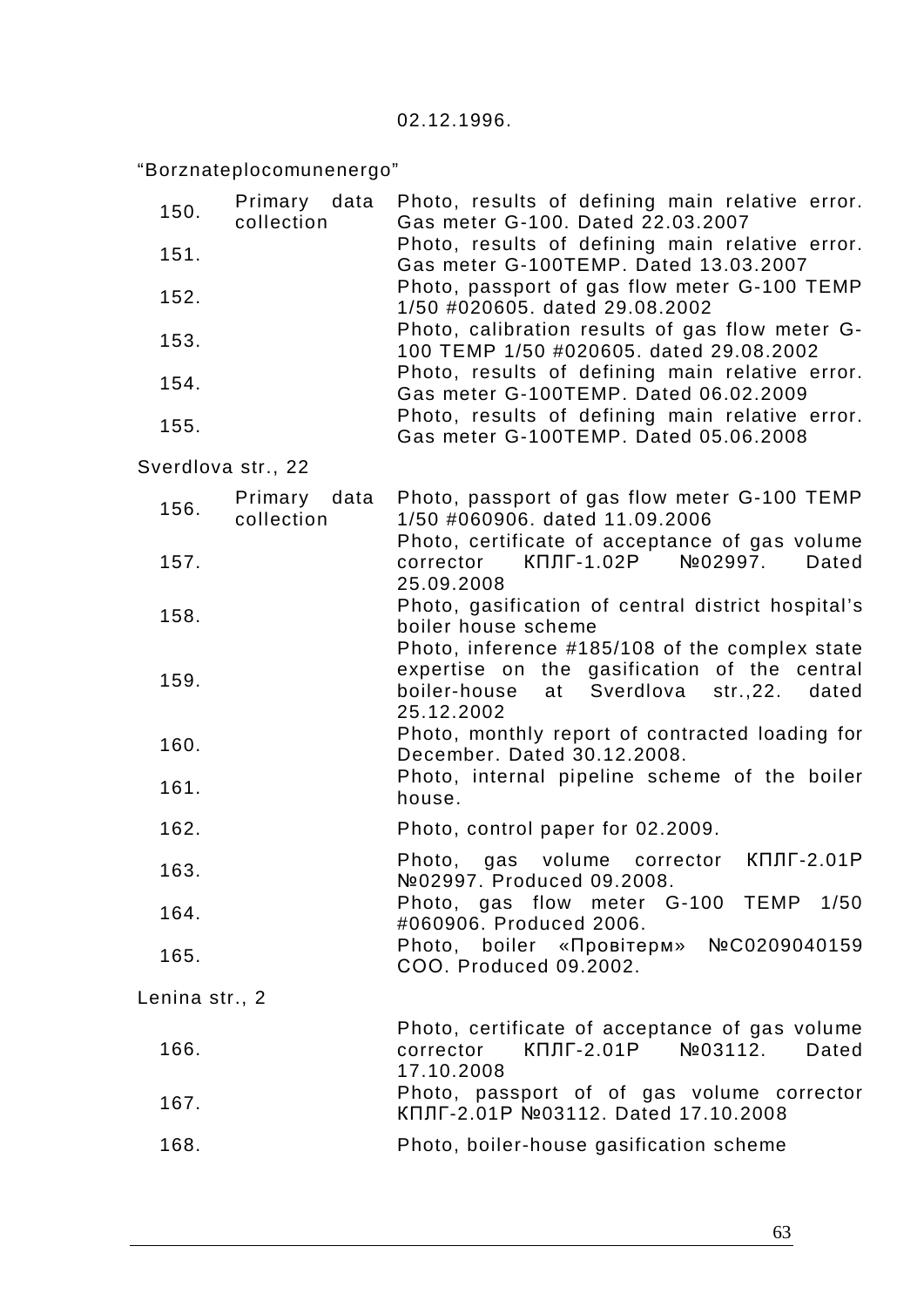02.12.1996.

"Borznateplocomunenergo"

| | | |
|---|---|---|
| 150. | Primary data collection | Photo, results of defining main relative error. Gas meter G-100. Dated 22.03.2007 |
| 151. | | Photo, results of defining main relative error. Gas meter G-100TEMP. Dated 13.03.2007 |
| 152. | | Photo, passport of gas flow meter G-100 TEMP 1/50 #020605. dated 29.08.2002 |
| 153. | | Photo, calibration results of gas flow meter G-100 TEMP 1/50 #020605. dated 29.08.2002 |
| 154. | | Photo, results of defining main relative error. Gas meter G-100TEMP. Dated 06.02.2009 |
| 155. | | Photo, results of defining main relative error. Gas meter G-100TEMP. Dated 05.06.2008 |

Sverdlova str., 22

| | | |
|---|---|---|
| 156. | Primary data collection | Photo, passport of gas flow meter G-100 TEMP 1/50 #060906. dated 11.09.2006 |
| 157. | | Photo, certificate of acceptance of gas volume corrector КПЛГ-1.02Р №02997. Dated 25.09.2008 |
| 158. | | Photo, gasification of central district hospital's boiler house scheme |
| 159. | | Photo, inference #185/108 of the complex state expertise on the gasification of the central boiler-house at Sverdlova str.,22. dated 25.12.2002 |
| 160. | | Photo, monthly report of contracted loading for December. Dated 30.12.2008. |
| 161. | | Photo, internal pipeline scheme of the boiler house. |
| 162. | | Photo, control paper for 02.2009. |
| 163. | | Photo, gas volume corrector КПЛГ-2.01Р №02997. Produced 09.2008. |
| 164. | | Photo, gas flow meter G-100 TEMP 1/50 #060906. Produced 2006. |
| 165. | | Photo, boiler «Провітерм» №С0209040159 СОО. Produced 09.2002. |

Lenina str., 2

| | | |
|---|---|---|
| 166. | | Photo, certificate of acceptance of gas volume corrector КПЛГ-2.01Р №03112. Dated 17.10.2008 |
| 167. | | Photo, passport of of gas volume corrector КПЛГ-2.01Р №03112. Dated 17.10.2008 |
| 168. | | Photo, boiler-house gasification scheme |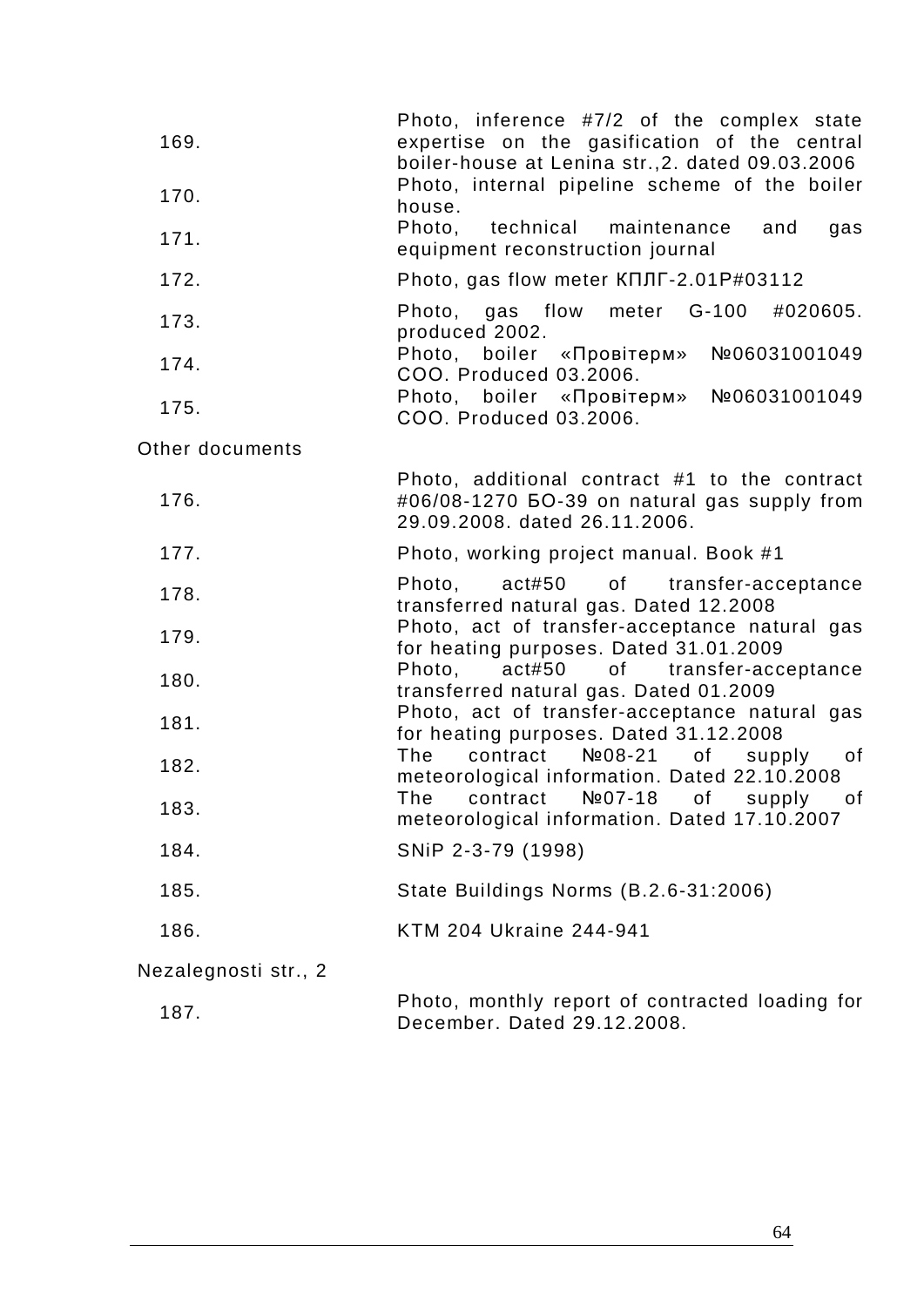| | |
|---|---|
| 169. | Photo, inference #7/2 of the complex state expertise on the gasification of the central boiler-house at Lenina str.,2. dated 09.03.2006 |
| 170. | Photo, internal pipeline scheme of the boiler house. |
| 171. | Photo, technical maintenance and gas equipment reconstruction journal |
| 172. | Photo, gas flow meter КПЛГ-2.01Р#03112 |
| 173. | Photo, gas flow meter G-100 #020605. produced 2002. |
| 174. | Photo, boiler «Провітерм» №06031001049 СОО. Produced 03.2006. |
| 175. | Photo, boiler «Провітерм» №06031001049 СОО. Produced 03.2006. |
| Other documents | |
| 176. | Photo, additional contract #1 to the contract #06/08-1270 БО-39 on natural gas supply from 29.09.2008. dated 26.11.2006. |
| 177. | Photo, working project manual. Book #1 |
| 178. | Photo, act#50 of transfer-acceptance transferred natural gas. Dated 12.2008 |
| 179. | Photo, act of transfer-acceptance natural gas for heating purposes. Dated 31.01.2009 |
| 180. | Photo, act#50 of transfer-acceptance transferred natural gas. Dated 01.2009 |
| 181. | Photo, act of transfer-acceptance natural gas for heating purposes. Dated 31.12.2008 |
| 182. | The contract №08-21 of supply of meteorological information. Dated 22.10.2008 |
| 183. | The contract №07-18 of supply of meteorological information. Dated 17.10.2007 |
| 184. | SNiP 2-3-79 (1998) |
| 185. | State Buildings Norms (B.2.6-31:2006) |
| 186. | KTM 204 Ukraine 244-941 |
| Nezalegnosti str., 2 | |
| 187. | Photo, monthly report of contracted loading for December. Dated 29.12.2008. |